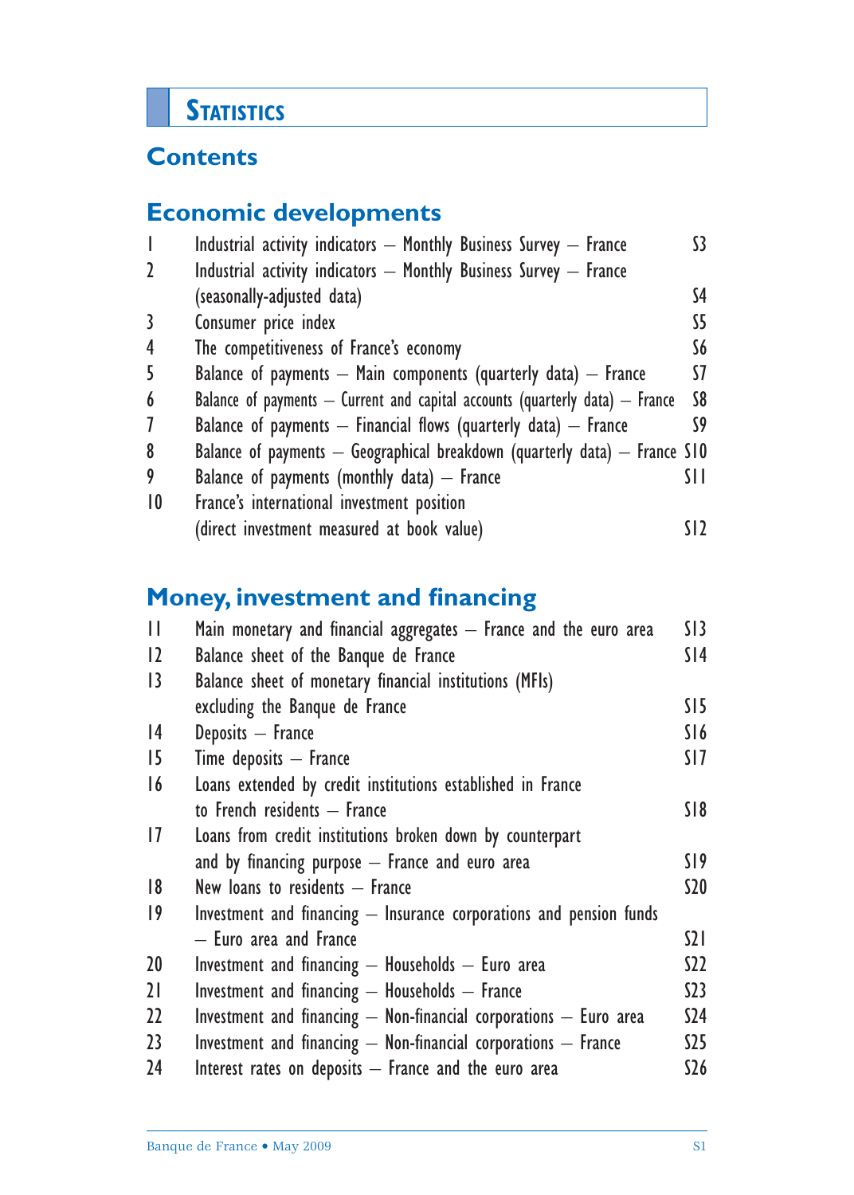# Statistics

## Contents

### Economic developments

| | | |
|---|---|---|
| 1 | Industrial activity indicators – Monthly Business Survey – France | S3 |
| 2 | Industrial activity indicators – Monthly Business Survey – France (seasonally-adjusted data) | S4 |
| 3 | Consumer price index | S5 |
| 4 | The competitiveness of France's economy | S6 |
| 5 | Balance of payments – Main components (quarterly data) – France | S7 |
| 6 | Balance of payments – Current and capital accounts (quarterly data) – France | S8 |
| 7 | Balance of payments – Financial flows (quarterly data) – France | S9 |
| 8 | Balance of payments – Geographical breakdown (quarterly data) – France | S10 |
| 9 | Balance of payments (monthly data) – France | S11 |
| 10 | France's international investment position (direct investment measured at book value) | S12 |

### Money, investment and financing

| | | |
|---|---|---|
| 11 | Main monetary and financial aggregates – France and the euro area | S13 |
| 12 | Balance sheet of the Banque de France | S14 |
| 13 | Balance sheet of monetary financial institutions (MFIs) excluding the Banque de France | S15 |
| 14 | Deposits – France | S16 |
| 15 | Time deposits – France | S17 |
| 16 | Loans extended by credit institutions established in France to French residents – France | S18 |
| 17 | Loans from credit institutions broken down by counterpart and by financing purpose – France and euro area | S19 |
| 18 | New loans to residents – France | S20 |
| 19 | Investment and financing – Insurance corporations and pension funds – Euro area and France | S21 |
| 20 | Investment and financing – Households – Euro area | S22 |
| 21 | Investment and financing – Households – France | S23 |
| 22 | Investment and financing – Non-financial corporations – Euro area | S24 |
| 23 | Investment and financing – Non-financial corporations – France | S25 |
| 24 | Interest rates on deposits – France and the euro area | S26 |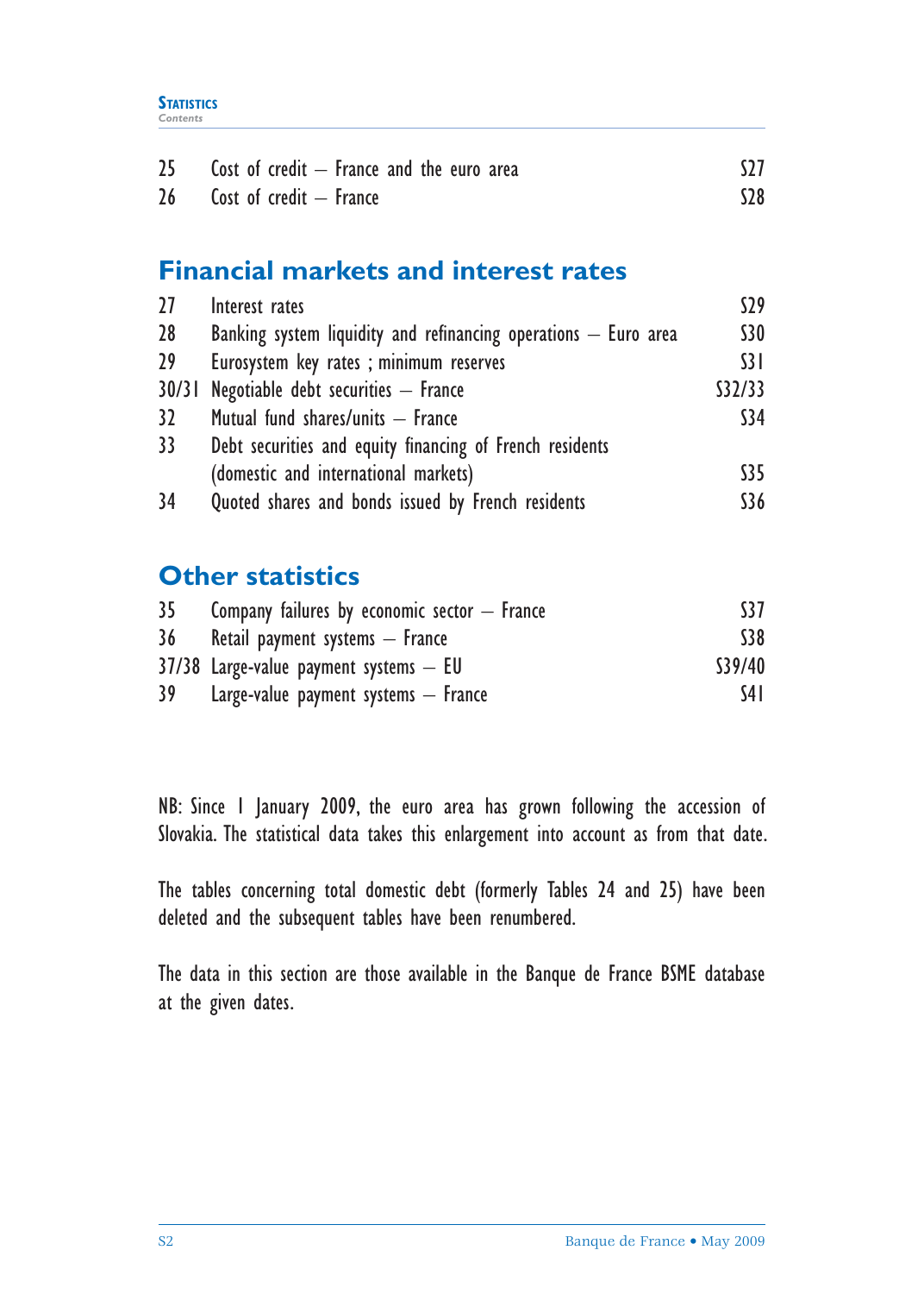| | | |
|---|---|---|
| 25 | Cost of credit – France and the euro area | S27 |
| 26 | Cost of credit – France | S28 |

## Financial markets and interest rates

| | | |
|---|---|---|
| 27 | Interest rates | S29 |
| 28 | Banking system liquidity and refinancing operations – Euro area | S30 |
| 29 | Eurosystem key rates ; minimum reserves | S31 |
| 30/31 | Negotiable debt securities – France | S32/33 |
| 32 | Mutual fund shares/units – France | S34 |
| 33 | Debt securities and equity financing of French residents (domestic and international markets) | S35 |
| 34 | Quoted shares and bonds issued by French residents | S36 |

## Other statistics

| | | |
|---|---|---|
| 35 | Company failures by economic sector – France | S37 |
| 36 | Retail payment systems – France | S38 |
| 37/38 | Large-value payment systems – EU | S39/40 |
| 39 | Large-value payment systems – France | S41 |

NB: Since 1 January 2009, the euro area has grown following the accession of Slovakia. The statistical data takes this enlargement into account as from that date.

The tables concerning total domestic debt (formerly Tables 24 and 25) have been deleted and the subsequent tables have been renumbered.

The data in this section are those available in the Banque de France BSME database at the given dates.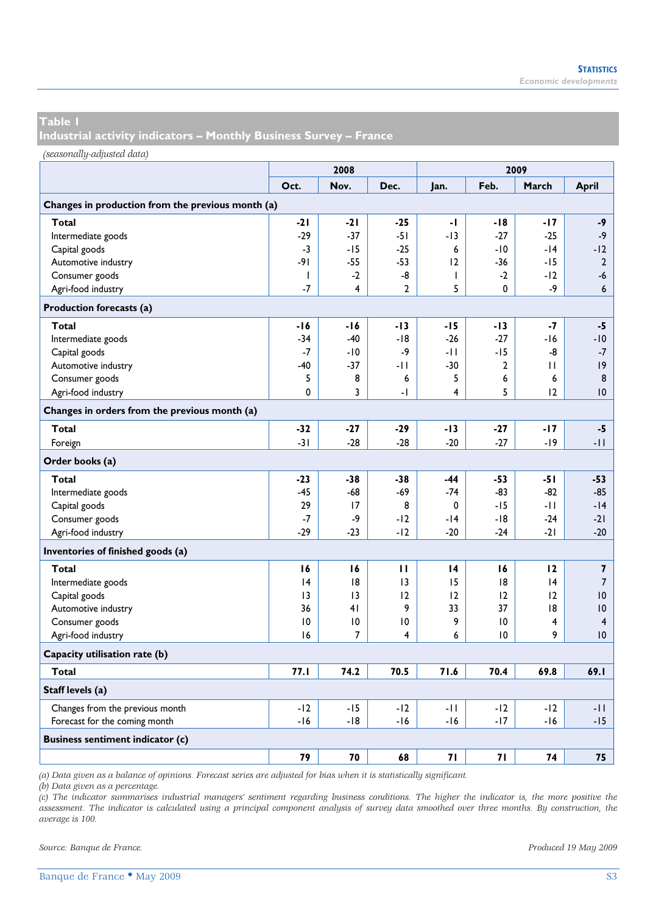## Table 1
## Industrial activity indicators – Monthly Business Survey – France

*(seasonally-adjusted data)*

| | 2008 | | | 2009 | | | |
|---|---|---|---|---|---|---|---|
| | Oct. | Nov. | Dec. | Jan. | Feb. | March | April |
| **Changes in production from the previous month (a)** | | | | | | | |
| **Total** | **-21** | **-21** | **-25** | **-1** | **-18** | **-17** | **-9** |
| Intermediate goods | -29 | -37 | -51 | -13 | -27 | -25 | -9 |
| Capital goods | -3 | -15 | -25 | 6 | -10 | -14 | -12 |
| Automotive industry | -91 | -55 | -53 | 12 | -36 | -15 | 2 |
| Consumer goods | 1 | -2 | -8 | 1 | -2 | -12 | -6 |
| Agri-food industry | -7 | 4 | 2 | 5 | 0 | -9 | 6 |
| **Production forecasts (a)** | | | | | | | |
| **Total** | **-16** | **-16** | **-13** | **-15** | **-13** | **-7** | **-5** |
| Intermediate goods | -34 | -40 | -18 | -26 | -27 | -16 | -10 |
| Capital goods | -7 | -10 | -9 | -11 | -15 | -8 | -7 |
| Automotive industry | -40 | -37 | -11 | -30 | 2 | 11 | 19 |
| Consumer goods | 5 | 8 | 6 | 5 | 6 | 6 | 8 |
| Agri-food industry | 0 | 3 | -1 | 4 | 5 | 12 | 10 |
| **Changes in orders from the previous month (a)** | | | | | | | |
| **Total** | **-32** | **-27** | **-29** | **-13** | **-27** | **-17** | **-5** |
| Foreign | -31 | -28 | -28 | -20 | -27 | -19 | -11 |
| **Order books (a)** | | | | | | | |
| **Total** | **-23** | **-38** | **-38** | **-44** | **-53** | **-51** | **-53** |
| Intermediate goods | -45 | -68 | -69 | -74 | -83 | -82 | -85 |
| Capital goods | 29 | 17 | 8 | 0 | -15 | -11 | -14 |
| Consumer goods | -7 | -9 | -12 | -14 | -18 | -24 | -21 |
| Agri-food industry | -29 | -23 | -12 | -20 | -24 | -21 | -20 |
| **Inventories of finished goods (a)** | | | | | | | |
| **Total** | **16** | **16** | **11** | **14** | **16** | **12** | **7** |
| Intermediate goods | 14 | 18 | 13 | 15 | 18 | 14 | 7 |
| Capital goods | 13 | 13 | 12 | 12 | 12 | 12 | 10 |
| Automotive industry | 36 | 41 | 9 | 33 | 37 | 18 | 10 |
| Consumer goods | 10 | 10 | 10 | 9 | 10 | 4 | 4 |
| Agri-food industry | 16 | 7 | 4 | 6 | 10 | 9 | 10 |
| **Capacity utilisation rate (b)** | | | | | | | |
| **Total** | **77.1** | **74.2** | **70.5** | **71.6** | **70.4** | **69.8** | **69.1** |
| **Staff levels (a)** | | | | | | | |
| Changes from the previous month | -12 | -15 | -12 | -11 | -12 | -12 | -11 |
| Forecast for the coming month | -16 | -18 | -16 | -16 | -17 | -16 | -15 |
| **Business sentiment indicator (c)** | | | | | | | |
| | **79** | **70** | **68** | **71** | **71** | **74** | **75** |

*(a) Data given as a balance of opinions. Forecast series are adjusted for bias when it is statistically significant.*
*(b) Data given as a percentage.*
*(c) The indicator summarises industrial managers' sentiment regarding business conditions. The higher the indicator is, the more positive the assessment. The indicator is calculated using a principal component analysis of survey data smoothed over three months. By construction, the average is 100.*

*Source: Banque de France.*

*Produced 19 May 2009*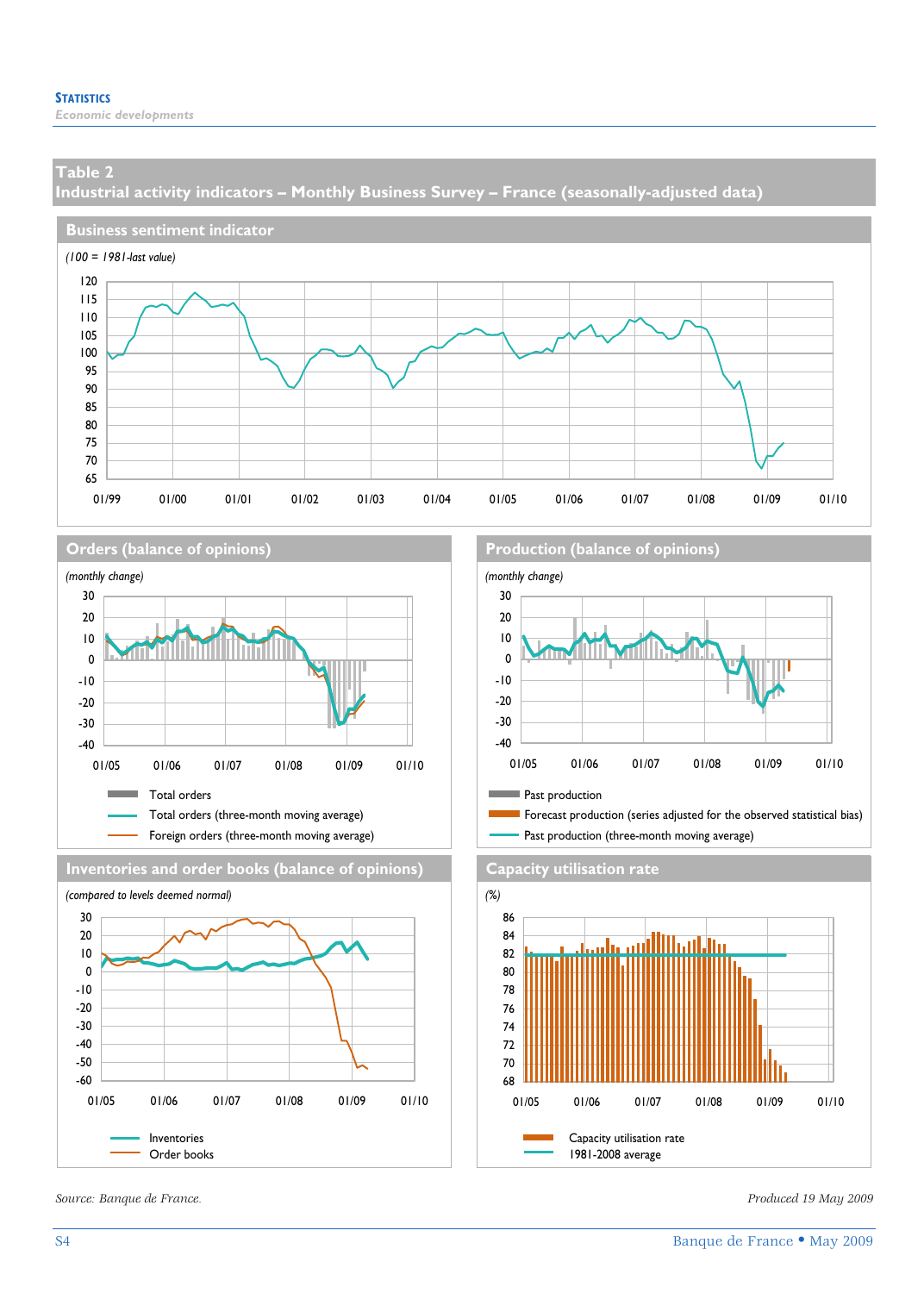## Table 2
## Industrial activity indicators – Monthly Business Survey – France (seasonally-adjusted data)

### Business sentiment indicator

*(100 = 1981-last value)*

### Orders (balance of opinions)

*(monthly change)*

- Total orders
- Total orders (three-month moving average)
- Foreign orders (three-month moving average)

### Production (balance of opinions)

*(monthly change)*

- Past production
- Forecast production (series adjusted for the observed statistical bias)
- Past production (three-month moving average)

### Inventories and order books (balance of opinions)

*(compared to levels deemed normal)*

- Inventories
- Order books

### Capacity utilisation rate

*(%)*

- Capacity utilisation rate
- 1981-2008 average

*Source: Banque de France.*

*Produced 19 May 2009*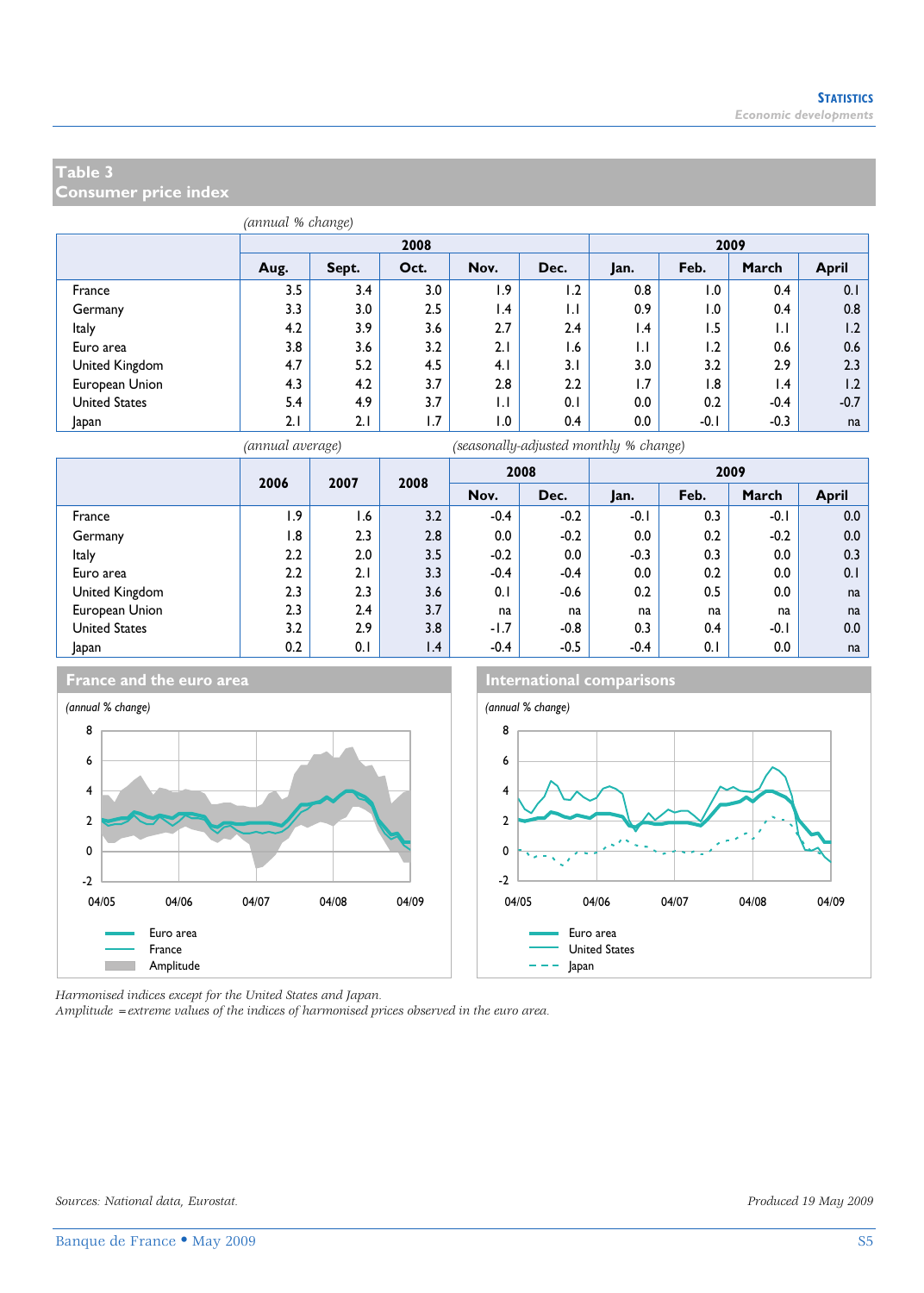## Table 3
## Consumer price index

*(annual % change)*

| | 2008 | | | | | 2009 | | | |
|---|---|---|---|---|---|---|---|---|---|
| | Aug. | Sept. | Oct. | Nov. | Dec. | Jan. | Feb. | March | April |
| France | 3.5 | 3.4 | 3.0 | 1.9 | 1.2 | 0.8 | 1.0 | 0.4 | 0.1 |
| Germany | 3.3 | 3.0 | 2.5 | 1.4 | 1.1 | 0.9 | 1.0 | 0.4 | 0.8 |
| Italy | 4.2 | 3.9 | 3.6 | 2.7 | 2.4 | 1.4 | 1.5 | 1.1 | 1.2 |
| Euro area | 3.8 | 3.6 | 3.2 | 2.1 | 1.6 | 1.1 | 1.2 | 0.6 | 0.6 |
| United Kingdom | 4.7 | 5.2 | 4.5 | 4.1 | 3.1 | 3.0 | 3.2 | 2.9 | 2.3 |
| European Union | 4.3 | 4.2 | 3.7 | 2.8 | 2.2 | 1.7 | 1.8 | 1.4 | 1.2 |
| United States | 5.4 | 4.9 | 3.7 | 1.1 | 0.1 | 0.0 | 0.2 | -0.4 | -0.7 |
| Japan | 2.1 | 2.1 | 1.7 | 1.0 | 0.4 | 0.0 | -0.1 | -0.3 | na |

*(annual average)* *(seasonally-adjusted monthly % change)*

| | 2006 | 2007 | 2008 | 2008 | | 2009 | | | |
|---|---|---|---|---|---|---|---|---|---|
| | | | | Nov. | Dec. | Jan. | Feb. | March | April |
| France | 1.9 | 1.6 | 3.2 | -0.4 | -0.2 | -0.1 | 0.3 | -0.1 | 0.0 |
| Germany | 1.8 | 2.3 | 2.8 | 0.0 | -0.2 | 0.0 | 0.2 | -0.2 | 0.0 |
| Italy | 2.2 | 2.0 | 3.5 | -0.2 | 0.0 | -0.3 | 0.3 | 0.0 | 0.3 |
| Euro area | 2.2 | 2.1 | 3.3 | -0.4 | -0.4 | 0.0 | 0.2 | 0.0 | 0.1 |
| United Kingdom | 2.3 | 2.3 | 3.6 | 0.1 | -0.6 | 0.2 | 0.5 | 0.0 | na |
| European Union | 2.3 | 2.4 | 3.7 | na | na | na | na | na | na |
| United States | 3.2 | 2.9 | 3.8 | -1.7 | -0.8 | 0.3 | 0.4 | -0.1 | 0.0 |
| Japan | 0.2 | 0.1 | 1.4 | -0.4 | -0.5 | -0.4 | 0.1 | 0.0 | na |

### France and the euro area

*(annual % change)*

Legend: Euro area, France, Amplitude

### International comparisons

*(annual % change)*

Legend: Euro area, United States, Japan

*Harmonised indices except for the United States and Japan.*
*Amplitude = extreme values of the indices of harmonised prices observed in the euro area.*

*Sources: National data, Eurostat.*

*Produced 19 May 2009*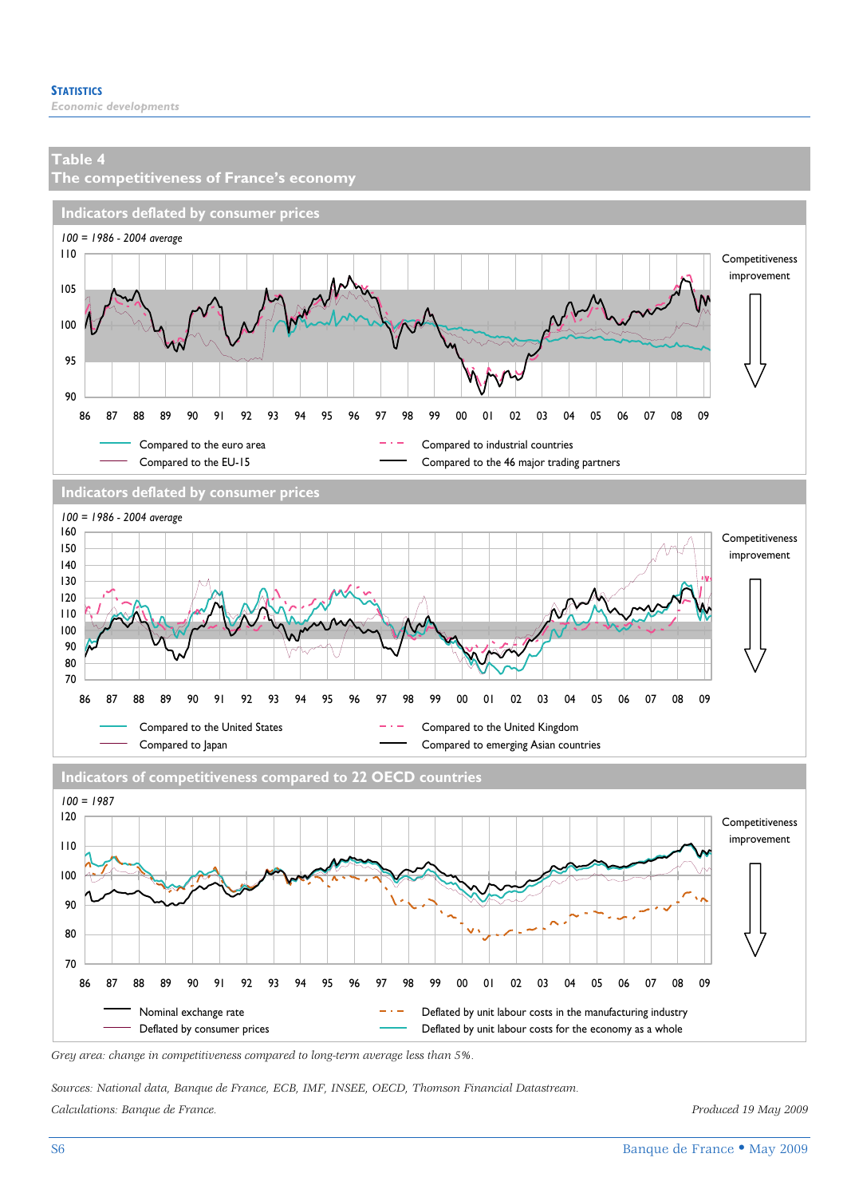## Table 4
## The competitiveness of France's economy

### Indicators deflated by consumer prices

*100 = 1986 - 2004 average*

Competitiveness improvement

Compared to the euro area
Compared to the EU-15
Compared to industrial countries
Compared to the 46 major trading partners

### Indicators deflated by consumer prices

*100 = 1986 - 2004 average*

Competitiveness improvement

Compared to the United States
Compared to Japan
Compared to the United Kingdom
Compared to emerging Asian countries

### Indicators of competitiveness compared to 22 OECD countries

*100 = 1987*

Competitiveness improvement

Nominal exchange rate
Deflated by consumer prices
Deflated by unit labour costs in the manufacturing industry
Deflated by unit labour costs for the economy as a whole

*Grey area: change in competitiveness compared to long-term average less than 5%.*

*Sources: National data, Banque de France, ECB, IMF, INSEE, OECD, Thomson Financial Datastream.*

*Calculations: Banque de France.*

*Produced 19 May 2009*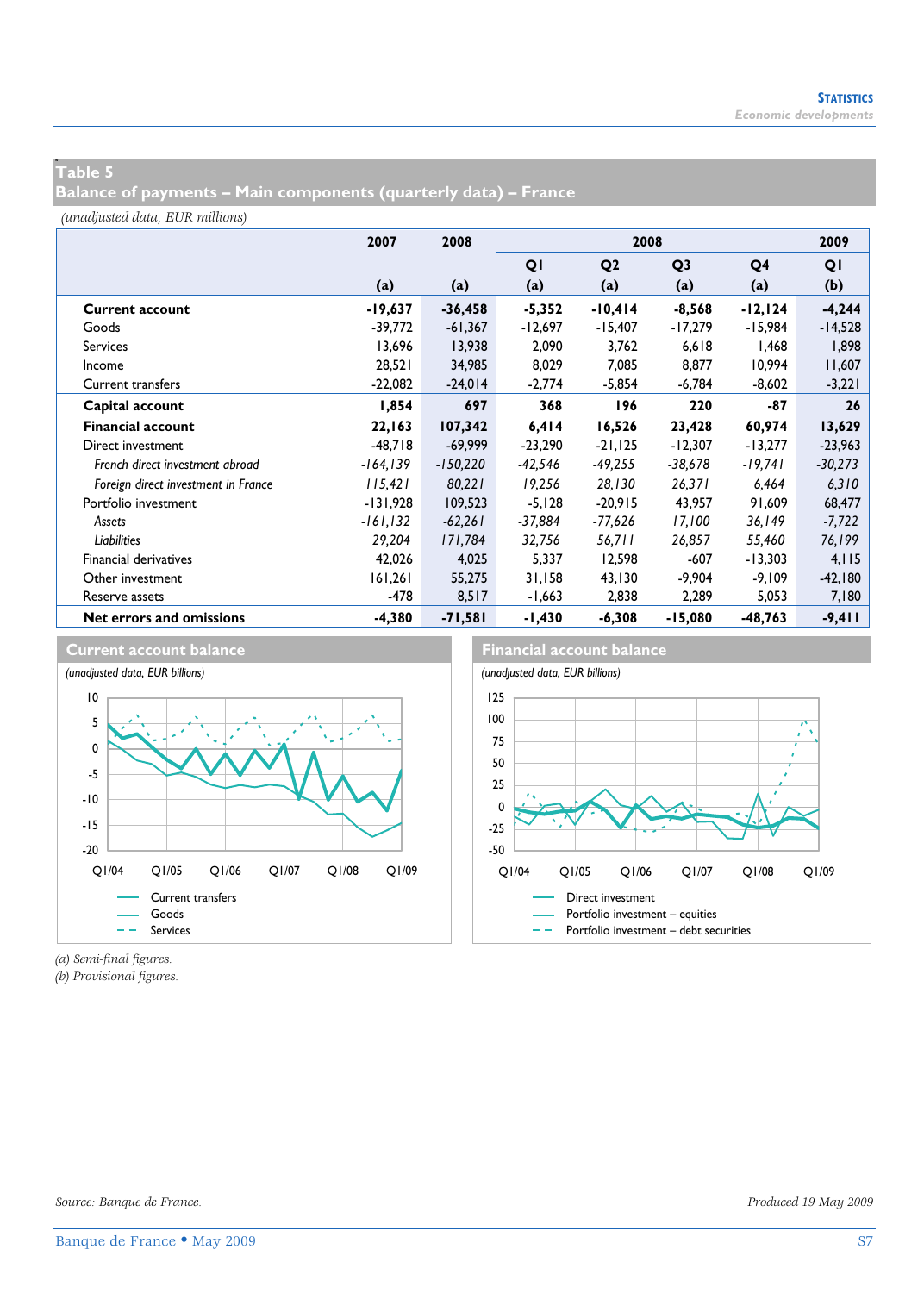## Table 5
## Balance of payments – Main components (quarterly data) – France

*(unadjusted data, EUR millions)*

| | 2007 | 2008 | 2008 | | | | 2009 |
|---|---|---|---|---|---|---|---|
| | | | Q1 | Q2 | Q3 | Q4 | Q1 |
| | (a) | (a) | (a) | (a) | (a) | (a) | (b) |
| **Current account** | **-19,637** | **-36,458** | **-5,352** | **-10,414** | **-8,568** | **-12,124** | **-4,244** |
| Goods | -39,772 | -61,367 | -12,697 | -15,407 | -17,279 | -15,984 | -14,528 |
| Services | 13,696 | 13,938 | 2,090 | 3,762 | 6,618 | 1,468 | 1,898 |
| Income | 28,521 | 34,985 | 8,029 | 7,085 | 8,877 | 10,994 | 11,607 |
| Current transfers | -22,082 | -24,014 | -2,774 | -5,854 | -6,784 | -8,602 | -3,221 |
| **Capital account** | **1,854** | **697** | **368** | **196** | **220** | **-87** | **26** |
| **Financial account** | **22,163** | **107,342** | **6,414** | **16,526** | **23,428** | **60,974** | **13,629** |
| Direct investment | -48,718 | -69,999 | -23,290 | -21,125 | -12,307 | -13,277 | -23,963 |
| *French direct investment abroad* | *-164,139* | *-150,220* | *-42,546* | *-49,255* | *-38,678* | *-19,741* | *-30,273* |
| *Foreign direct investment in France* | *115,421* | *80,221* | *19,256* | *28,130* | *26,371* | *6,464* | *6,310* |
| Portfolio investment | -131,928 | 109,523 | -5,128 | -20,915 | 43,957 | 91,609 | 68,477 |
| *Assets* | *-161,132* | *-62,261* | *-37,884* | *-77,626* | *17,100* | *36,149* | *-7,722* |
| *Liabilities* | *29,204* | *171,784* | *32,756* | *56,711* | *26,857* | *55,460* | *76,199* |
| Financial derivatives | 42,026 | 4,025 | 5,337 | 12,598 | -607 | -13,303 | 4,115 |
| Other investment | 161,261 | 55,275 | 31,158 | 43,130 | -9,904 | -9,109 | -42,180 |
| Reserve assets | -478 | 8,517 | -1,663 | 2,838 | 2,289 | 5,053 | 7,180 |
| **Net errors and omissions** | **-4,380** | **-71,581** | **-1,430** | **-6,308** | **-15,080** | **-48,763** | **-9,411** |

### Current account balance

*(unadjusted data, EUR billions)*

Legend: Current transfers; Goods; Services

### Financial account balance

*(unadjusted data, EUR billions)*

Legend: Direct investment; Portfolio investment – equities; Portfolio investment – debt securities

*(a) Semi-final figures.*
*(b) Provisional figures.*

*Source: Banque de France.*

*Produced 19 May 2009*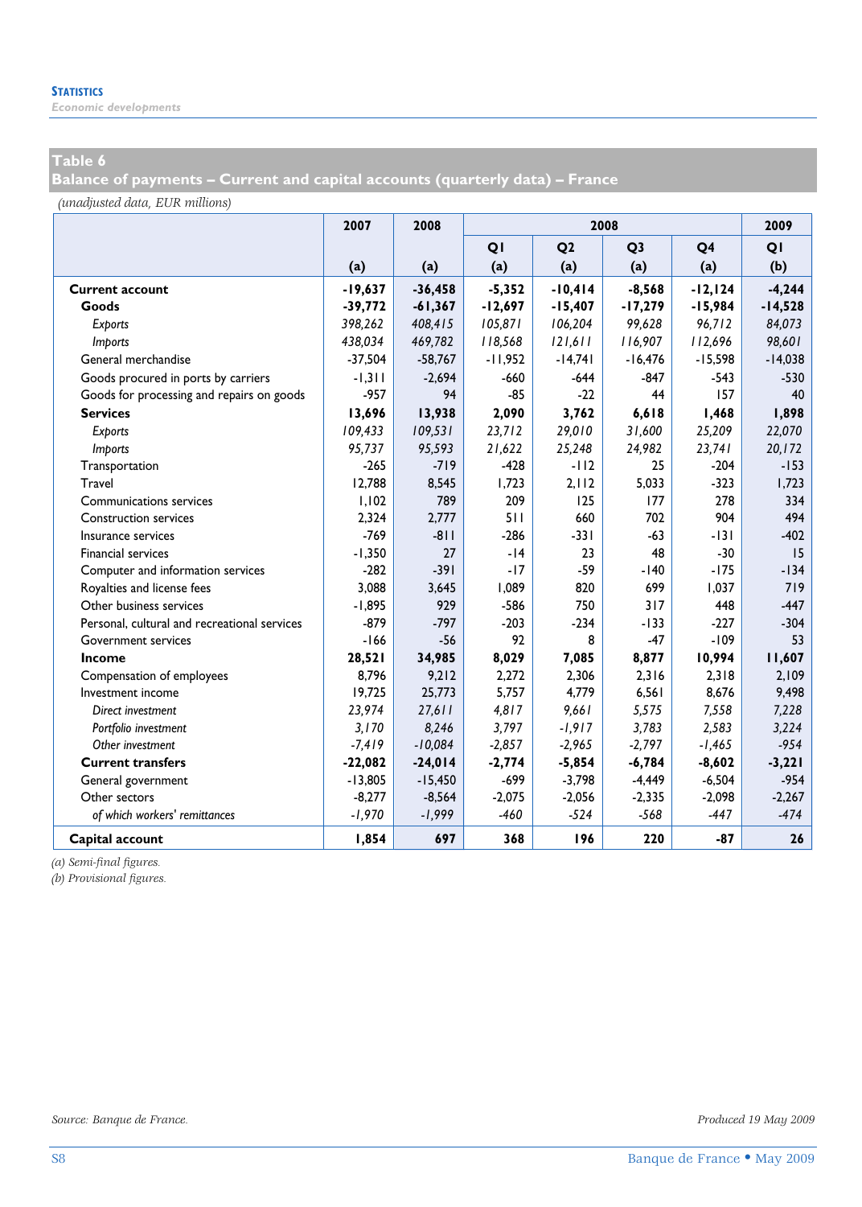## Table 6

**Balance of payments – Current and capital accounts (quarterly data) – France**

*(unadjusted data, EUR millions)*

| | 2007 | 2008 | 2008 | | | | 2009 |
|---|---|---|---|---|---|---|---|
| | | | Q1 | Q2 | Q3 | Q4 | Q1 |
| | (a) | (a) | (a) | (a) | (a) | (a) | (b) |
| **Current account** | **-19,637** | **-36,458** | **-5,352** | **-10,414** | **-8,568** | **-12,124** | **-4,244** |
| **Goods** | **-39,772** | **-61,367** | **-12,697** | **-15,407** | **-17,279** | **-15,984** | **-14,528** |
| *Exports* | *398,262* | *408,415* | *105,871* | *106,204* | *99,628* | *96,712* | *84,073* |
| *Imports* | *438,034* | *469,782* | *118,568* | *121,611* | *116,907* | *112,696* | *98,601* |
| General merchandise | -37,504 | -58,767 | -11,952 | -14,741 | -16,476 | -15,598 | -14,038 |
| Goods procured in ports by carriers | -1,311 | -2,694 | -660 | -644 | -847 | -543 | -530 |
| Goods for processing and repairs on goods | -957 | 94 | -85 | -22 | 44 | 157 | 40 |
| **Services** | **13,696** | **13,938** | **2,090** | **3,762** | **6,618** | **1,468** | **1,898** |
| *Exports* | *109,433* | *109,531* | *23,712* | *29,010* | *31,600* | *25,209* | *22,070* |
| *Imports* | *95,737* | *95,593* | *21,622* | *25,248* | *24,982* | *23,741* | *20,172* |
| Transportation | -265 | -719 | -428 | -112 | 25 | -204 | -153 |
| Travel | 12,788 | 8,545 | 1,723 | 2,112 | 5,033 | -323 | 1,723 |
| Communications services | 1,102 | 789 | 209 | 125 | 177 | 278 | 334 |
| Construction services | 2,324 | 2,777 | 511 | 660 | 702 | 904 | 494 |
| Insurance services | -769 | -811 | -286 | -331 | -63 | -131 | -402 |
| Financial services | -1,350 | 27 | -14 | 23 | 48 | -30 | 15 |
| Computer and information services | -282 | -391 | -17 | -59 | -140 | -175 | -134 |
| Royalties and license fees | 3,088 | 3,645 | 1,089 | 820 | 699 | 1,037 | 719 |
| Other business services | -1,895 | 929 | -586 | 750 | 317 | 448 | -447 |
| Personal, cultural and recreational services | -879 | -797 | -203 | -234 | -133 | -227 | -304 |
| Government services | -166 | -56 | 92 | 8 | -47 | -109 | 53 |
| **Income** | **28,521** | **34,985** | **8,029** | **7,085** | **8,877** | **10,994** | **11,607** |
| Compensation of employees | 8,796 | 9,212 | 2,272 | 2,306 | 2,316 | 2,318 | 2,109 |
| Investment income | 19,725 | 25,773 | 5,757 | 4,779 | 6,561 | 8,676 | 9,498 |
| *Direct investment* | *23,974* | *27,611* | *4,817* | *9,661* | *5,575* | *7,558* | *7,228* |
| *Portfolio investment* | *3,170* | *8,246* | *3,797* | *-1,917* | *3,783* | *2,583* | *3,224* |
| *Other investment* | *-7,419* | *-10,084* | *-2,857* | *-2,965* | *-2,797* | *-1,465* | *-954* |
| **Current transfers** | **-22,082** | **-24,014** | **-2,774** | **-5,854** | **-6,784** | **-8,602** | **-3,221** |
| General government | -13,805 | -15,450 | -699 | -3,798 | -4,449 | -6,504 | -954 |
| Other sectors | -8,277 | -8,564 | -2,075 | -2,056 | -2,335 | -2,098 | -2,267 |
| *of which workers' remittances* | *-1,970* | *-1,999* | *-460* | *-524* | *-568* | *-447* | *-474* |
| **Capital account** | **1,854** | **697** | **368** | **196** | **220** | **-87** | **26** |

*(a) Semi-final figures.*
*(b) Provisional figures.*

*Source: Banque de France.*

*Produced 19 May 2009*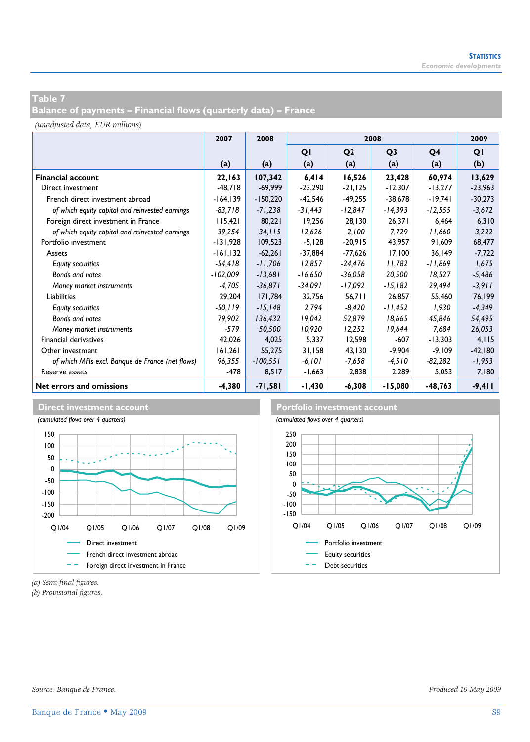## Table 7
## Balance of payments – Financial flows (quarterly data) – France

*(unadjusted data, EUR millions)*

| | 2007 | 2008 | 2008 | | | | 2009 |
|---|---|---|---|---|---|---|---|
| | | | Q1 | Q2 | Q3 | Q4 | Q1 |
| | (a) | (a) | (a) | (a) | (a) | (a) | (b) |
| **Financial account** | **22,163** | **107,342** | **6,414** | **16,526** | **23,428** | **60,974** | **13,629** |
| Direct investment | -48,718 | -69,999 | -23,290 | -21,125 | -12,307 | -13,277 | -23,963 |
| French direct investment abroad | -164,139 | -150,220 | -42,546 | -49,255 | -38,678 | -19,741 | -30,273 |
| *of which equity capital and reinvested earnings* | *-83,718* | *-71,238* | *-31,443* | *-12,847* | *-14,393* | *-12,555* | *-3,672* |
| Foreign direct investment in France | 115,421 | 80,221 | 19,256 | 28,130 | 26,371 | 6,464 | 6,310 |
| *of which equity capital and reinvested earnings* | *39,254* | *34,115* | *12,626* | *2,100* | *7,729* | *11,660* | *3,222* |
| Portfolio investment | -131,928 | 109,523 | -5,128 | -20,915 | 43,957 | 91,609 | 68,477 |
| Assets | -161,132 | -62,261 | -37,884 | -77,626 | 17,100 | 36,149 | -7,722 |
| *Equity securities* | *-54,418* | *-11,706* | *12,857* | *-24,476* | *11,782* | *-11,869* | *1,675* |
| *Bonds and notes* | *-102,009* | *-13,681* | *-16,650* | *-36,058* | *20,500* | *18,527* | *-5,486* |
| *Money market instruments* | *-4,705* | *-36,871* | *-34,091* | *-17,092* | *-15,182* | *29,494* | *-3,911* |
| Liabilities | 29,204 | 171,784 | 32,756 | 56,711 | 26,857 | 55,460 | 76,199 |
| *Equity securities* | *-50,119* | *-15,148* | *2,794* | *-8,420* | *-11,452* | *1,930* | *-4,349* |
| *Bonds and notes* | *79,902* | *136,432* | *19,042* | *52,879* | *18,665* | *45,846* | *54,495* |
| *Money market instruments* | *-579* | *50,500* | *10,920* | *12,252* | *19,644* | *7,684* | *26,053* |
| Financial derivatives | 42,026 | 4,025 | 5,337 | 12,598 | -607 | -13,303 | 4,115 |
| Other investment | 161,261 | 55,275 | 31,158 | 43,130 | -9,904 | -9,109 | -42,180 |
| *of which MFIs excl. Banque de France (net flows)* | *96,355* | *-100,551* | *-6,101* | *-7,658* | *-4,510* | *-82,282* | *-1,953* |
| Reserve assets | -478 | 8,517 | -1,663 | 2,838 | 2,289 | 5,053 | 7,180 |
| **Net errors and omissions** | **-4,380** | **-71,581** | **-1,430** | **-6,308** | **-15,080** | **-48,763** | **-9,411** |

### Direct investment account

*(cumulated flows over 4 quarters)*

Legend: Direct investment; French direct investment abroad; Foreign direct investment in France

### Portfolio investment account

*(cumulated flows over 4 quarters)*

Legend: Portfolio investment; Equity securities; Debt securities

*(a) Semi-final figures.*
*(b) Provisional figures.*

*Source: Banque de France.*

*Produced 19 May 2009*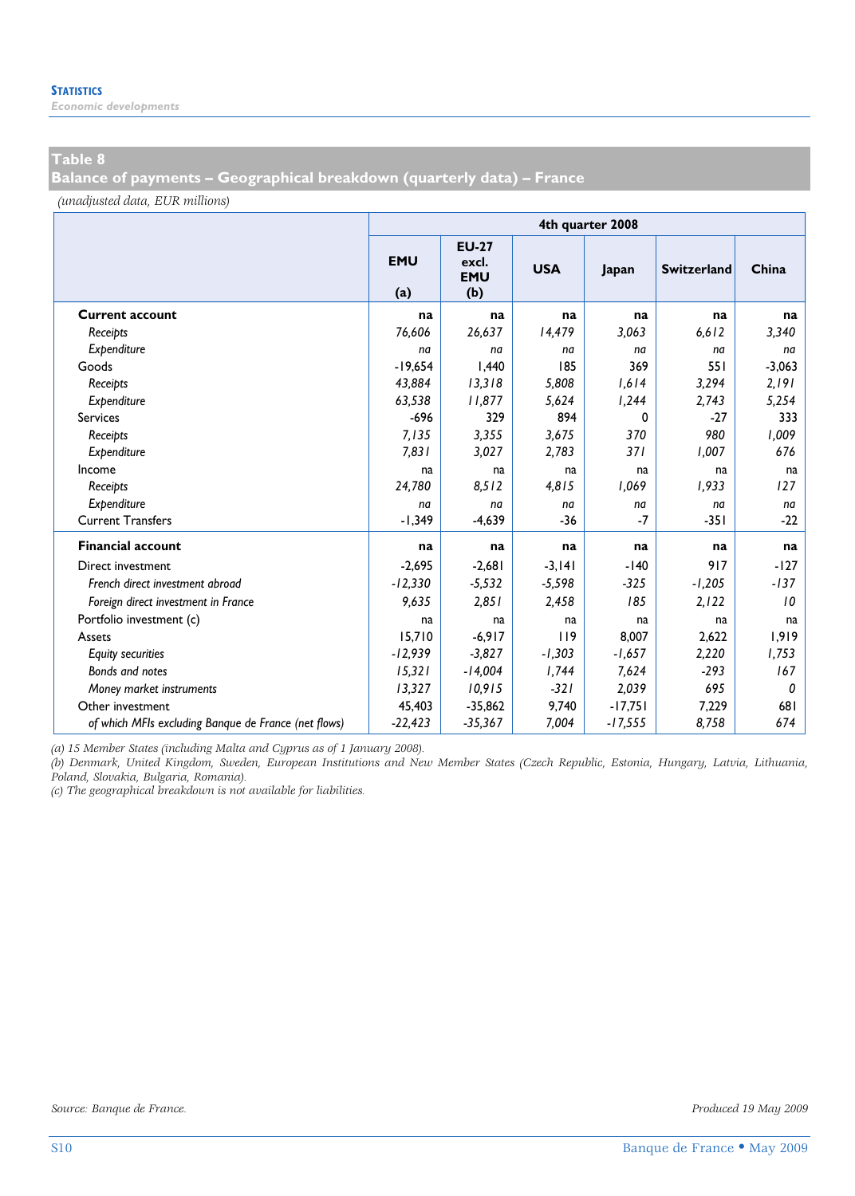## Table 8
## Balance of payments – Geographical breakdown (quarterly data) – France

*(unadjusted data, EUR millions)*

| | 4th quarter 2008 | | | | | |
|---|---|---|---|---|---|---|
| | EMU (a) | EU-27 excl. EMU (b) | USA | Japan | Switzerland | China |
| **Current account** | **na** | **na** | **na** | **na** | **na** | **na** |
| *Receipts* | *76,606* | *26,637* | *14,479* | *3,063* | *6,612* | *3,340* |
| *Expenditure* | *na* | *na* | *na* | *na* | *na* | *na* |
| Goods | -19,654 | 1,440 | 185 | 369 | 551 | -3,063 |
| *Receipts* | *43,884* | *13,318* | *5,808* | *1,614* | *3,294* | *2,191* |
| *Expenditure* | *63,538* | *11,877* | *5,624* | *1,244* | *2,743* | *5,254* |
| Services | -696 | 329 | 894 | 0 | -27 | 333 |
| *Receipts* | *7,135* | *3,355* | *3,675* | *370* | *980* | *1,009* |
| *Expenditure* | *7,831* | *3,027* | *2,783* | *371* | *1,007* | *676* |
| Income | na | na | na | na | na | na |
| *Receipts* | *24,780* | *8,512* | *4,815* | *1,069* | *1,933* | *127* |
| *Expenditure* | *na* | *na* | *na* | *na* | *na* | *na* |
| Current Transfers | -1,349 | -4,639 | -36 | -7 | -351 | -22 |
| **Financial account** | **na** | **na** | **na** | **na** | **na** | **na** |
| Direct investment | -2,695 | -2,681 | -3,141 | -140 | 917 | -127 |
| *French direct investment abroad* | *-12,330* | *-5,532* | *-5,598* | *-325* | *-1,205* | *-137* |
| *Foreign direct investment in France* | *9,635* | *2,851* | *2,458* | *185* | *2,122* | *10* |
| Portfolio investment (c) | na | na | na | na | na | na |
| Assets | 15,710 | -6,917 | 119 | 8,007 | 2,622 | 1,919 |
| *Equity securities* | *-12,939* | *-3,827* | *-1,303* | *-1,657* | *2,220* | *1,753* |
| *Bonds and notes* | *15,321* | *-14,004* | *1,744* | *7,624* | *-293* | *167* |
| *Money market instruments* | *13,327* | *10,915* | *-321* | *2,039* | *695* | *0* |
| Other investment | 45,403 | -35,862 | 9,740 | -17,751 | 7,229 | 681 |
| *of which MFIs excluding Banque de France (net flows)* | *-22,423* | *-35,367* | *7,004* | *-17,555* | *8,758* | *674* |

*(a) 15 Member States (including Malta and Cyprus as of 1 January 2008).*
*(b) Denmark, United Kingdom, Sweden, European Institutions and New Member States (Czech Republic, Estonia, Hungary, Latvia, Lithuania, Poland, Slovakia, Bulgaria, Romania).*
*(c) The geographical breakdown is not available for liabilities.*

*Source: Banque de France.* *Produced 19 May 2009*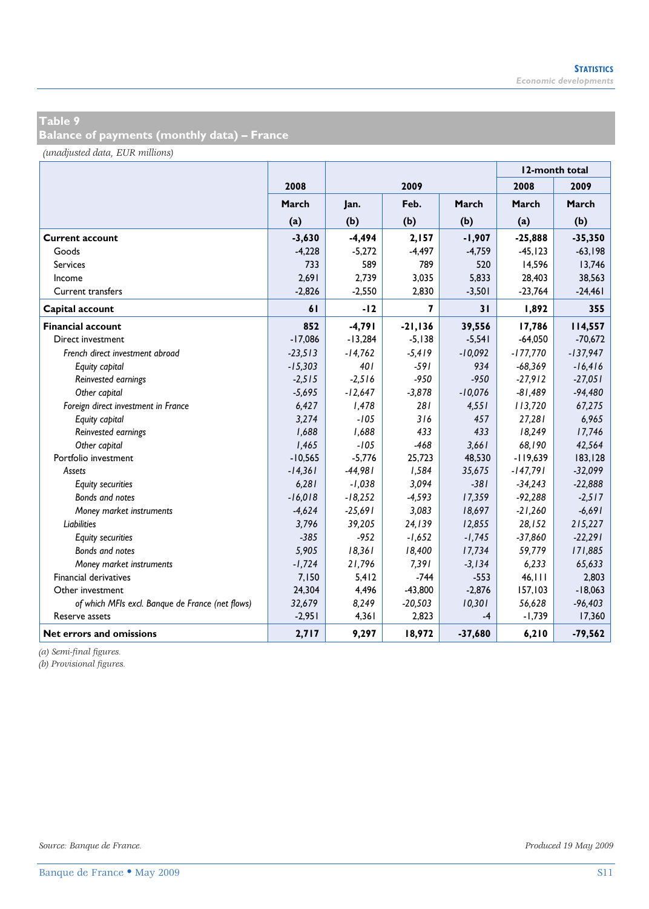## Table 9
## Balance of payments (monthly data) – France

*(unadjusted data, EUR millions)*

| | 2008 | 2009 | | | 12-month total | |
|---|---|---|---|---|---|---|
| | | | | | 2008 | 2009 |
| | March | Jan. | Feb. | March | March | March |
| | (a) | (b) | (b) | (b) | (a) | (b) |
| **Current account** | **-3,630** | **-4,494** | **2,157** | **-1,907** | **-25,888** | **-35,350** |
| Goods | -4,228 | -5,272 | -4,497 | -4,759 | -45,123 | -63,198 |
| Services | 733 | 589 | 789 | 520 | 14,596 | 13,746 |
| Income | 2,691 | 2,739 | 3,035 | 5,833 | 28,403 | 38,563 |
| Current transfers | -2,826 | -2,550 | 2,830 | -3,501 | -23,764 | -24,461 |
| **Capital account** | **61** | **-12** | **7** | **31** | **1,892** | **355** |
| **Financial account** | **852** | **-4,791** | **-21,136** | **39,556** | **17,786** | **114,557** |
| Direct investment | -17,086 | -13,284 | -5,138 | -5,541 | -64,050 | -70,672 |
| *French direct investment abroad* | *-23,513* | *-14,762* | *-5,419* | *-10,092* | *-177,770* | *-137,947* |
| *Equity capital* | *-15,303* | *401* | *-591* | *934* | *-68,369* | *-16,416* |
| *Reinvested earnings* | *-2,515* | *-2,516* | *-950* | *-950* | *-27,912* | *-27,051* |
| *Other capital* | *-5,695* | *-12,647* | *-3,878* | *-10,076* | *-81,489* | *-94,480* |
| *Foreign direct investment in France* | *6,427* | *1,478* | *281* | *4,551* | *113,720* | *67,275* |
| *Equity capital* | *3,274* | *-105* | *316* | *457* | *27,281* | *6,965* |
| *Reinvested earnings* | *1,688* | *1,688* | *433* | *433* | *18,249* | *17,746* |
| *Other capital* | *1,465* | *-105* | *-468* | *3,661* | *68,190* | *42,564* |
| Portfolio investment | -10,565 | -5,776 | 25,723 | 48,530 | -119,639 | 183,128 |
| *Assets* | *-14,361* | *-44,981* | *1,584* | *35,675* | *-147,791* | *-32,099* |
| *Equity securities* | *6,281* | *-1,038* | *3,094* | *-381* | *-34,243* | *-22,888* |
| *Bonds and notes* | *-16,018* | *-18,252* | *-4,593* | *17,359* | *-92,288* | *-2,517* |
| *Money market instruments* | *-4,624* | *-25,691* | *3,083* | *18,697* | *-21,260* | *-6,691* |
| *Liabilities* | *3,796* | *39,205* | *24,139* | *12,855* | *28,152* | *215,227* |
| *Equity securities* | *-385* | *-952* | *-1,652* | *-1,745* | *-37,860* | *-22,291* |
| *Bonds and notes* | *5,905* | *18,361* | *18,400* | *17,734* | *59,779* | *171,885* |
| *Money market instruments* | *-1,724* | *21,796* | *7,391* | *-3,134* | *6,233* | *65,633* |
| Financial derivatives | 7,150 | 5,412 | -744 | -553 | 46,111 | 2,803 |
| Other investment | 24,304 | 4,496 | -43,800 | -2,876 | 157,103 | -18,063 |
| *of which MFIs excl. Banque de France (net flows)* | *32,679* | *8,249* | *-20,503* | *10,301* | *56,628* | *-96,403* |
| Reserve assets | -2,951 | 4,361 | 2,823 | -4 | -1,739 | 17,360 |
| **Net errors and omissions** | **2,717** | **9,297** | **18,972** | **-37,680** | **6,210** | **-79,562** |

*(a) Semi-final figures.*
*(b) Provisional figures.*

*Source: Banque de France.*

*Produced 19 May 2009*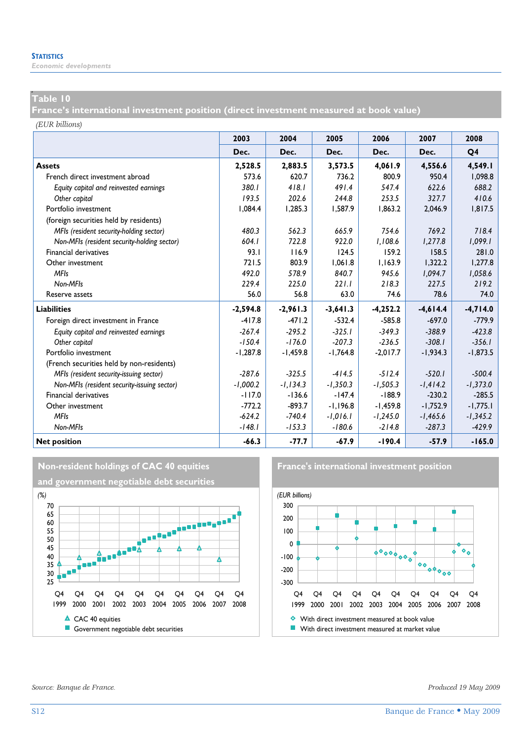## Table 10
## France's international investment position (direct investment measured at book value)

(EUR billions)

| | 2003 | 2004 | 2005 | 2006 | 2007 | 2008 |
|---|---|---|---|---|---|---|
| | Dec. | Dec. | Dec. | Dec. | Dec. | Q4 |
| **Assets** | **2,528.5** | **2,883.5** | **3,573.5** | **4,061.9** | **4,556.6** | **4,549.1** |
| French direct investment abroad | 573.6 | 620.7 | 736.2 | 800.9 | 950.4 | 1,098.8 |
| *Equity capital and reinvested earnings* | *380.1* | *418.1* | *491.4* | *547.4* | *622.6* | *688.2* |
| *Other capital* | *193.5* | *202.6* | *244.8* | *253.5* | *327.7* | *410.6* |
| Portfolio investment | 1,084.4 | 1,285.3 | 1,587.9 | 1,863.2 | 2,046.9 | 1,817.5 |
| (foreign securities held by residents) | | | | | | |
| *MFIs (resident security-holding sector)* | *480.3* | *562.3* | *665.9* | *754.6* | *769.2* | *718.4* |
| *Non-MFIs (resident security-holding sector)* | *604.1* | *722.8* | *922.0* | *1,108.6* | *1,277.8* | *1,099.1* |
| Financial derivatives | 93.1 | 116.9 | 124.5 | 159.2 | 158.5 | 281.0 |
| Other investment | 721.5 | 803.9 | 1,061.8 | 1,163.9 | 1,322.2 | 1,277.8 |
| *MFIs* | *492.0* | *578.9* | *840.7* | *945.6* | *1,094.7* | *1,058.6* |
| *Non-MFIs* | *229.4* | *225.0* | *221.1* | *218.3* | *227.5* | *219.2* |
| Reserve assets | 56.0 | 56.8 | 63.0 | 74.6 | 78.6 | 74.0 |
| **Liabilities** | **-2,594.8** | **-2,961.3** | **-3,641.3** | **-4,252.2** | **-4,614.4** | **-4,714.0** |
| Foreign direct investment in France | -417.8 | -471.2 | -532.4 | -585.8 | -697.0 | -779.9 |
| *Equity capital and reinvested earnings* | *-267.4* | *-295.2* | *-325.1* | *-349.3* | *-388.9* | *-423.8* |
| *Other capital* | *-150.4* | *-176.0* | *-207.3* | *-236.5* | *-308.1* | *-356.1* |
| Portfolio investment | -1,287.8 | -1,459.8 | -1,764.8 | -2,017.7 | -1,934.3 | -1,873.5 |
| (French securities held by non-residents) | | | | | | |
| *MFIs (resident security-issuing sector)* | *-287.6* | *-325.5* | *-414.5* | *-512.4* | *-520.1* | *-500.4* |
| *Non-MFIs (resident security-issuing sector)* | *-1,000.2* | *-1,134.3* | *-1,350.3* | *-1,505.3* | *-1,414.2* | *-1,373.0* |
| Financial derivatives | -117.0 | -136.6 | -147.4 | -188.9 | -230.2 | -285.5 |
| Other investment | -772.2 | -893.7 | -1,196.8 | -1,459.8 | -1,752.9 | -1,775.1 |
| *MFIs* | *-624.2* | *-740.4* | *-1,016.1* | *-1,245.0* | *-1,465.6* | *-1,345.2* |
| *Non-MFIs* | *-148.1* | *-153.3* | *-180.6* | *-214.8* | *-287.3* | *-429.9* |
| **Net position** | **-66.3** | **-77.7** | **-67.9** | **-190.4** | **-57.9** | **-165.0** |

### Non-resident holdings of CAC 40 equities and government negotiable debt securities

(%)

CAC 40 equities
Government negotiable debt securities

### France's international investment position

(EUR billions)

With direct investment measured at book value
With direct investment measured at market value

Source: Banque de France.

Produced 19 May 2009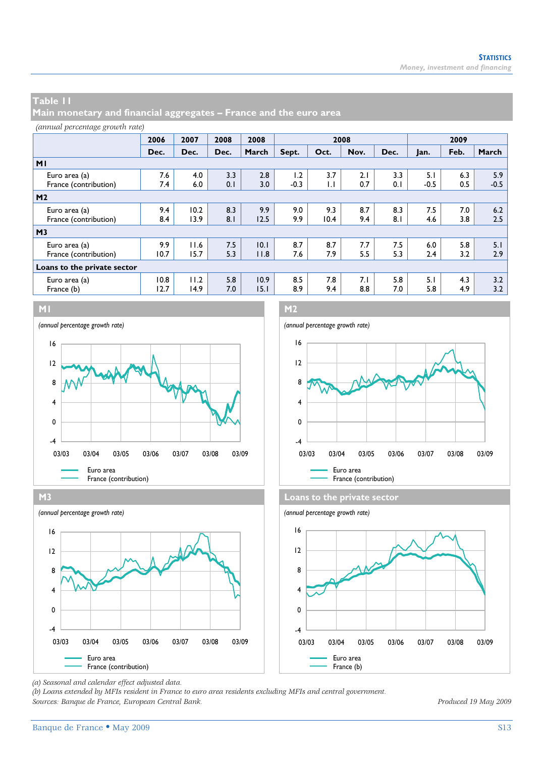## Table 11
## Main monetary and financial aggregates – France and the euro area

*(annual percentage growth rate)*

| | 2006 | 2007 | 2008 | 2008 | 2008 | | | | 2009 | | |
|---|---|---|---|---|---|---|---|---|---|---|---|
| | Dec. | Dec. | Dec. | March | Sept. | Oct. | Nov. | Dec. | Jan. | Feb. | March |
| **M1** | | | | | | | | | | | |
| Euro area (a) | 7.6 | 4.0 | 3.3 | 2.8 | 1.2 | 3.7 | 2.1 | 3.3 | 5.1 | 6.3 | 5.9 |
| France (contribution) | 7.4 | 6.0 | 0.1 | 3.0 | -0.3 | 1.1 | 0.7 | 0.1 | -0.5 | 0.5 | -0.5 |
| **M2** | | | | | | | | | | | |
| Euro area (a) | 9.4 | 10.2 | 8.3 | 9.9 | 9.0 | 9.3 | 8.7 | 8.3 | 7.5 | 7.0 | 6.2 |
| France (contribution) | 8.4 | 13.9 | 8.1 | 12.5 | 9.9 | 10.4 | 9.4 | 8.1 | 4.6 | 3.8 | 2.5 |
| **M3** | | | | | | | | | | | |
| Euro area (a) | 9.9 | 11.6 | 7.5 | 10.1 | 8.7 | 8.7 | 7.7 | 7.5 | 6.0 | 5.8 | 5.1 |
| France (contribution) | 10.7 | 15.7 | 5.3 | 11.8 | 7.6 | 7.9 | 5.5 | 5.3 | 2.4 | 3.2 | 2.9 |
| **Loans to the private sector** | | | | | | | | | | | |
| Euro area (a) | 10.8 | 11.2 | 5.8 | 10.9 | 8.5 | 7.8 | 7.1 | 5.8 | 5.1 | 4.3 | 3.2 |
| France (b) | 12.7 | 14.9 | 7.0 | 15.1 | 8.9 | 9.4 | 8.8 | 7.0 | 5.8 | 4.9 | 3.2 |

### M1

*(annual percentage growth rate)*

Euro area
France (contribution)

### M2

*(annual percentage growth rate)*

Euro area
France (contribution)

### M3

*(annual percentage growth rate)*

Euro area
France (contribution)

### Loans to the private sector

*(annual percentage growth rate)*

Euro area
France (b)

*(a) Seasonal and calendar effect adjusted data.*
*(b) Loans extended by MFIs resident in France to euro area residents excluding MFIs and central government.*
*Sources: Banque de France, European Central Bank.*

*Produced 19 May 2009*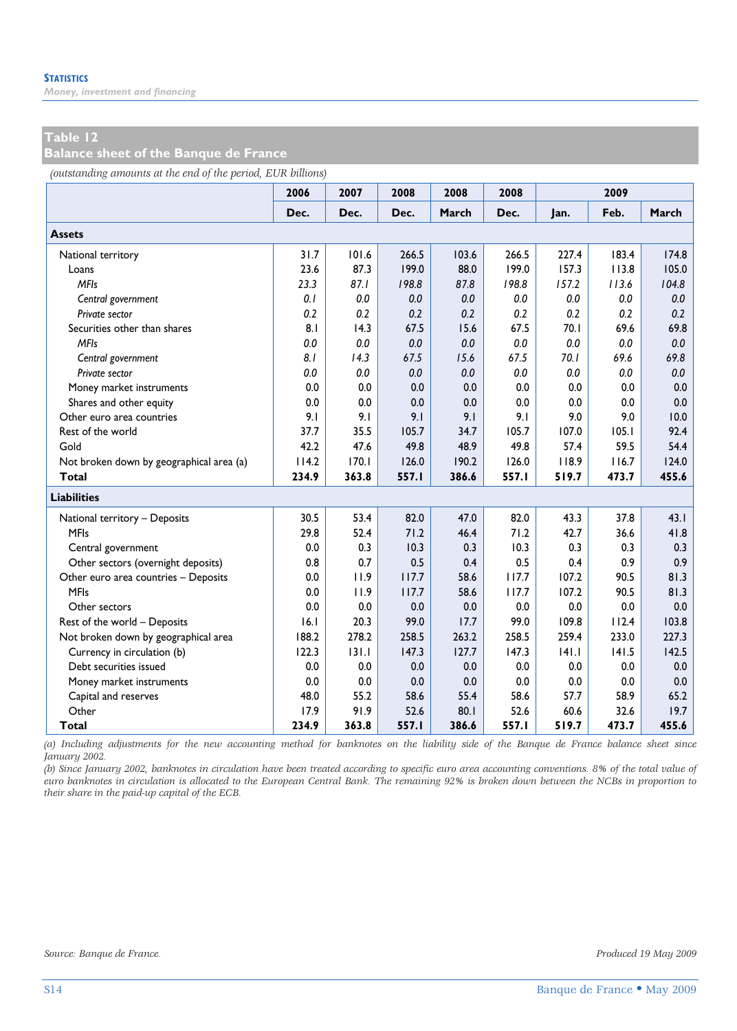**STATISTICS**
*Money, investment and financing*

## Table 12
## Balance sheet of the Banque de France

*(outstanding amounts at the end of the period, EUR billions)*

| | 2006 | 2007 | 2008 | 2008 | 2008 | 2009 | | |
|---|---|---|---|---|---|---|---|---|
| | Dec. | Dec. | Dec. | March | Dec. | Jan. | Feb. | March |
| **Assets** | | | | | | | | |
| National territory | 31.7 | 101.6 | 266.5 | 103.6 | 266.5 | 227.4 | 183.4 | 174.8 |
| Loans | 23.6 | 87.3 | 199.0 | 88.0 | 199.0 | 157.3 | 113.8 | 105.0 |
| *MFIs* | *23.3* | *87.1* | *198.8* | *87.8* | *198.8* | *157.2* | *113.6* | *104.8* |
| *Central government* | *0.1* | *0.0* | *0.0* | *0.0* | *0.0* | *0.0* | *0.0* | *0.0* |
| *Private sector* | *0.2* | *0.2* | *0.2* | *0.2* | *0.2* | *0.2* | *0.2* | *0.2* |
| Securities other than shares | 8.1 | 14.3 | 67.5 | 15.6 | 67.5 | 70.1 | 69.6 | 69.8 |
| *MFIs* | *0.0* | *0.0* | *0.0* | *0.0* | *0.0* | *0.0* | *0.0* | *0.0* |
| *Central government* | *8.1* | *14.3* | *67.5* | *15.6* | *67.5* | *70.1* | *69.6* | *69.8* |
| *Private sector* | *0.0* | *0.0* | *0.0* | *0.0* | *0.0* | *0.0* | *0.0* | *0.0* |
| Money market instruments | 0.0 | 0.0 | 0.0 | 0.0 | 0.0 | 0.0 | 0.0 | 0.0 |
| Shares and other equity | 0.0 | 0.0 | 0.0 | 0.0 | 0.0 | 0.0 | 0.0 | 0.0 |
| Other euro area countries | 9.1 | 9.1 | 9.1 | 9.1 | 9.1 | 9.0 | 9.0 | 10.0 |
| Rest of the world | 37.7 | 35.5 | 105.7 | 34.7 | 105.7 | 107.0 | 105.1 | 92.4 |
| Gold | 42.2 | 47.6 | 49.8 | 48.9 | 49.8 | 57.4 | 59.5 | 54.4 |
| Not broken down by geographical area (a) | 114.2 | 170.1 | 126.0 | 190.2 | 126.0 | 118.9 | 116.7 | 124.0 |
| **Total** | **234.9** | **363.8** | **557.1** | **386.6** | **557.1** | **519.7** | **473.7** | **455.6** |
| **Liabilities** | | | | | | | | |
| National territory – Deposits | 30.5 | 53.4 | 82.0 | 47.0 | 82.0 | 43.3 | 37.8 | 43.1 |
| MFIs | 29.8 | 52.4 | 71.2 | 46.4 | 71.2 | 42.7 | 36.6 | 41.8 |
| Central government | 0.0 | 0.3 | 10.3 | 0.3 | 10.3 | 0.3 | 0.3 | 0.3 |
| Other sectors (overnight deposits) | 0.8 | 0.7 | 0.5 | 0.4 | 0.5 | 0.4 | 0.9 | 0.9 |
| Other euro area countries – Deposits | 0.0 | 11.9 | 117.7 | 58.6 | 117.7 | 107.2 | 90.5 | 81.3 |
| MFIs | 0.0 | 11.9 | 117.7 | 58.6 | 117.7 | 107.2 | 90.5 | 81.3 |
| Other sectors | 0.0 | 0.0 | 0.0 | 0.0 | 0.0 | 0.0 | 0.0 | 0.0 |
| Rest of the world – Deposits | 16.1 | 20.3 | 99.0 | 17.7 | 99.0 | 109.8 | 112.4 | 103.8 |
| Not broken down by geographical area | 188.2 | 278.2 | 258.5 | 263.2 | 258.5 | 259.4 | 233.0 | 227.3 |
| Currency in circulation (b) | 122.3 | 131.1 | 147.3 | 127.7 | 147.3 | 141.1 | 141.5 | 142.5 |
| Debt securities issued | 0.0 | 0.0 | 0.0 | 0.0 | 0.0 | 0.0 | 0.0 | 0.0 |
| Money market instruments | 0.0 | 0.0 | 0.0 | 0.0 | 0.0 | 0.0 | 0.0 | 0.0 |
| Capital and reserves | 48.0 | 55.2 | 58.6 | 55.4 | 58.6 | 57.7 | 58.9 | 65.2 |
| Other | 17.9 | 91.9 | 52.6 | 80.1 | 52.6 | 60.6 | 32.6 | 19.7 |
| **Total** | **234.9** | **363.8** | **557.1** | **386.6** | **557.1** | **519.7** | **473.7** | **455.6** |

*(a) Including adjustments for the new accounting method for banknotes on the liability side of the Banque de France balance sheet since January 2002.*
*(b) Since January 2002, banknotes in circulation have been treated according to specific euro area accounting conventions. 8% of the total value of euro banknotes in circulation is allocated to the European Central Bank. The remaining 92% is broken down between the NCBs in proportion to their share in the paid-up capital of the ECB.*

*Source: Banque de France.*

*Produced 19 May 2009*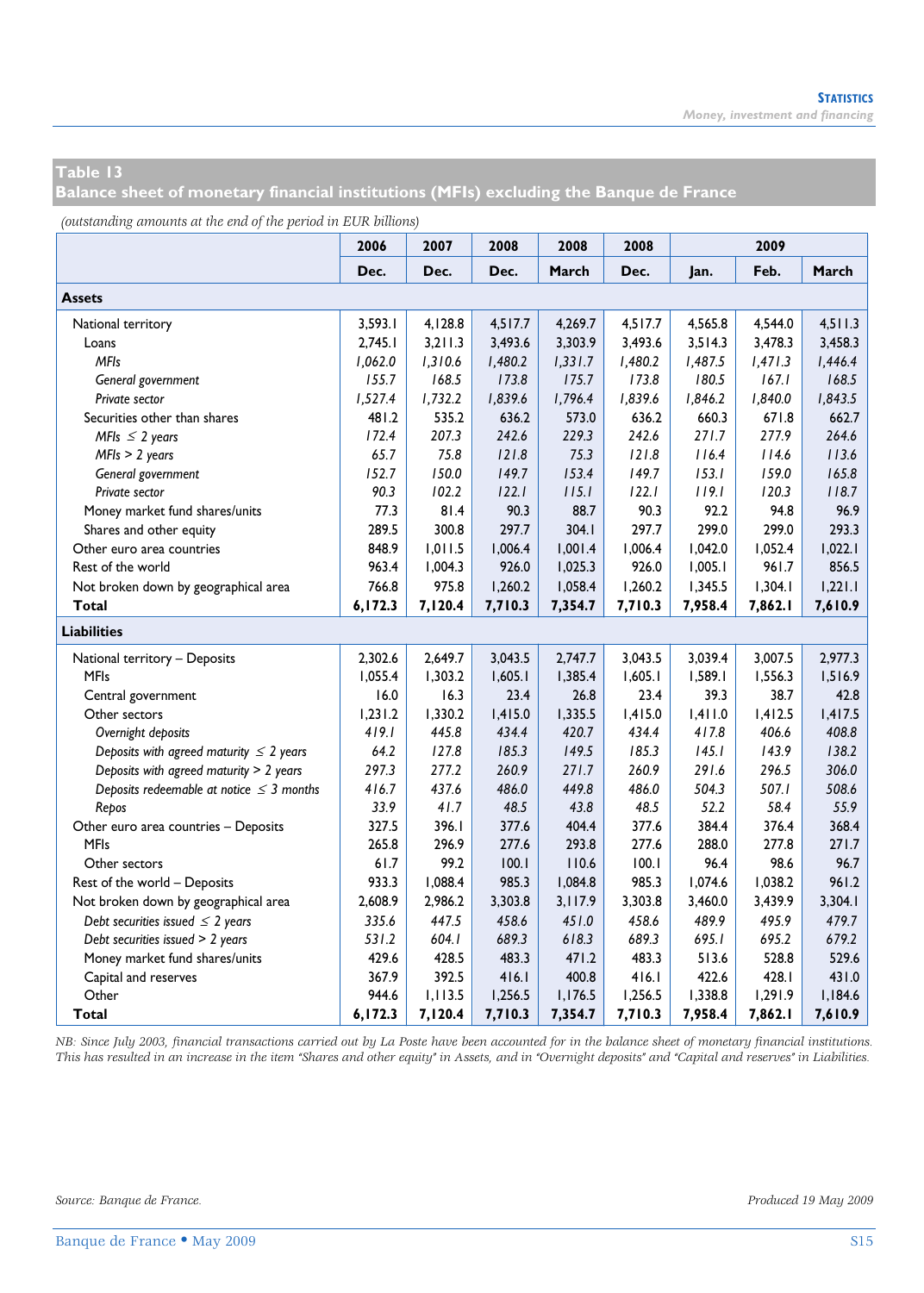## Table 13
## Balance sheet of monetary financial institutions (MFIs) excluding the Banque de France

*(outstanding amounts at the end of the period in EUR billions)*

| | 2006 | 2007 | 2008 | 2008 | 2008 | 2009 | | |
|---|---|---|---|---|---|---|---|---|
| | Dec. | Dec. | Dec. | March | Dec. | Jan. | Feb. | March |
| **Assets** | | | | | | | | |
| National territory | 3,593.1 | 4,128.8 | 4,517.7 | 4,269.7 | 4,517.7 | 4,565.8 | 4,544.0 | 4,511.3 |
| Loans | 2,745.1 | 3,211.3 | 3,493.6 | 3,303.9 | 3,493.6 | 3,514.3 | 3,478.3 | 3,458.3 |
| *MFIs* | *1,062.0* | *1,310.6* | *1,480.2* | *1,331.7* | *1,480.2* | *1,487.5* | *1,471.3* | *1,446.4* |
| *General government* | *155.7* | *168.5* | *173.8* | *175.7* | *173.8* | *180.5* | *167.1* | *168.5* |
| *Private sector* | *1,527.4* | *1,732.2* | *1,839.6* | *1,796.4* | *1,839.6* | *1,846.2* | *1,840.0* | *1,843.5* |
| Securities other than shares | 481.2 | 535.2 | 636.2 | 573.0 | 636.2 | 660.3 | 671.8 | 662.7 |
| *MFIs ≤ 2 years* | *172.4* | *207.3* | *242.6* | *229.3* | *242.6* | *271.7* | *277.9* | *264.6* |
| *MFIs > 2 years* | *65.7* | *75.8* | *121.8* | *75.3* | *121.8* | *116.4* | *114.6* | *113.6* |
| *General government* | *152.7* | *150.0* | *149.7* | *153.4* | *149.7* | *153.1* | *159.0* | *165.8* |
| *Private sector* | *90.3* | *102.2* | *122.1* | *115.1* | *122.1* | *119.1* | *120.3* | *118.7* |
| Money market fund shares/units | 77.3 | 81.4 | 90.3 | 88.7 | 90.3 | 92.2 | 94.8 | 96.9 |
| Shares and other equity | 289.5 | 300.8 | 297.7 | 304.1 | 297.7 | 299.0 | 299.0 | 293.3 |
| Other euro area countries | 848.9 | 1,011.5 | 1,006.4 | 1,001.4 | 1,006.4 | 1,042.0 | 1,052.4 | 1,022.1 |
| Rest of the world | 963.4 | 1,004.3 | 926.0 | 1,025.3 | 926.0 | 1,005.1 | 961.7 | 856.5 |
| Not broken down by geographical area | 766.8 | 975.8 | 1,260.2 | 1,058.4 | 1,260.2 | 1,345.5 | 1,304.1 | 1,221.1 |
| **Total** | **6,172.3** | **7,120.4** | **7,710.3** | **7,354.7** | **7,710.3** | **7,958.4** | **7,862.1** | **7,610.9** |
| **Liabilities** | | | | | | | | |
| National territory – Deposits | 2,302.6 | 2,649.7 | 3,043.5 | 2,747.7 | 3,043.5 | 3,039.4 | 3,007.5 | 2,977.3 |
| MFIs | 1,055.4 | 1,303.2 | 1,605.1 | 1,385.4 | 1,605.1 | 1,589.1 | 1,556.3 | 1,516.9 |
| Central government | 16.0 | 16.3 | 23.4 | 26.8 | 23.4 | 39.3 | 38.7 | 42.8 |
| Other sectors | 1,231.2 | 1,330.2 | 1,415.0 | 1,335.5 | 1,415.0 | 1,411.0 | 1,412.5 | 1,417.5 |
| *Overnight deposits* | *419.1* | *445.8* | *434.4* | *420.7* | *434.4* | *417.8* | *406.6* | *408.8* |
| *Deposits with agreed maturity ≤ 2 years* | *64.2* | *127.8* | *185.3* | *149.5* | *185.3* | *145.1* | *143.9* | *138.2* |
| *Deposits with agreed maturity > 2 years* | *297.3* | *277.2* | *260.9* | *271.7* | *260.9* | *291.6* | *296.5* | *306.0* |
| *Deposits redeemable at notice ≤ 3 months* | *416.7* | *437.6* | *486.0* | *449.8* | *486.0* | *504.3* | *507.1* | *508.6* |
| *Repos* | *33.9* | *41.7* | *48.5* | *43.8* | *48.5* | *52.2* | *58.4* | *55.9* |
| Other euro area countries – Deposits | 327.5 | 396.1 | 377.6 | 404.4 | 377.6 | 384.4 | 376.4 | 368.4 |
| MFIs | 265.8 | 296.9 | 277.6 | 293.8 | 277.6 | 288.0 | 277.8 | 271.7 |
| Other sectors | 61.7 | 99.2 | 100.1 | 110.6 | 100.1 | 96.4 | 98.6 | 96.7 |
| Rest of the world – Deposits | 933.3 | 1,088.4 | 985.3 | 1,084.8 | 985.3 | 1,074.6 | 1,038.2 | 961.2 |
| Not broken down by geographical area | 2,608.9 | 2,986.2 | 3,303.8 | 3,117.9 | 3,303.8 | 3,460.0 | 3,439.9 | 3,304.1 |
| *Debt securities issued ≤ 2 years* | *335.6* | *447.5* | *458.6* | *451.0* | *458.6* | *489.9* | *495.9* | *479.7* |
| *Debt securities issued > 2 years* | *531.2* | *604.1* | *689.3* | *618.3* | *689.3* | *695.1* | *695.2* | *679.2* |
| Money market fund shares/units | 429.6 | 428.5 | 483.3 | 471.2 | 483.3 | 513.6 | 528.8 | 529.6 |
| Capital and reserves | 367.9 | 392.5 | 416.1 | 400.8 | 416.1 | 422.6 | 428.1 | 431.0 |
| Other | 944.6 | 1,113.5 | 1,256.5 | 1,176.5 | 1,256.5 | 1,338.8 | 1,291.9 | 1,184.6 |
| **Total** | **6,172.3** | **7,120.4** | **7,710.3** | **7,354.7** | **7,710.3** | **7,958.4** | **7,862.1** | **7,610.9** |

*NB: Since July 2003, financial transactions carried out by La Poste have been accounted for in the balance sheet of monetary financial institutions. This has resulted in an increase in the item "Shares and other equity" in Assets, and in "Overnight deposits" and "Capital and reserves" in Liabilities.*

*Source: Banque de France.*

*Produced 19 May 2009*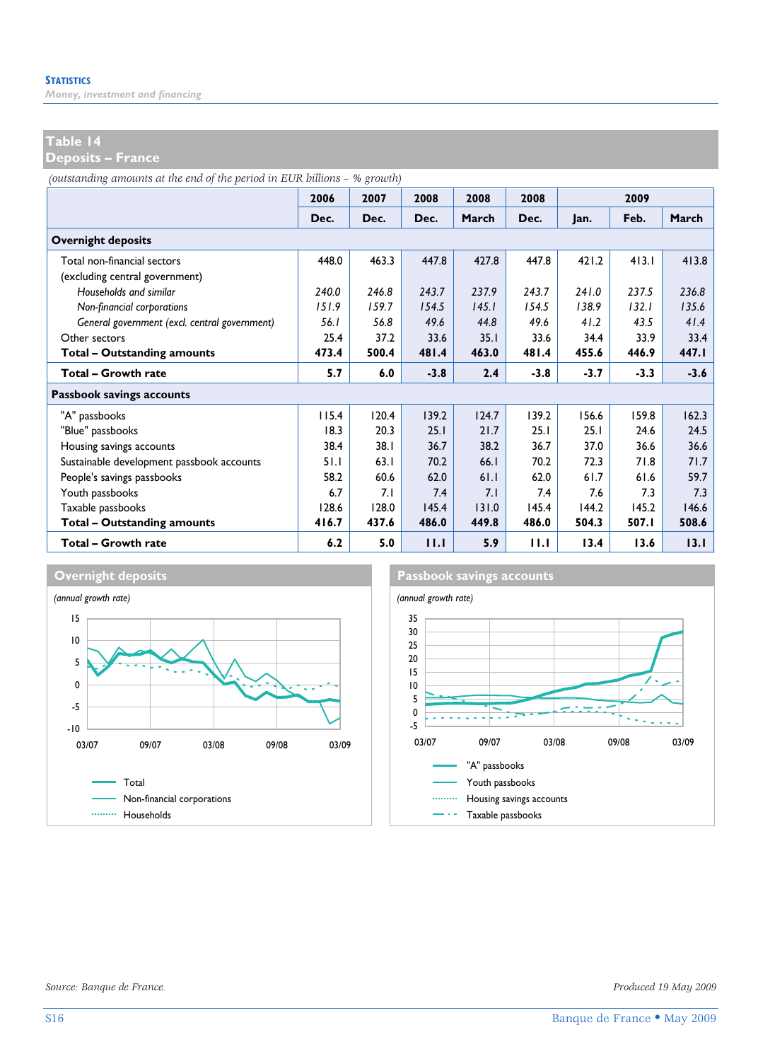## Table 14
## Deposits – France

*(outstanding amounts at the end of the period in EUR billions – % growth)*

| | 2006 | 2007 | 2008 | 2008 | 2008 | 2009 | | |
|---|---|---|---|---|---|---|---|---|
| | Dec. | Dec. | Dec. | March | Dec. | Jan. | Feb. | March |
| **Overnight deposits** | | | | | | | | |
| Total non-financial sectors (excluding central government) | 448.0 | 463.3 | 447.8 | 427.8 | 447.8 | 421.2 | 413.1 | 413.8 |
| *Households and similar* | *240.0* | *246.8* | *243.7* | *237.9* | *243.7* | *241.0* | *237.5* | *236.8* |
| *Non-financial corporations* | *151.9* | *159.7* | *154.5* | *145.1* | *154.5* | *138.9* | *132.1* | *135.6* |
| *General government (excl. central government)* | *56.1* | *56.8* | *49.6* | *44.8* | *49.6* | *41.2* | *43.5* | *41.4* |
| Other sectors | 25.4 | 37.2 | 33.6 | 35.1 | 33.6 | 34.4 | 33.9 | 33.4 |
| **Total – Outstanding amounts** | **473.4** | **500.4** | **481.4** | **463.0** | **481.4** | **455.6** | **446.9** | **447.1** |
| **Total – Growth rate** | **5.7** | **6.0** | **-3.8** | **2.4** | **-3.8** | **-3.7** | **-3.3** | **-3.6** |
| **Passbook savings accounts** | | | | | | | | |
| "A" passbooks | 115.4 | 120.4 | 139.2 | 124.7 | 139.2 | 156.6 | 159.8 | 162.3 |
| "Blue" passbooks | 18.3 | 20.3 | 25.1 | 21.7 | 25.1 | 25.1 | 24.6 | 24.5 |
| Housing savings accounts | 38.4 | 38.1 | 36.7 | 38.2 | 36.7 | 37.0 | 36.6 | 36.6 |
| Sustainable development passbook accounts | 51.1 | 63.1 | 70.2 | 66.1 | 70.2 | 72.3 | 71.8 | 71.7 |
| People's savings passbooks | 58.2 | 60.6 | 62.0 | 61.1 | 62.0 | 61.7 | 61.6 | 59.7 |
| Youth passbooks | 6.7 | 7.1 | 7.4 | 7.1 | 7.4 | 7.6 | 7.3 | 7.3 |
| Taxable passbooks | 128.6 | 128.0 | 145.4 | 131.0 | 145.4 | 144.2 | 145.2 | 146.6 |
| **Total – Outstanding amounts** | **416.7** | **437.6** | **486.0** | **449.8** | **486.0** | **504.3** | **507.1** | **508.6** |
| **Total – Growth rate** | **6.2** | **5.0** | **11.1** | **5.9** | **11.1** | **13.4** | **13.6** | **13.1** |

### Overnight deposits

*(annual growth rate)*

Legend: Total; Non-financial corporations; Households

### Passbook savings accounts

*(annual growth rate)*

Legend: "A" passbooks; Youth passbooks; Housing savings accounts; Taxable passbooks

*Source: Banque de France.*

*Produced 19 May 2009*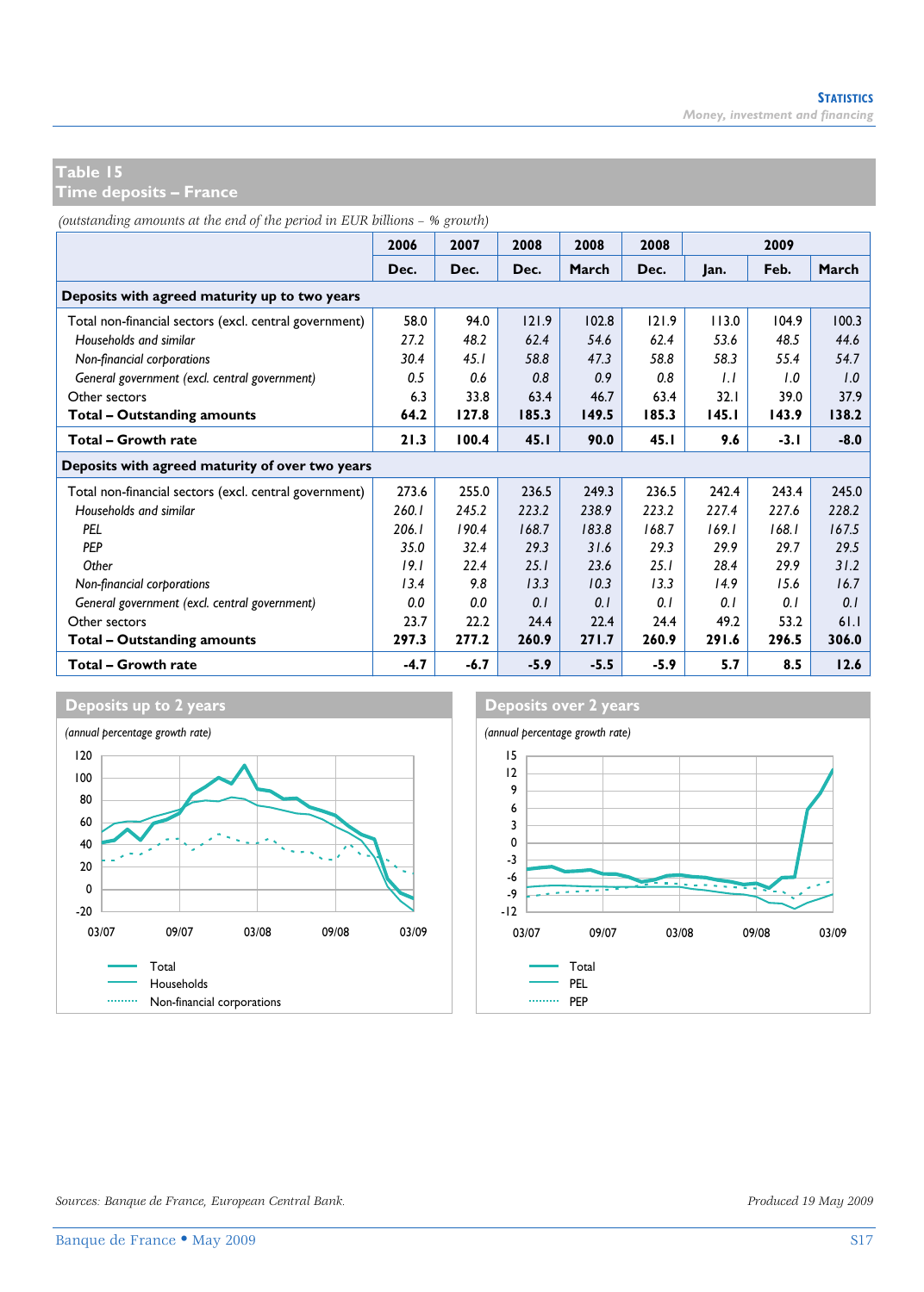## Table 15
## Time deposits – France

*(outstanding amounts at the end of the period in EUR billions – % growth)*

| | 2006 | 2007 | 2008 | 2008 | 2008 | 2009 | | |
|---|---|---|---|---|---|---|---|---|
| | Dec. | Dec. | Dec. | March | Dec. | Jan. | Feb. | March |
| **Deposits with agreed maturity up to two years** | | | | | | | | |
| Total non-financial sectors (excl. central government) | 58.0 | 94.0 | 121.9 | 102.8 | 121.9 | 113.0 | 104.9 | 100.3 |
| *Households and similar* | *27.2* | *48.2* | *62.4* | *54.6* | *62.4* | *53.6* | *48.5* | *44.6* |
| *Non-financial corporations* | *30.4* | *45.1* | *58.8* | *47.3* | *58.8* | *58.3* | *55.4* | *54.7* |
| *General government (excl. central government)* | *0.5* | *0.6* | *0.8* | *0.9* | *0.8* | *1.1* | *1.0* | *1.0* |
| Other sectors | 6.3 | 33.8 | 63.4 | 46.7 | 63.4 | 32.1 | 39.0 | 37.9 |
| **Total – Outstanding amounts** | **64.2** | **127.8** | **185.3** | **149.5** | **185.3** | **145.1** | **143.9** | **138.2** |
| **Total – Growth rate** | **21.3** | **100.4** | **45.1** | **90.0** | **45.1** | **9.6** | **-3.1** | **-8.0** |
| **Deposits with agreed maturity of over two years** | | | | | | | | |
| Total non-financial sectors (excl. central government) | 273.6 | 255.0 | 236.5 | 249.3 | 236.5 | 242.4 | 243.4 | 245.0 |
| *Households and similar* | *260.1* | *245.2* | *223.2* | *238.9* | *223.2* | *227.4* | *227.6* | *228.2* |
| *PEL* | *206.1* | *190.4* | *168.7* | *183.8* | *168.7* | *169.1* | *168.1* | *167.5* |
| *PEP* | *35.0* | *32.4* | *29.3* | *31.6* | *29.3* | *29.9* | *29.7* | *29.5* |
| *Other* | *19.1* | *22.4* | *25.1* | *23.6* | *25.1* | *28.4* | *29.9* | *31.2* |
| *Non-financial corporations* | *13.4* | *9.8* | *13.3* | *10.3* | *13.3* | *14.9* | *15.6* | *16.7* |
| *General government (excl. central government)* | *0.0* | *0.0* | *0.1* | *0.1* | *0.1* | *0.1* | *0.1* | *0.1* |
| Other sectors | 23.7 | 22.2 | 24.4 | 22.4 | 24.4 | 49.2 | 53.2 | 61.1 |
| **Total – Outstanding amounts** | **297.3** | **277.2** | **260.9** | **271.7** | **260.9** | **291.6** | **296.5** | **306.0** |
| **Total – Growth rate** | **-4.7** | **-6.7** | **-5.9** | **-5.5** | **-5.9** | **5.7** | **8.5** | **12.6** |

### Deposits up to 2 years

*(annual percentage growth rate)*

Legend: Total; Households; Non-financial corporations

### Deposits over 2 years

*(annual percentage growth rate)*

Legend: Total; PEL; PEP

*Sources: Banque de France, European Central Bank.*

*Produced 19 May 2009*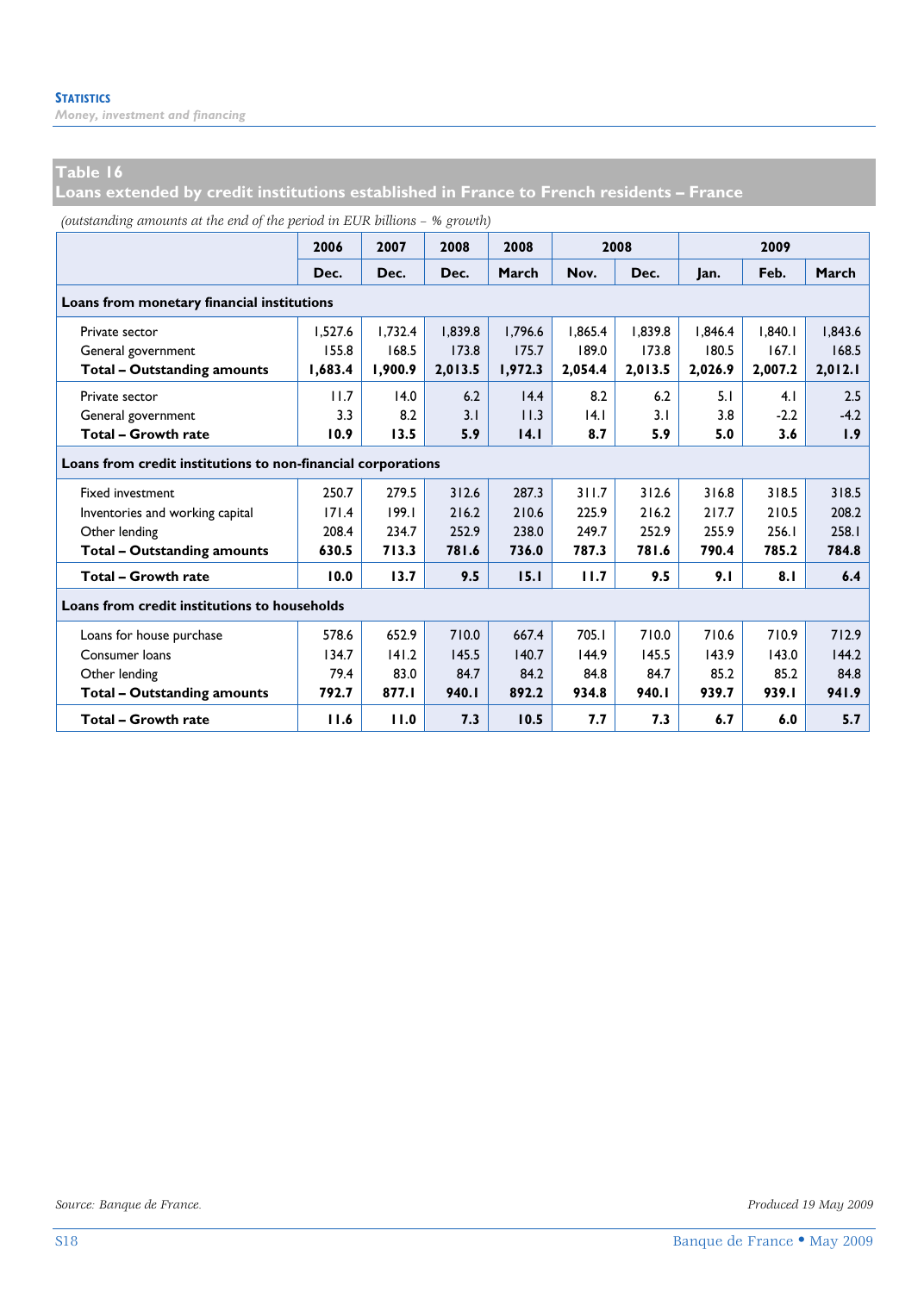## Table 16
## Loans extended by credit institutions established in France to French residents – France

*(outstanding amounts at the end of the period in EUR billions – % growth)*

| | 2006 | 2007 | 2008 | 2008 | 2008 | | 2009 | | |
|---|---|---|---|---|---|---|---|---|---|
| | Dec. | Dec. | Dec. | March | Nov. | Dec. | Jan. | Feb. | March |
| **Loans from monetary financial institutions** | | | | | | | | | |
| Private sector | 1,527.6 | 1,732.4 | 1,839.8 | 1,796.6 | 1,865.4 | 1,839.8 | 1,846.4 | 1,840.1 | 1,843.6 |
| General government | 155.8 | 168.5 | 173.8 | 175.7 | 189.0 | 173.8 | 180.5 | 167.1 | 168.5 |
| **Total – Outstanding amounts** | **1,683.4** | **1,900.9** | **2,013.5** | **1,972.3** | **2,054.4** | **2,013.5** | **2,026.9** | **2,007.2** | **2,012.1** |
| Private sector | 11.7 | 14.0 | 6.2 | 14.4 | 8.2 | 6.2 | 5.1 | 4.1 | 2.5 |
| General government | 3.3 | 8.2 | 3.1 | 11.3 | 14.1 | 3.1 | 3.8 | -2.2 | -4.2 |
| **Total – Growth rate** | **10.9** | **13.5** | **5.9** | **14.1** | **8.7** | **5.9** | **5.0** | **3.6** | **1.9** |
| **Loans from credit institutions to non-financial corporations** | | | | | | | | | |
| Fixed investment | 250.7 | 279.5 | 312.6 | 287.3 | 311.7 | 312.6 | 316.8 | 318.5 | 318.5 |
| Inventories and working capital | 171.4 | 199.1 | 216.2 | 210.6 | 225.9 | 216.2 | 217.7 | 210.5 | 208.2 |
| Other lending | 208.4 | 234.7 | 252.9 | 238.0 | 249.7 | 252.9 | 255.9 | 256.1 | 258.1 |
| **Total – Outstanding amounts** | **630.5** | **713.3** | **781.6** | **736.0** | **787.3** | **781.6** | **790.4** | **785.2** | **784.8** |
| **Total – Growth rate** | **10.0** | **13.7** | **9.5** | **15.1** | **11.7** | **9.5** | **9.1** | **8.1** | **6.4** |
| **Loans from credit institutions to households** | | | | | | | | | |
| Loans for house purchase | 578.6 | 652.9 | 710.0 | 667.4 | 705.1 | 710.0 | 710.6 | 710.9 | 712.9 |
| Consumer loans | 134.7 | 141.2 | 145.5 | 140.7 | 144.9 | 145.5 | 143.9 | 143.0 | 144.2 |
| Other lending | 79.4 | 83.0 | 84.7 | 84.2 | 84.8 | 84.7 | 85.2 | 85.2 | 84.8 |
| **Total – Outstanding amounts** | **792.7** | **877.1** | **940.1** | **892.2** | **934.8** | **940.1** | **939.7** | **939.1** | **941.9** |
| **Total – Growth rate** | **11.6** | **11.0** | **7.3** | **10.5** | **7.7** | **7.3** | **6.7** | **6.0** | **5.7** |

*Source: Banque de France.*

*Produced 19 May 2009*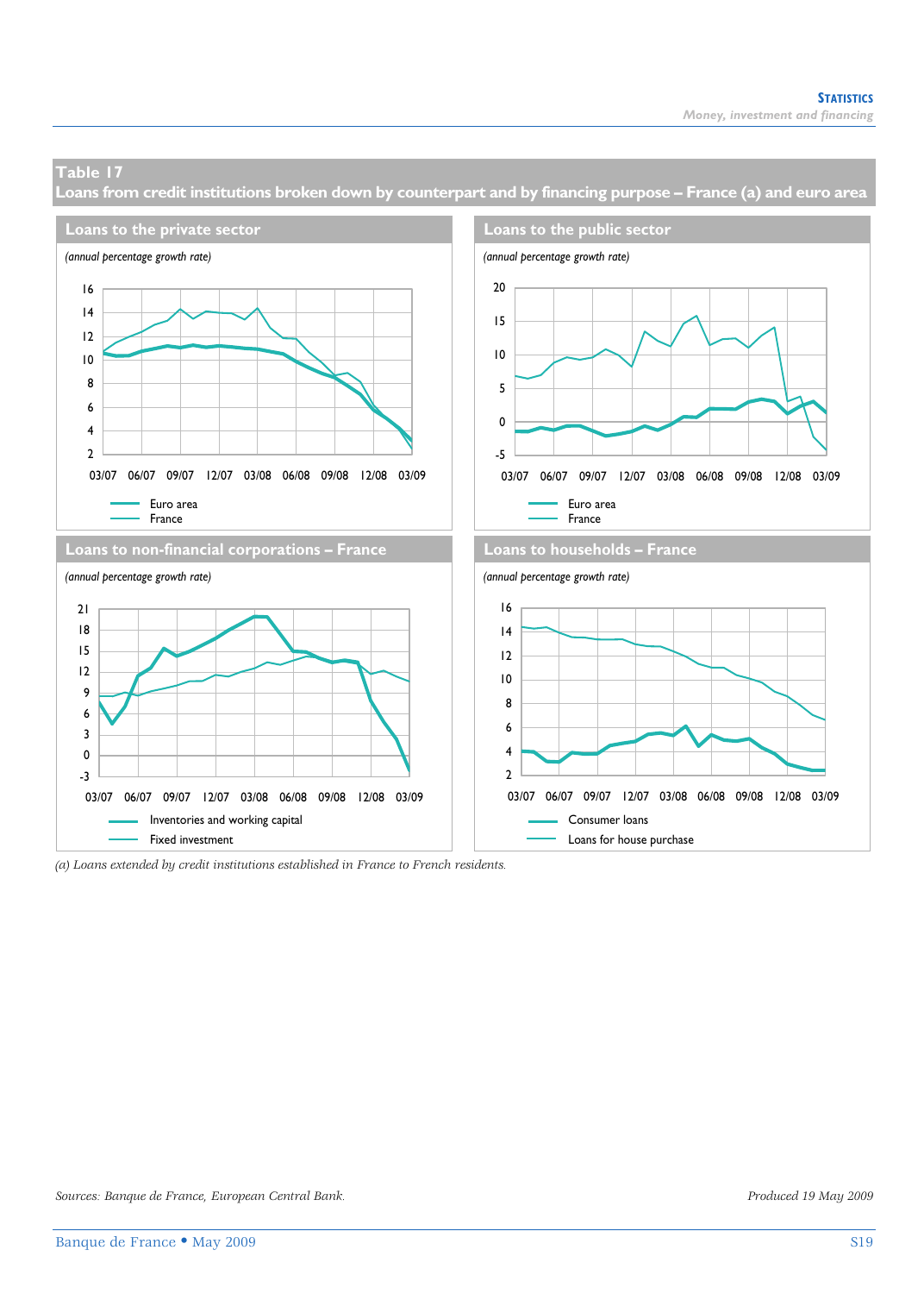## Table 17

### Loans from credit institutions broken down by counterpart and by financing purpose – France (a) and euro area

#### Loans to the private sector

*(annual percentage growth rate)*

16, 14, 12, 10, 8, 6, 4, 2

03/07 06/07 09/07 12/07 03/08 06/08 09/08 12/08 03/09

Euro area
France

#### Loans to the public sector

*(annual percentage growth rate)*

20, 15, 10, 5, 0, -5

03/07 06/07 09/07 12/07 03/08 06/08 09/08 12/08 03/09

Euro area
France

#### Loans to non-financial corporations – France

*(annual percentage growth rate)*

21, 18, 15, 12, 9, 6, 3, 0, -3

03/07 06/07 09/07 12/07 03/08 06/08 09/08 12/08 03/09

Inventories and working capital
Fixed investment

#### Loans to households – France

*(annual percentage growth rate)*

16, 14, 12, 10, 8, 6, 4, 2

03/07 06/07 09/07 12/07 03/08 06/08 09/08 12/08 03/09

Consumer loans
Loans for house purchase

*(a) Loans extended by credit institutions established in France to French residents.*

*Sources: Banque de France, European Central Bank.*

*Produced 19 May 2009*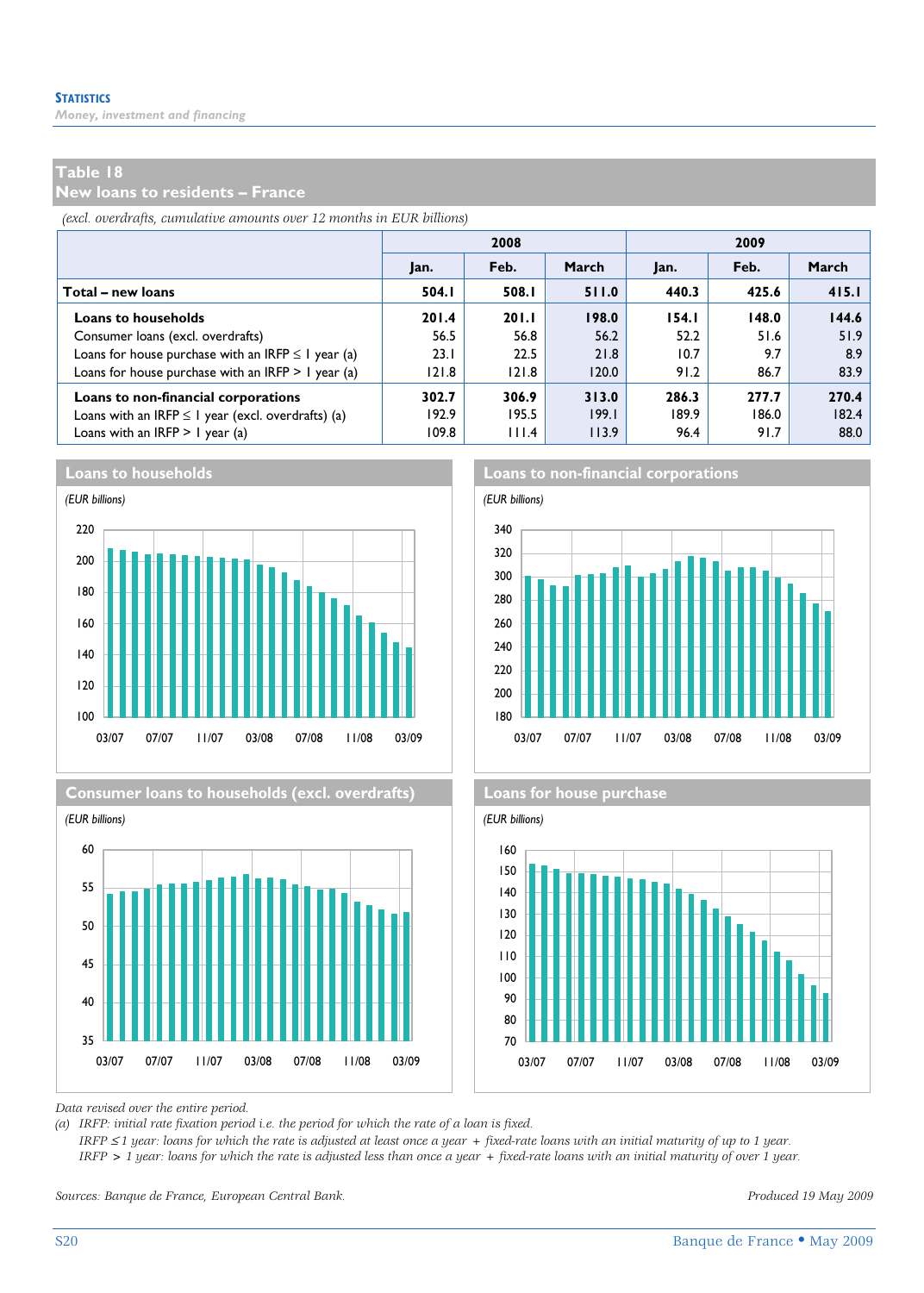## Table 18
## New loans to residents – France

*(excl. overdrafts, cumulative amounts over 12 months in EUR billions)*

| | 2008 | | | 2009 | | |
|---|---|---|---|---|---|---|
| | Jan. | Feb. | March | Jan. | Feb. | March |
| **Total – new loans** | **504.1** | **508.1** | **511.0** | **440.3** | **425.6** | **415.1** |
| **Loans to households** | **201.4** | **201.1** | **198.0** | **154.1** | **148.0** | **144.6** |
| Consumer loans (excl. overdrafts) | 56.5 | 56.8 | 56.2 | 52.2 | 51.6 | 51.9 |
| Loans for house purchase with an IRFP ≤ 1 year (a) | 23.1 | 22.5 | 21.8 | 10.7 | 9.7 | 8.9 |
| Loans for house purchase with an IRFP > 1 year (a) | 121.8 | 121.8 | 120.0 | 91.2 | 86.7 | 83.9 |
| **Loans to non-financial corporations** | **302.7** | **306.9** | **313.0** | **286.3** | **277.7** | **270.4** |
| Loans with an IRFP ≤ 1 year (excl. overdrafts) (a) | 192.9 | 195.5 | 199.1 | 189.9 | 186.0 | 182.4 |
| Loans with an IRFP > 1 year (a) | 109.8 | 111.4 | 113.9 | 96.4 | 91.7 | 88.0 |

**Loans to households**

*(EUR billions)*

**Loans to non-financial corporations**

*(EUR billions)*

**Consumer loans to households (excl. overdrafts)**

*(EUR billions)*

**Loans for house purchase**

*(EUR billions)*

*Data revised over the entire period.*

*(a) IRFP: initial rate fixation period i.e. the period for which the rate of a loan is fixed.*
*IRFP ≤ 1 year: loans for which the rate is adjusted at least once a year + fixed-rate loans with an initial maturity of up to 1 year.*
*IRFP > 1 year: loans for which the rate is adjusted less than once a year + fixed-rate loans with an initial maturity of over 1 year.*

*Sources: Banque de France, European Central Bank.*

*Produced 19 May 2009*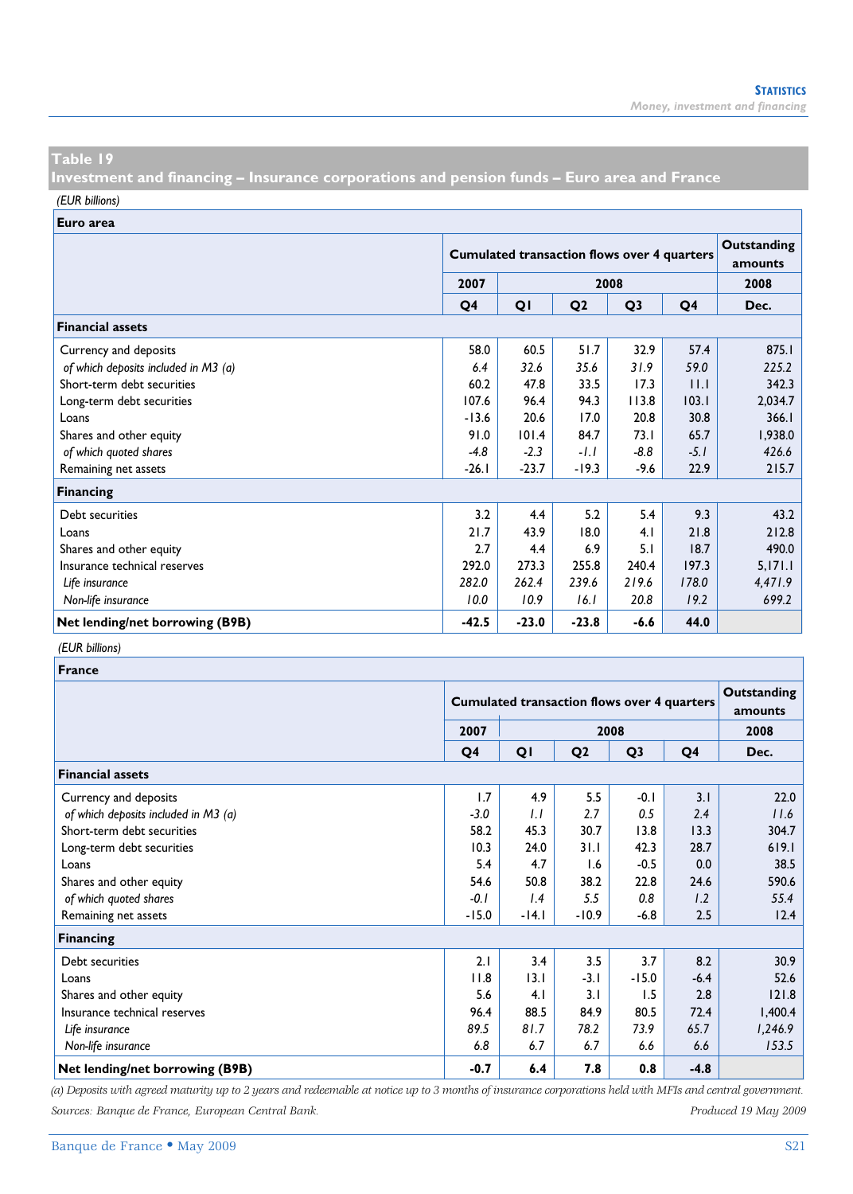## Table 19
## Investment and financing – Insurance corporations and pension funds – Euro area and France

*(EUR billions)*

| Euro area | Cumulated transaction flows over 4 quarters | | | | | Outstanding amounts |
|---|---|---|---|---|---|---|
| | 2007 | 2008 | | | | 2008 |
| | Q4 | Q1 | Q2 | Q3 | Q4 | Dec. |
| **Financial assets** | | | | | | |
| Currency and deposits | 58.0 | 60.5 | 51.7 | 32.9 | 57.4 | 875.1 |
| *of which deposits included in M3 (a)* | *6.4* | *32.6* | *35.6* | *31.9* | *59.0* | *225.2* |
| Short-term debt securities | 60.2 | 47.8 | 33.5 | 17.3 | 11.1 | 342.3 |
| Long-term debt securities | 107.6 | 96.4 | 94.3 | 113.8 | 103.1 | 2,034.7 |
| Loans | -13.6 | 20.6 | 17.0 | 20.8 | 30.8 | 366.1 |
| Shares and other equity | 91.0 | 101.4 | 84.7 | 73.1 | 65.7 | 1,938.0 |
| *of which quoted shares* | *-4.8* | *-2.3* | *-1.1* | *-8.8* | *-5.1* | *426.6* |
| Remaining net assets | -26.1 | -23.7 | -19.3 | -9.6 | 22.9 | 215.7 |
| **Financing** | | | | | | |
| Debt securities | 3.2 | 4.4 | 5.2 | 5.4 | 9.3 | 43.2 |
| Loans | 21.7 | 43.9 | 18.0 | 4.1 | 21.8 | 212.8 |
| Shares and other equity | 2.7 | 4.4 | 6.9 | 5.1 | 18.7 | 490.0 |
| Insurance technical reserves | 292.0 | 273.3 | 255.8 | 240.4 | 197.3 | 5,171.1 |
| *Life insurance* | *282.0* | *262.4* | *239.6* | *219.6* | *178.0* | *4,471.9* |
| *Non-life insurance* | *10.0* | *10.9* | *16.1* | *20.8* | *19.2* | *699.2* |
| **Net lending/net borrowing (B9B)** | **-42.5** | **-23.0** | **-23.8** | **-6.6** | **44.0** | |

*(EUR billions)*

| France | Cumulated transaction flows over 4 quarters | | | | | Outstanding amounts |
|---|---|---|---|---|---|---|
| | 2007 | 2008 | | | | 2008 |
| | Q4 | Q1 | Q2 | Q3 | Q4 | Dec. |
| **Financial assets** | | | | | | |
| Currency and deposits | 1.7 | 4.9 | 5.5 | -0.1 | 3.1 | 22.0 |
| *of which deposits included in M3 (a)* | *-3.0* | *1.1* | *2.7* | *0.5* | *2.4* | *11.6* |
| Short-term debt securities | 58.2 | 45.3 | 30.7 | 13.8 | 13.3 | 304.7 |
| Long-term debt securities | 10.3 | 24.0 | 31.1 | 42.3 | 28.7 | 619.1 |
| Loans | 5.4 | 4.7 | 1.6 | -0.5 | 0.0 | 38.5 |
| Shares and other equity | 54.6 | 50.8 | 38.2 | 22.8 | 24.6 | 590.6 |
| *of which quoted shares* | *-0.1* | *1.4* | *5.5* | *0.8* | *1.2* | *55.4* |
| Remaining net assets | -15.0 | -14.1 | -10.9 | -6.8 | 2.5 | 12.4 |
| **Financing** | | | | | | |
| Debt securities | 2.1 | 3.4 | 3.5 | 3.7 | 8.2 | 30.9 |
| Loans | 11.8 | 13.1 | -3.1 | -15.0 | -6.4 | 52.6 |
| Shares and other equity | 5.6 | 4.1 | 3.1 | 1.5 | 2.8 | 121.8 |
| Insurance technical reserves | 96.4 | 88.5 | 84.9 | 80.5 | 72.4 | 1,400.4 |
| *Life insurance* | *89.5* | *81.7* | *78.2* | *73.9* | *65.7* | *1,246.9* |
| *Non-life insurance* | *6.8* | *6.7* | *6.7* | *6.6* | *6.6* | *153.5* |
| **Net lending/net borrowing (B9B)** | **-0.7** | **6.4** | **7.8** | **0.8** | **-4.8** | |

*(a) Deposits with agreed maturity up to 2 years and redeemable at notice up to 3 months of insurance corporations held with MFIs and central government.*

*Sources: Banque de France, European Central Bank.* *Produced 19 May 2009*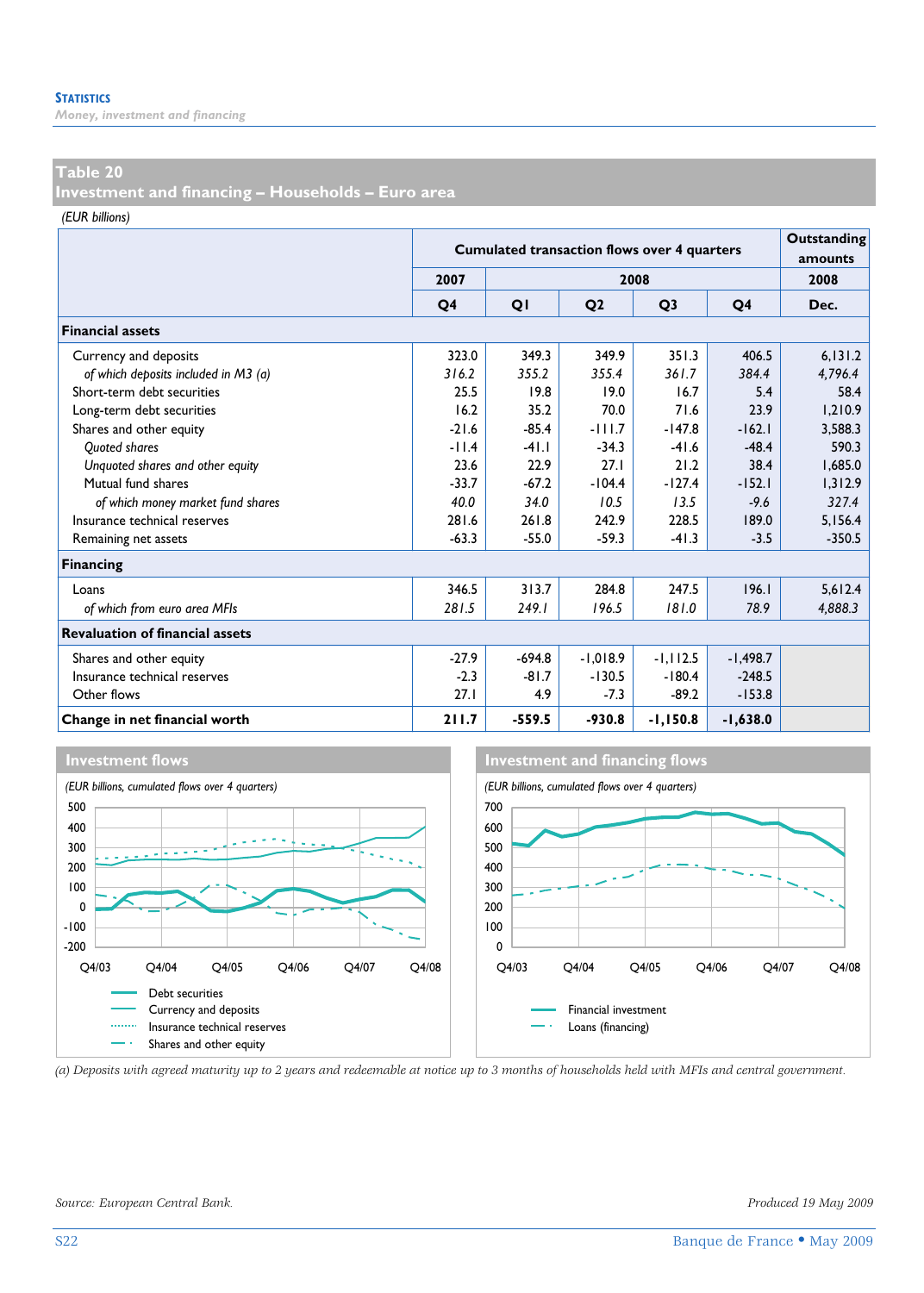**STATISTICS**
*Money, investment and financing*

## Table 20
## Investment and financing – Households – Euro area

*(EUR billions)*

| | Cumulated transaction flows over 4 quarters | | | | | Outstanding amounts |
|---|---|---|---|---|---|---|
| | 2007 | 2008 | | | | 2008 |
| | Q4 | Q1 | Q2 | Q3 | Q4 | Dec. |
| **Financial assets** | | | | | | |
| Currency and deposits | 323.0 | 349.3 | 349.9 | 351.3 | 406.5 | 6,131.2 |
| *of which deposits included in M3 (a)* | *316.2* | *355.2* | *355.4* | *361.7* | *384.4* | *4,796.4* |
| Short-term debt securities | 25.5 | 19.8 | 19.0 | 16.7 | 5.4 | 58.4 |
| Long-term debt securities | 16.2 | 35.2 | 70.0 | 71.6 | 23.9 | 1,210.9 |
| Shares and other equity | -21.6 | -85.4 | -111.7 | -147.8 | -162.1 | 3,588.3 |
| *Quoted shares* | -11.4 | -41.1 | -34.3 | -41.6 | -48.4 | 590.3 |
| *Unquoted shares and other equity* | 23.6 | 22.9 | 27.1 | 21.2 | 38.4 | 1,685.0 |
| Mutual fund shares | -33.7 | -67.2 | -104.4 | -127.4 | -152.1 | 1,312.9 |
| *of which money market fund shares* | *40.0* | *34.0* | *10.5* | *13.5* | *-9.6* | *327.4* |
| Insurance technical reserves | 281.6 | 261.8 | 242.9 | 228.5 | 189.0 | 5,156.4 |
| Remaining net assets | -63.3 | -55.0 | -59.3 | -41.3 | -3.5 | -350.5 |
| **Financing** | | | | | | |
| Loans | 346.5 | 313.7 | 284.8 | 247.5 | 196.1 | 5,612.4 |
| *of which from euro area MFIs* | *281.5* | *249.1* | *196.5* | *181.0* | *78.9* | *4,888.3* |
| **Revaluation of financial assets** | | | | | | |
| Shares and other equity | -27.9 | -694.8 | -1,018.9 | -1,112.5 | -1,498.7 | |
| Insurance technical reserves | -2.3 | -81.7 | -130.5 | -180.4 | -248.5 | |
| Other flows | 27.1 | 4.9 | -7.3 | -89.2 | -153.8 | |
| **Change in net financial worth** | **211.7** | **-559.5** | **-930.8** | **-1,150.8** | **-1,638.0** | |

**Investment flows**

*(EUR billions, cumulated flows over 4 quarters)*

Legend: Debt securities; Currency and deposits; Insurance technical reserves; Shares and other equity

**Investment and financing flows**

*(EUR billions, cumulated flows over 4 quarters)*

Legend: Financial investment; Loans (financing)

(a) Deposits with agreed maturity up to 2 years and redeemable at notice up to 3 months of households held with MFIs and central government.

*Source: European Central Bank.*

*Produced 19 May 2009*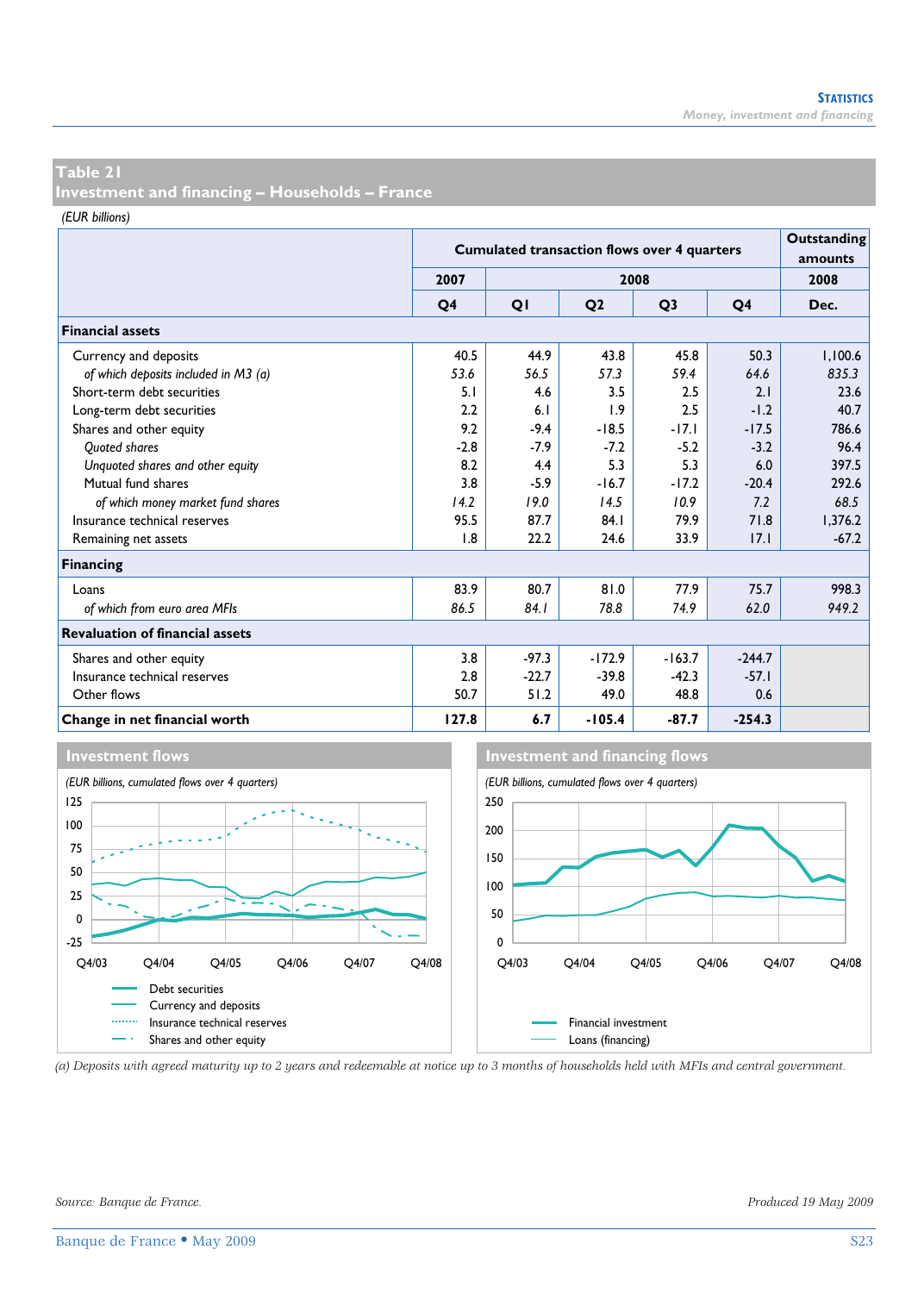## Table 21
## Investment and financing – Households – France

*(EUR billions)*

| | Cumulated transaction flows over 4 quarters | | | | | Outstanding amounts |
|---|---|---|---|---|---|---|
| | 2007 | 2008 | | | | 2008 |
| | Q4 | Q1 | Q2 | Q3 | Q4 | Dec. |
| **Financial assets** | | | | | | |
| Currency and deposits | 40.5 | 44.9 | 43.8 | 45.8 | 50.3 | 1,100.6 |
| *of which deposits included in M3 (a)* | *53.6* | *56.5* | *57.3* | *59.4* | *64.6* | *835.3* |
| Short-term debt securities | 5.1 | 4.6 | 3.5 | 2.5 | 2.1 | 23.6 |
| Long-term debt securities | 2.2 | 6.1 | 1.9 | 2.5 | -1.2 | 40.7 |
| Shares and other equity | 9.2 | -9.4 | -18.5 | -17.1 | -17.5 | 786.6 |
| *Quoted shares* | -2.8 | -7.9 | -7.2 | -5.2 | -3.2 | 96.4 |
| *Unquoted shares and other equity* | 8.2 | 4.4 | 5.3 | 5.3 | 6.0 | 397.5 |
| Mutual fund shares | 3.8 | -5.9 | -16.7 | -17.2 | -20.4 | 292.6 |
| *of which money market fund shares* | *14.2* | *19.0* | *14.5* | *10.9* | *7.2* | *68.5* |
| Insurance technical reserves | 95.5 | 87.7 | 84.1 | 79.9 | 71.8 | 1,376.2 |
| Remaining net assets | 1.8 | 22.2 | 24.6 | 33.9 | 17.1 | -67.2 |
| **Financing** | | | | | | |
| Loans | 83.9 | 80.7 | 81.0 | 77.9 | 75.7 | 998.3 |
| *of which from euro area MFIs* | *86.5* | *84.1* | *78.8* | *74.9* | *62.0* | *949.2* |
| **Revaluation of financial assets** | | | | | | |
| Shares and other equity | 3.8 | -97.3 | -172.9 | -163.7 | -244.7 | |
| Insurance technical reserves | 2.8 | -22.7 | -39.8 | -42.3 | -57.1 | |
| Other flows | 50.7 | 51.2 | 49.0 | 48.8 | 0.6 | |
| **Change in net financial worth** | **127.8** | **6.7** | **-105.4** | **-87.7** | **-254.3** | |

### Investment flows

*(EUR billions, cumulated flows over 4 quarters)*

Legend: Debt securities; Currency and deposits; Insurance technical reserves; Shares and other equity

### Investment and financing flows

*(EUR billions, cumulated flows over 4 quarters)*

Legend: Financial investment; Loans (financing)

*(a) Deposits with agreed maturity up to 2 years and redeemable at notice up to 3 months of households held with MFIs and central government.*

*Source: Banque de France.*

*Produced 19 May 2009*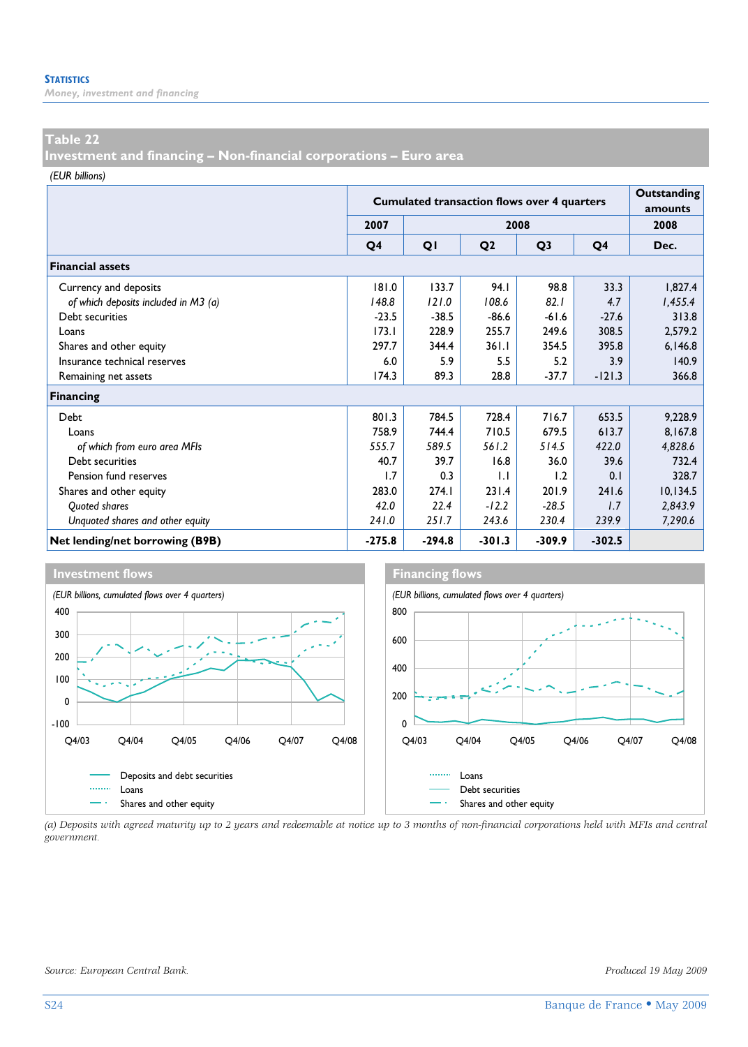## Table 22
## Investment and financing – Non-financial corporations – Euro area

*(EUR billions)*

| | Cumulated transaction flows over 4 quarters | | | | | Outstanding amounts |
|---|---|---|---|---|---|---|
| | 2007 | 2008 | | | | 2008 |
| | Q4 | Q1 | Q2 | Q3 | Q4 | Dec. |
| **Financial assets** | | | | | | |
| Currency and deposits | 181.0 | 133.7 | 94.1 | 98.8 | 33.3 | 1,827.4 |
| *of which deposits included in M3 (a)* | *148.8* | *121.0* | *108.6* | *82.1* | *4.7* | *1,455.4* |
| Debt securities | -23.5 | -38.5 | -86.6 | -61.6 | -27.6 | 313.8 |
| Loans | 173.1 | 228.9 | 255.7 | 249.6 | 308.5 | 2,579.2 |
| Shares and other equity | 297.7 | 344.4 | 361.1 | 354.5 | 395.8 | 6,146.8 |
| Insurance technical reserves | 6.0 | 5.9 | 5.5 | 5.2 | 3.9 | 140.9 |
| Remaining net assets | 174.3 | 89.3 | 28.8 | -37.7 | -121.3 | 366.8 |
| **Financing** | | | | | | |
| Debt | 801.3 | 784.5 | 728.4 | 716.7 | 653.5 | 9,228.9 |
| Loans | 758.9 | 744.4 | 710.5 | 679.5 | 613.7 | 8,167.8 |
| *of which from euro area MFIs* | *555.7* | *589.5* | *561.2* | *514.5* | *422.0* | *4,828.6* |
| Debt securities | 40.7 | 39.7 | 16.8 | 36.0 | 39.6 | 732.4 |
| Pension fund reserves | 1.7 | 0.3 | 1.1 | 1.2 | 0.1 | 328.7 |
| Shares and other equity | 283.0 | 274.1 | 231.4 | 201.9 | 241.6 | 10,134.5 |
| *Quoted shares* | *42.0* | *22.4* | *-12.2* | *-28.5* | *1.7* | *2,843.9* |
| *Unquoted shares and other equity* | *241.0* | *251.7* | *243.6* | *230.4* | *239.9* | *7,290.6* |
| **Net lending/net borrowing (B9B)** | **-275.8** | **-294.8** | **-301.3** | **-309.9** | **-302.5** | |

### Investment flows

*(EUR billions, cumulated flows over 4 quarters)*

Legend: Deposits and debt securities; Loans; Shares and other equity

### Financing flows

*(EUR billions, cumulated flows over 4 quarters)*

Legend: Loans; Debt securities; Shares and other equity

*(a) Deposits with agreed maturity up to 2 years and redeemable at notice up to 3 months of non-financial corporations held with MFIs and central government.*

*Source: European Central Bank.*

*Produced 19 May 2009*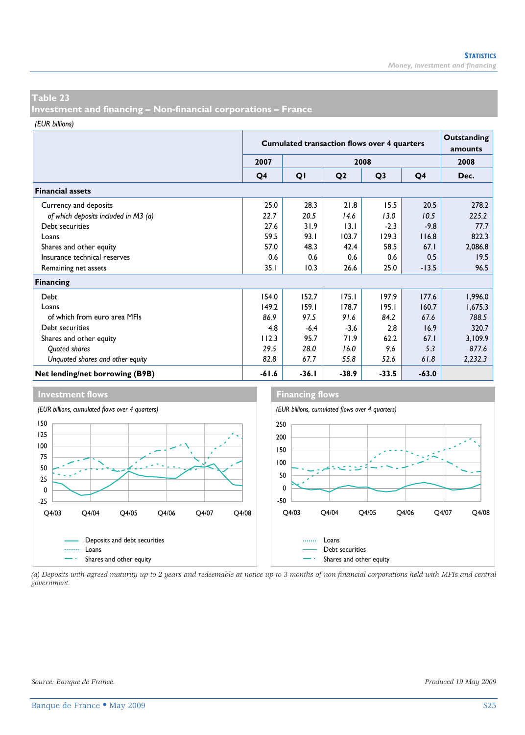## Table 23

## Investment and financing – Non-financial corporations – France

*(EUR billions)*

| | Cumulated transaction flows over 4 quarters | | | | | Outstanding amounts |
|---|---|---|---|---|---|---|
| | 2007 | 2008 | | | | 2008 |
| | Q4 | Q1 | Q2 | Q3 | Q4 | Dec. |
| **Financial assets** | | | | | | |
| Currency and deposits | 25.0 | 28.3 | 21.8 | 15.5 | 20.5 | 278.2 |
| *of which deposits included in M3 (a)* | *22.7* | *20.5* | *14.6* | *13.0* | *10.5* | *225.2* |
| Debt securities | 27.6 | 31.9 | 13.1 | -2.3 | -9.8 | 77.7 |
| Loans | 59.5 | 93.1 | 103.7 | 129.3 | 116.8 | 822.3 |
| Shares and other equity | 57.0 | 48.3 | 42.4 | 58.5 | 67.1 | 2,086.8 |
| Insurance technical reserves | 0.6 | 0.6 | 0.6 | 0.6 | 0.5 | 19.5 |
| Remaining net assets | 35.1 | 10.3 | 26.6 | 25.0 | -13.5 | 96.5 |
| **Financing** | | | | | | |
| Debt | 154.0 | 152.7 | 175.1 | 197.9 | 177.6 | 1,996.0 |
| Loans | 149.2 | 159.1 | 178.7 | 195.1 | 160.7 | 1,675.3 |
| of which from euro area MFIs | 86.9 | 97.5 | 91.6 | 84.2 | 67.6 | 788.5 |
| Debt securities | 4.8 | -6.4 | -3.6 | 2.8 | 16.9 | 320.7 |
| Shares and other equity | 112.3 | 95.7 | 71.9 | 62.2 | 67.1 | 3,109.9 |
| *Quoted shares* | *29.5* | *28.0* | *16.0* | *9.6* | *5.3* | *877.6* |
| *Unquoted shares and other equity* | *82.8* | *67.7* | *55.8* | *52.6* | *61.8* | *2,232.3* |
| **Net lending/net borrowing (B9B)** | **-61.6** | **-36.1** | **-38.9** | **-33.5** | **-63.0** | |

**Investment flows**

*(EUR billions, cumulated flows over 4 quarters)*

**Financing flows**

*(EUR billions, cumulated flows over 4 quarters)*

*(a) Deposits with agreed maturity up to 2 years and redeemable at notice up to 3 months of non-financial corporations held with MFIs and central government.*

*Source: Banque de France.*

*Produced 19 May 2009*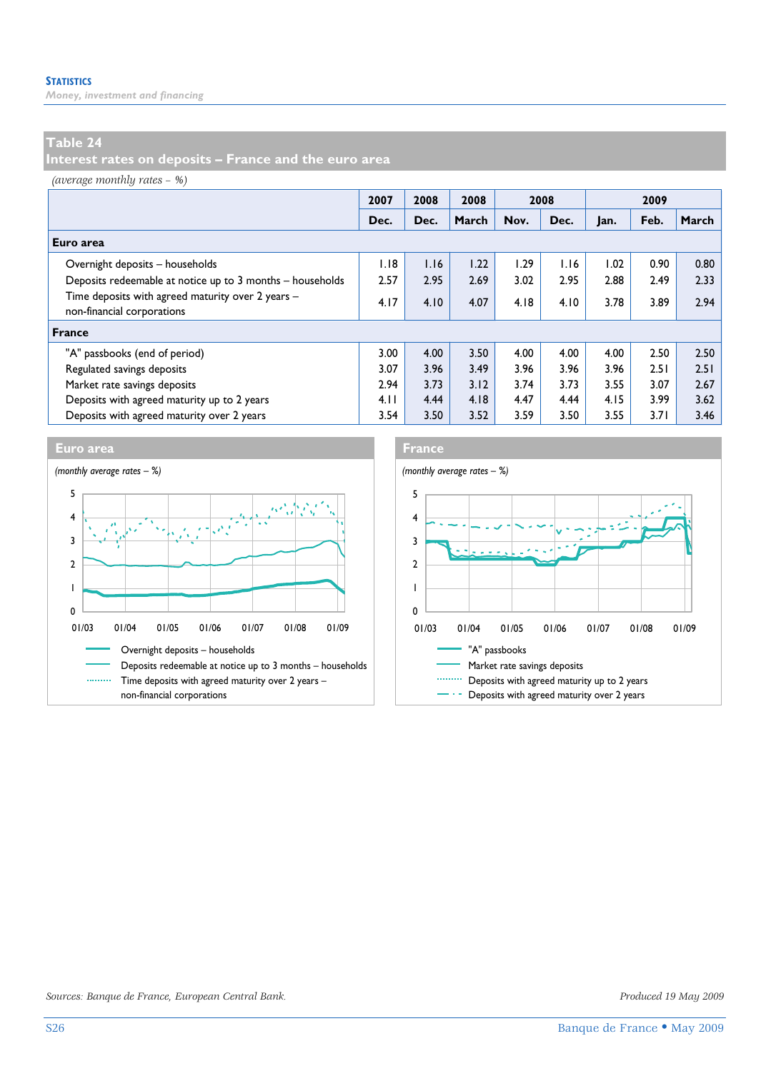## Table 24
## Interest rates on deposits – France and the euro area

*(average monthly rates – %)*

| | 2007 | 2008 | 2008 | 2008 | | 2009 | | |
|---|---|---|---|---|---|---|---|---|
| | Dec. | Dec. | March | Nov. | Dec. | Jan. | Feb. | March |
| **Euro area** | | | | | | | | |
| Overnight deposits – households | 1.18 | 1.16 | 1.22 | 1.29 | 1.16 | 1.02 | 0.90 | 0.80 |
| Deposits redeemable at notice up to 3 months – households | 2.57 | 2.95 | 2.69 | 3.02 | 2.95 | 2.88 | 2.49 | 2.33 |
| Time deposits with agreed maturity over 2 years – non-financial corporations | 4.17 | 4.10 | 4.07 | 4.18 | 4.10 | 3.78 | 3.89 | 2.94 |
| **France** | | | | | | | | |
| "A" passbooks (end of period) | 3.00 | 4.00 | 3.50 | 4.00 | 4.00 | 4.00 | 2.50 | 2.50 |
| Regulated savings deposits | 3.07 | 3.96 | 3.49 | 3.96 | 3.96 | 3.96 | 2.51 | 2.51 |
| Market rate savings deposits | 2.94 | 3.73 | 3.12 | 3.74 | 3.73 | 3.55 | 3.07 | 2.67 |
| Deposits with agreed maturity up to 2 years | 4.11 | 4.44 | 4.18 | 4.47 | 4.44 | 4.15 | 3.99 | 3.62 |
| Deposits with agreed maturity over 2 years | 3.54 | 3.50 | 3.52 | 3.59 | 3.50 | 3.55 | 3.71 | 3.46 |

**Euro area**

*(monthly average rates – %)*

- Overnight deposits – households
- Deposits redeemable at notice up to 3 months – households
- Time deposits with agreed maturity over 2 years – non-financial corporations

**France**

*(monthly average rates – %)*

- "A" passbooks
- Market rate savings deposits
- Deposits with agreed maturity up to 2 years
- Deposits with agreed maturity over 2 years

*Sources: Banque de France, European Central Bank.*

*Produced 19 May 2009*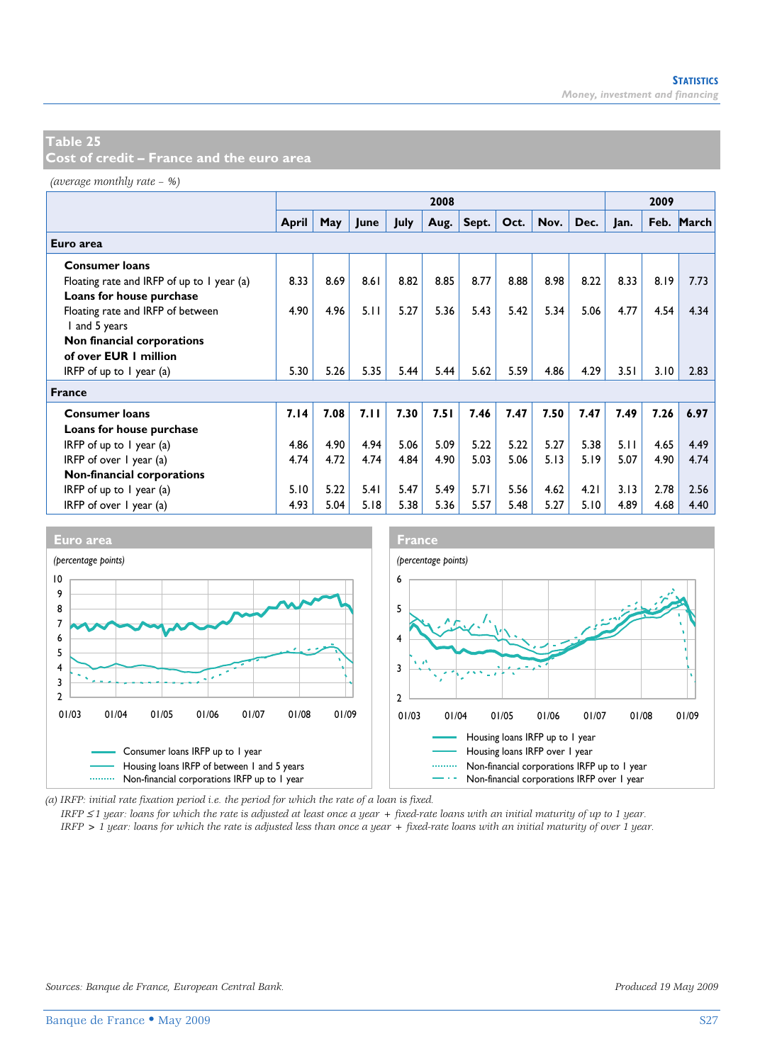## Table 25
## Cost of credit – France and the euro area

*(average monthly rate – %)*

| | 2008 | | | | | | | | | 2009 | | |
|---|---|---|---|---|---|---|---|---|---|---|---|---|
| | April | May | June | July | Aug. | Sept. | Oct. | Nov. | Dec. | Jan. | Feb. | March |
| **Euro area** | | | | | | | | | | | | |
| **Consumer loans** | | | | | | | | | | | | |
| Floating rate and IRFP of up to 1 year (a) | 8.33 | 8.69 | 8.61 | 8.82 | 8.85 | 8.77 | 8.88 | 8.98 | 8.22 | 8.33 | 8.19 | 7.73 |
| **Loans for house purchase** | | | | | | | | | | | | |
| Floating rate and IRFP of between 1 and 5 years | 4.90 | 4.96 | 5.11 | 5.27 | 5.36 | 5.43 | 5.42 | 5.34 | 5.06 | 4.77 | 4.54 | 4.34 |
| **Non financial corporations of over EUR 1 million** | | | | | | | | | | | | |
| IRFP of up to 1 year (a) | 5.30 | 5.26 | 5.35 | 5.44 | 5.44 | 5.62 | 5.59 | 4.86 | 4.29 | 3.51 | 3.10 | 2.83 |
| **France** | | | | | | | | | | | | |
| **Consumer loans** | **7.14** | **7.08** | **7.11** | **7.30** | **7.51** | **7.46** | **7.47** | **7.50** | **7.47** | **7.49** | **7.26** | **6.97** |
| **Loans for house purchase** | | | | | | | | | | | | |
| IRFP of up to 1 year (a) | 4.86 | 4.90 | 4.94 | 5.06 | 5.09 | 5.22 | 5.22 | 5.27 | 5.38 | 5.11 | 4.65 | 4.49 |
| IRFP of over 1 year (a) | 4.74 | 4.72 | 4.74 | 4.84 | 4.90 | 5.03 | 5.06 | 5.13 | 5.19 | 5.07 | 4.90 | 4.74 |
| **Non-financial corporations** | | | | | | | | | | | | |
| IRFP of up to 1 year (a) | 5.10 | 5.22 | 5.41 | 5.47 | 5.49 | 5.71 | 5.56 | 4.62 | 4.21 | 3.13 | 2.78 | 2.56 |
| IRFP of over 1 year (a) | 4.93 | 5.04 | 5.18 | 5.38 | 5.36 | 5.57 | 5.48 | 5.27 | 5.10 | 4.89 | 4.68 | 4.40 |

**Euro area**

*(percentage points)*

Consumer loans IRFP up to 1 year
Housing loans IRFP of between 1 and 5 years
Non-financial corporations IRFP up to 1 year

**France**

*(percentage points)*

Housing loans IRFP up to 1 year
Housing loans IRFP over 1 year
Non-financial corporations IRFP up to 1 year
Non-financial corporations IRFP over 1 year

*(a) IRFP: initial rate fixation period i.e. the period for which the rate of a loan is fixed.*
*IRFP ≤ 1 year: loans for which the rate is adjusted at least once a year + fixed-rate loans with an initial maturity of up to 1 year.*
*IRFP > 1 year: loans for which the rate is adjusted less than once a year + fixed-rate loans with an initial maturity of over 1 year.*

*Sources: Banque de France, European Central Bank.*

*Produced 19 May 2009*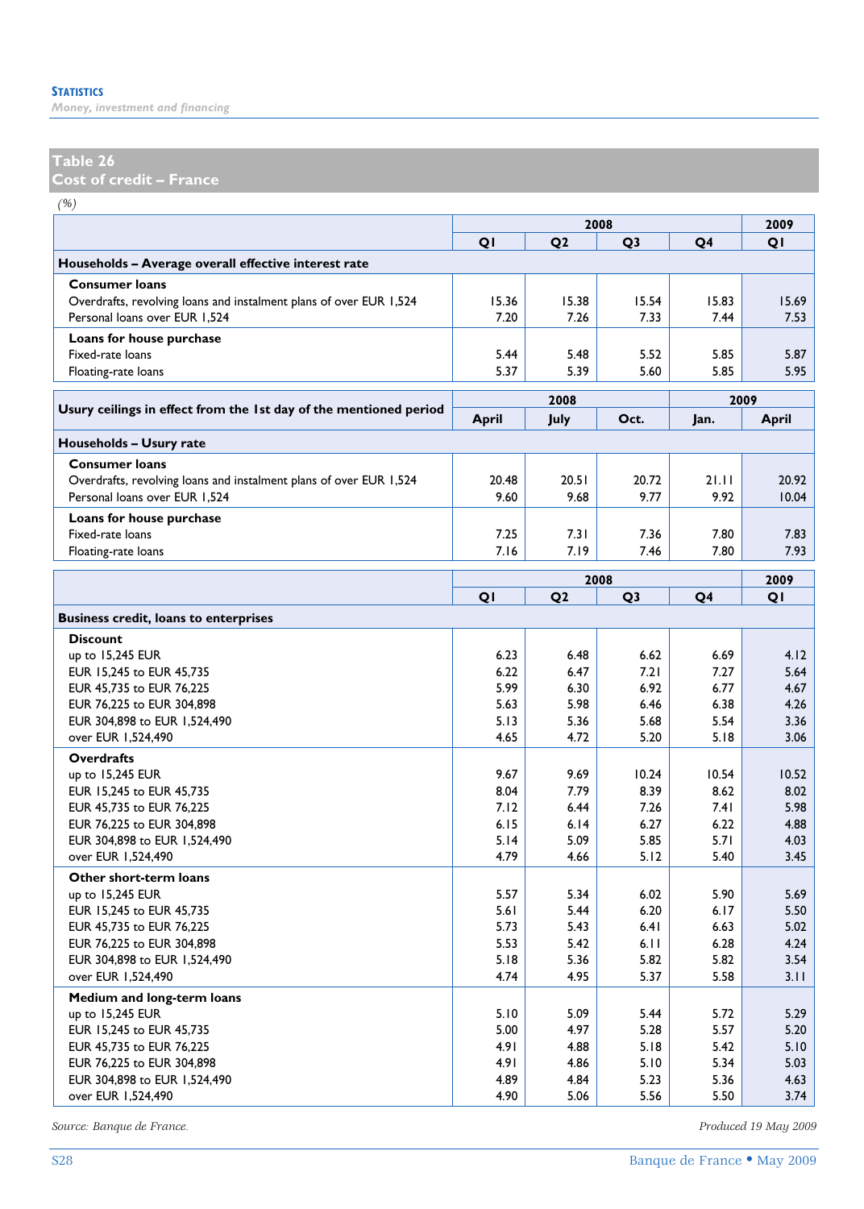## Table 26
## Cost of credit – France

*(%)*

| | 2008 | | | | 2009 |
|---|---|---|---|---|---|
| | Q1 | Q2 | Q3 | Q4 | Q1 |
| **Households – Average overall effective interest rate** | | | | | |
| **Consumer loans** | | | | | |
| Overdrafts, revolving loans and instalment plans of over EUR 1,524 | 15.36 | 15.38 | 15.54 | 15.83 | 15.69 |
| Personal loans over EUR 1,524 | 7.20 | 7.26 | 7.33 | 7.44 | 7.53 |
| **Loans for house purchase** | | | | | |
| Fixed-rate loans | 5.44 | 5.48 | 5.52 | 5.85 | 5.87 |
| Floating-rate loans | 5.37 | 5.39 | 5.60 | 5.85 | 5.95 |

| Usury ceilings in effect from the 1st day of the mentioned period | 2008 | | | 2009 | |
|---|---|---|---|---|---|
| | April | July | Oct. | Jan. | April |
| **Households – Usury rate** | | | | | |
| **Consumer loans** | | | | | |
| Overdrafts, revolving loans and instalment plans of over EUR 1,524 | 20.48 | 20.51 | 20.72 | 21.11 | 20.92 |
| Personal loans over EUR 1,524 | 9.60 | 9.68 | 9.77 | 9.92 | 10.04 |
| **Loans for house purchase** | | | | | |
| Fixed-rate loans | 7.25 | 7.31 | 7.36 | 7.80 | 7.83 |
| Floating-rate loans | 7.16 | 7.19 | 7.46 | 7.80 | 7.93 |

| | 2008 | | | | 2009 |
|---|---|---|---|---|---|
| | Q1 | Q2 | Q3 | Q4 | Q1 |
| **Business credit, loans to enterprises** | | | | | |
| **Discount** | | | | | |
| up to 15,245 EUR | 6.23 | 6.48 | 6.62 | 6.69 | 4.12 |
| EUR 15,245 to EUR 45,735 | 6.22 | 6.47 | 7.21 | 7.27 | 5.64 |
| EUR 45,735 to EUR 76,225 | 5.99 | 6.30 | 6.92 | 6.77 | 4.67 |
| EUR 76,225 to EUR 304,898 | 5.63 | 5.98 | 6.46 | 6.38 | 4.26 |
| EUR 304,898 to EUR 1,524,490 | 5.13 | 5.36 | 5.68 | 5.54 | 3.36 |
| over EUR 1,524,490 | 4.65 | 4.72 | 5.20 | 5.18 | 3.06 |
| **Overdrafts** | | | | | |
| up to 15,245 EUR | 9.67 | 9.69 | 10.24 | 10.54 | 10.52 |
| EUR 15,245 to EUR 45,735 | 8.04 | 7.79 | 8.39 | 8.62 | 8.02 |
| EUR 45,735 to EUR 76,225 | 7.12 | 6.44 | 7.26 | 7.41 | 5.98 |
| EUR 76,225 to EUR 304,898 | 6.15 | 6.14 | 6.27 | 6.22 | 4.88 |
| EUR 304,898 to EUR 1,524,490 | 5.14 | 5.09 | 5.85 | 5.71 | 4.03 |
| over EUR 1,524,490 | 4.79 | 4.66 | 5.12 | 5.40 | 3.45 |
| **Other short-term loans** | | | | | |
| up to 15,245 EUR | 5.57 | 5.34 | 6.02 | 5.90 | 5.69 |
| EUR 15,245 to EUR 45,735 | 5.61 | 5.44 | 6.20 | 6.17 | 5.50 |
| EUR 45,735 to EUR 76,225 | 5.73 | 5.43 | 6.41 | 6.63 | 5.02 |
| EUR 76,225 to EUR 304,898 | 5.53 | 5.42 | 6.11 | 6.28 | 4.24 |
| EUR 304,898 to EUR 1,524,490 | 5.18 | 5.36 | 5.82 | 5.82 | 3.54 |
| over EUR 1,524,490 | 4.74 | 4.95 | 5.37 | 5.58 | 3.11 |
| **Medium and long-term loans** | | | | | |
| up to 15,245 EUR | 5.10 | 5.09 | 5.44 | 5.72 | 5.29 |
| EUR 15,245 to EUR 45,735 | 5.00 | 4.97 | 5.28 | 5.57 | 5.20 |
| EUR 45,735 to EUR 76,225 | 4.91 | 4.88 | 5.18 | 5.42 | 5.10 |
| EUR 76,225 to EUR 304,898 | 4.91 | 4.86 | 5.10 | 5.34 | 5.03 |
| EUR 304,898 to EUR 1,524,490 | 4.89 | 4.84 | 5.23 | 5.36 | 4.63 |
| over EUR 1,524,490 | 4.90 | 5.06 | 5.56 | 5.50 | 3.74 |

*Source: Banque de France.*

*Produced 19 May 2009*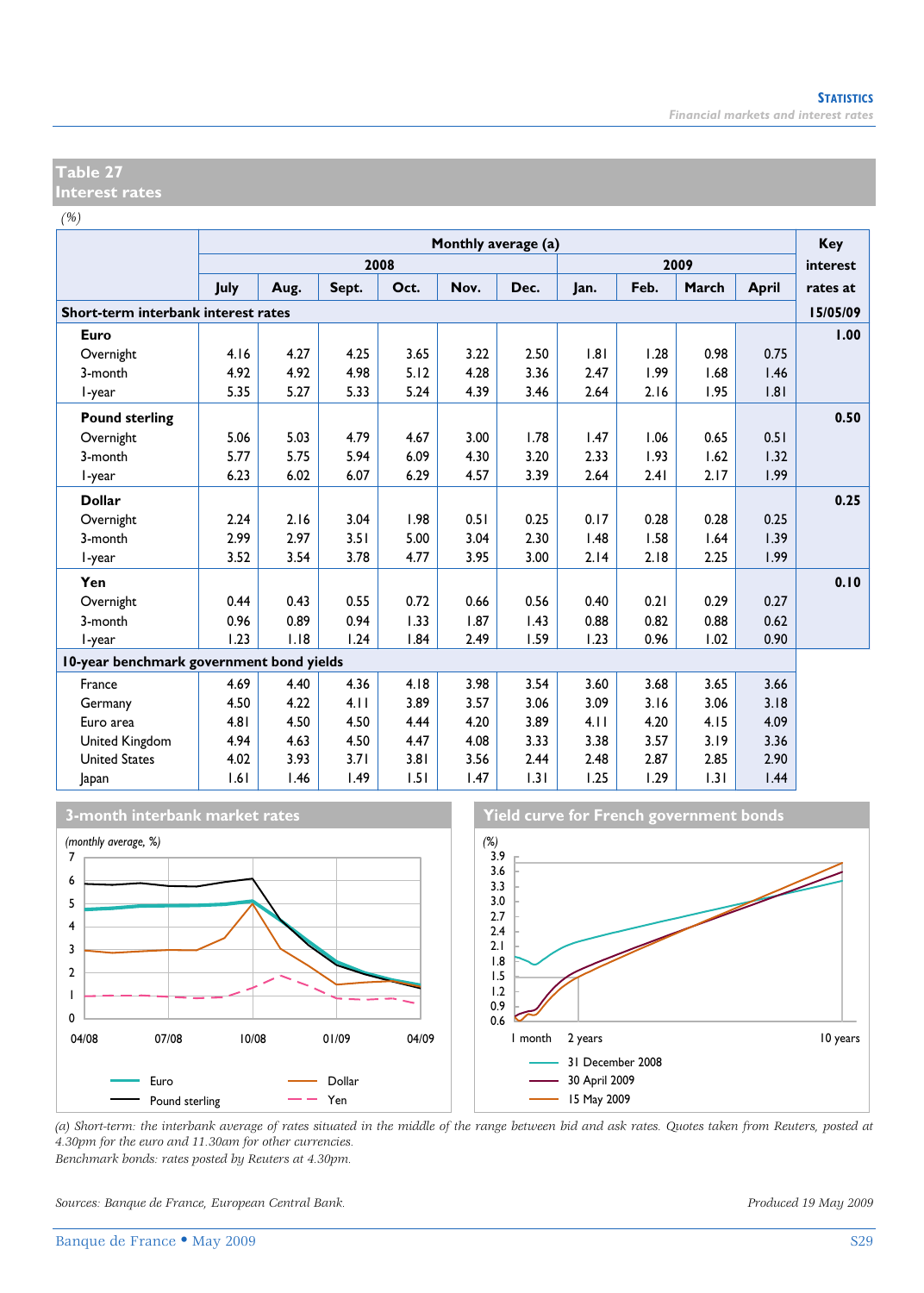## Table 27
## Interest rates

*(%)*

| | Monthly average (a) | | | | | | | | | | Key interest rates at |
|---|---|---|---|---|---|---|---|---|---|---|---|
| | 2008 | | | | | | 2009 | | | | |
| | July | Aug. | Sept. | Oct. | Nov. | Dec. | Jan. | Feb. | March | April | |
| **Short-term interbank interest rates** | | | | | | | | | | | **15/05/09** |
| **Euro** | | | | | | | | | | | **1.00** |
| Overnight | 4.16 | 4.27 | 4.25 | 3.65 | 3.22 | 2.50 | 1.81 | 1.28 | 0.98 | 0.75 | |
| 3-month | 4.92 | 4.92 | 4.98 | 5.12 | 4.28 | 3.36 | 2.47 | 1.99 | 1.68 | 1.46 | |
| 1-year | 5.35 | 5.27 | 5.33 | 5.24 | 4.39 | 3.46 | 2.64 | 2.16 | 1.95 | 1.81 | |
| **Pound sterling** | | | | | | | | | | | **0.50** |
| Overnight | 5.06 | 5.03 | 4.79 | 4.67 | 3.00 | 1.78 | 1.47 | 1.06 | 0.65 | 0.51 | |
| 3-month | 5.77 | 5.75 | 5.94 | 6.09 | 4.30 | 3.20 | 2.33 | 1.93 | 1.62 | 1.32 | |
| 1-year | 6.23 | 6.02 | 6.07 | 6.29 | 4.57 | 3.39 | 2.64 | 2.41 | 2.17 | 1.99 | |
| **Dollar** | | | | | | | | | | | **0.25** |
| Overnight | 2.24 | 2.16 | 3.04 | 1.98 | 0.51 | 0.25 | 0.17 | 0.28 | 0.28 | 0.25 | |
| 3-month | 2.99 | 2.97 | 3.51 | 5.00 | 3.04 | 2.30 | 1.48 | 1.58 | 1.64 | 1.39 | |
| 1-year | 3.52 | 3.54 | 3.78 | 4.77 | 3.95 | 3.00 | 2.14 | 2.18 | 2.25 | 1.99 | |
| **Yen** | | | | | | | | | | | **0.10** |
| Overnight | 0.44 | 0.43 | 0.55 | 0.72 | 0.66 | 0.56 | 0.40 | 0.21 | 0.29 | 0.27 | |
| 3-month | 0.96 | 0.89 | 0.94 | 1.33 | 1.87 | 1.43 | 0.88 | 0.82 | 0.88 | 0.62 | |
| 1-year | 1.23 | 1.18 | 1.24 | 1.84 | 2.49 | 1.59 | 1.23 | 0.96 | 1.02 | 0.90 | |
| **10-year benchmark government bond yields** | | | | | | | | | | | |
| France | 4.69 | 4.40 | 4.36 | 4.18 | 3.98 | 3.54 | 3.60 | 3.68 | 3.65 | 3.66 | |
| Germany | 4.50 | 4.22 | 4.11 | 3.89 | 3.57 | 3.06 | 3.09 | 3.16 | 3.06 | 3.18 | |
| Euro area | 4.81 | 4.50 | 4.50 | 4.44 | 4.20 | 3.89 | 4.11 | 4.20 | 4.15 | 4.09 | |
| United Kingdom | 4.94 | 4.63 | 4.50 | 4.47 | 4.08 | 3.33 | 3.38 | 3.57 | 3.19 | 3.36 | |
| United States | 4.02 | 3.93 | 3.71 | 3.81 | 3.56 | 2.44 | 2.48 | 2.87 | 2.85 | 2.90 | |
| Japan | 1.61 | 1.46 | 1.49 | 1.51 | 1.47 | 1.31 | 1.25 | 1.29 | 1.31 | 1.44 | |

### 3-month interbank market rates

*(monthly average, %)*

Euro — Pound sterling — Dollar — Yen

### Yield curve for French government bonds

(%)

31 December 2008 — 30 April 2009 — 15 May 2009

*(a) Short-term: the interbank average of rates situated in the middle of the range between bid and ask rates. Quotes taken from Reuters, posted at 4.30pm for the euro and 11.30am for other currencies.*
*Benchmark bonds: rates posted by Reuters at 4.30pm.*

*Sources: Banque de France, European Central Bank.*

*Produced 19 May 2009*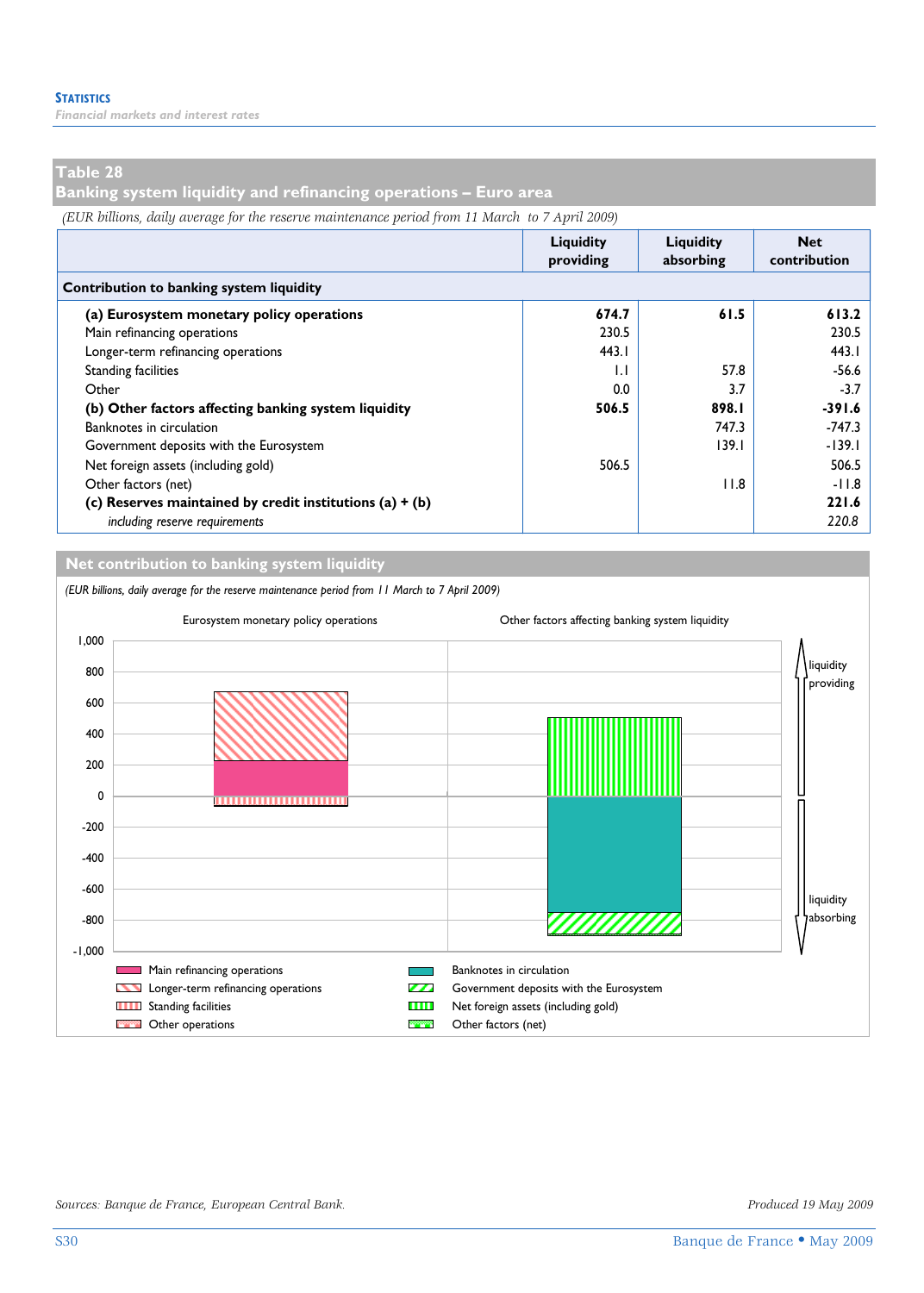## Table 28
## Banking system liquidity and refinancing operations – Euro area

*(EUR billions, daily average for the reserve maintenance period from 11 March to 7 April 2009)*

| | Liquidity providing | Liquidity absorbing | Net contribution |
|---|---|---|---|
| **Contribution to banking system liquidity** | | | |
| **(a) Eurosystem monetary policy operations** | **674.7** | **61.5** | **613.2** |
| Main refinancing operations | 230.5 | | 230.5 |
| Longer-term refinancing operations | 443.1 | | 443.1 |
| Standing facilities | 1.1 | 57.8 | -56.6 |
| Other | 0.0 | 3.7 | -3.7 |
| **(b) Other factors affecting banking system liquidity** | **506.5** | **898.1** | **-391.6** |
| Banknotes in circulation | | 747.3 | -747.3 |
| Government deposits with the Eurosystem | | 139.1 | -139.1 |
| Net foreign assets (including gold) | 506.5 | | 506.5 |
| Other factors (net) | | 11.8 | -11.8 |
| **(c) Reserves maintained by credit institutions (a) + (b)** | | | **221.6** |
| *including reserve requirements* | | | *220.8* |

## Net contribution to banking system liquidity

*(EUR billions, daily average for the reserve maintenance period from 11 March to 7 April 2009)*

Eurosystem monetary policy operations — Other factors affecting banking system liquidity

liquidity providing / liquidity absorbing

Legend: Main refinancing operations; Longer-term refinancing operations; Standing facilities; Other operations; Banknotes in circulation; Government deposits with the Eurosystem; Net foreign assets (including gold); Other factors (net)

*Sources: Banque de France, European Central Bank.*

*Produced 19 May 2009*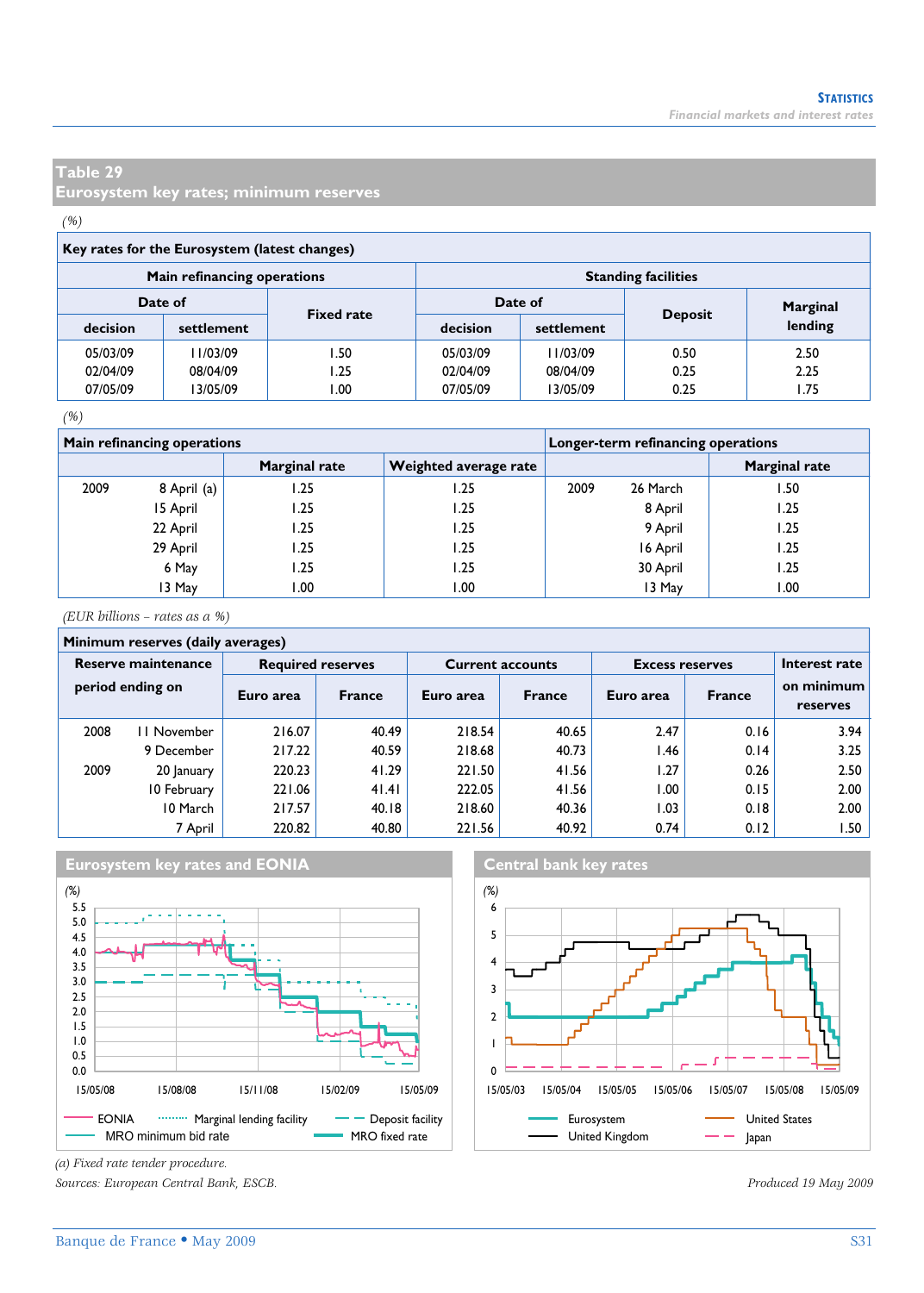## Table 29
## Eurosystem key rates; minimum reserves

*(%)*

| Key rates for the Eurosystem (latest changes) | | | | | | |
|---|---|---|---|---|---|---|
| Main refinancing operations | | | Standing facilities | | | |
| Date of | | Fixed rate | Date of | | Deposit | Marginal lending |
| decision | settlement | | decision | settlement | | |
| 05/03/09 | 11/03/09 | 1.50 | 05/03/09 | 11/03/09 | 0.50 | 2.50 |
| 02/04/09 | 08/04/09 | 1.25 | 02/04/09 | 08/04/09 | 0.25 | 2.25 |
| 07/05/09 | 13/05/09 | 1.00 | 07/05/09 | 13/05/09 | 0.25 | 1.75 |

*(%)*

| Main refinancing operations | | | | Longer-term refinancing operations | | |
|---|---|---|---|---|---|---|
| | | Marginal rate | Weighted average rate | | | Marginal rate |
| 2009 | 8 April (a) | 1.25 | 1.25 | 2009 | 26 March | 1.50 |
| | 15 April | 1.25 | 1.25 | | 8 April | 1.25 |
| | 22 April | 1.25 | 1.25 | | 9 April | 1.25 |
| | 29 April | 1.25 | 1.25 | | 16 April | 1.25 |
| | 6 May | 1.25 | 1.25 | | 30 April | 1.25 |
| | 13 May | 1.00 | 1.00 | | 13 May | 1.00 |

*(EUR billions – rates as a %)*

| Minimum reserves (daily averages) | | | | | | | | |
|---|---|---|---|---|---|---|---|---|
| Reserve maintenance period ending on | | Required reserves | | Current accounts | | Excess reserves | | Interest rate on minimum reserves |
| | | Euro area | France | Euro area | France | Euro area | France | |
| 2008 | 11 November | 216.07 | 40.49 | 218.54 | 40.65 | 2.47 | 0.16 | 3.94 |
| | 9 December | 217.22 | 40.59 | 218.68 | 40.73 | 1.46 | 0.14 | 3.25 |
| 2009 | 20 January | 220.23 | 41.29 | 221.50 | 41.56 | 1.27 | 0.26 | 2.50 |
| | 10 February | 221.06 | 41.41 | 222.05 | 41.56 | 1.00 | 0.15 | 2.00 |
| | 10 March | 217.57 | 40.18 | 218.60 | 40.36 | 1.03 | 0.18 | 2.00 |
| | 7 April | 220.82 | 40.80 | 221.56 | 40.92 | 0.74 | 0.12 | 1.50 |

**Eurosystem key rates and EONIA**

(%)

Legend: EONIA; Marginal lending facility; Deposit facility; MRO minimum bid rate; MRO fixed rate

**Central bank key rates**

(%)

Legend: Eurosystem; United States; United Kingdom; Japan

*(a) Fixed rate tender procedure.*

*Sources: European Central Bank, ESCB.*

*Produced 19 May 2009*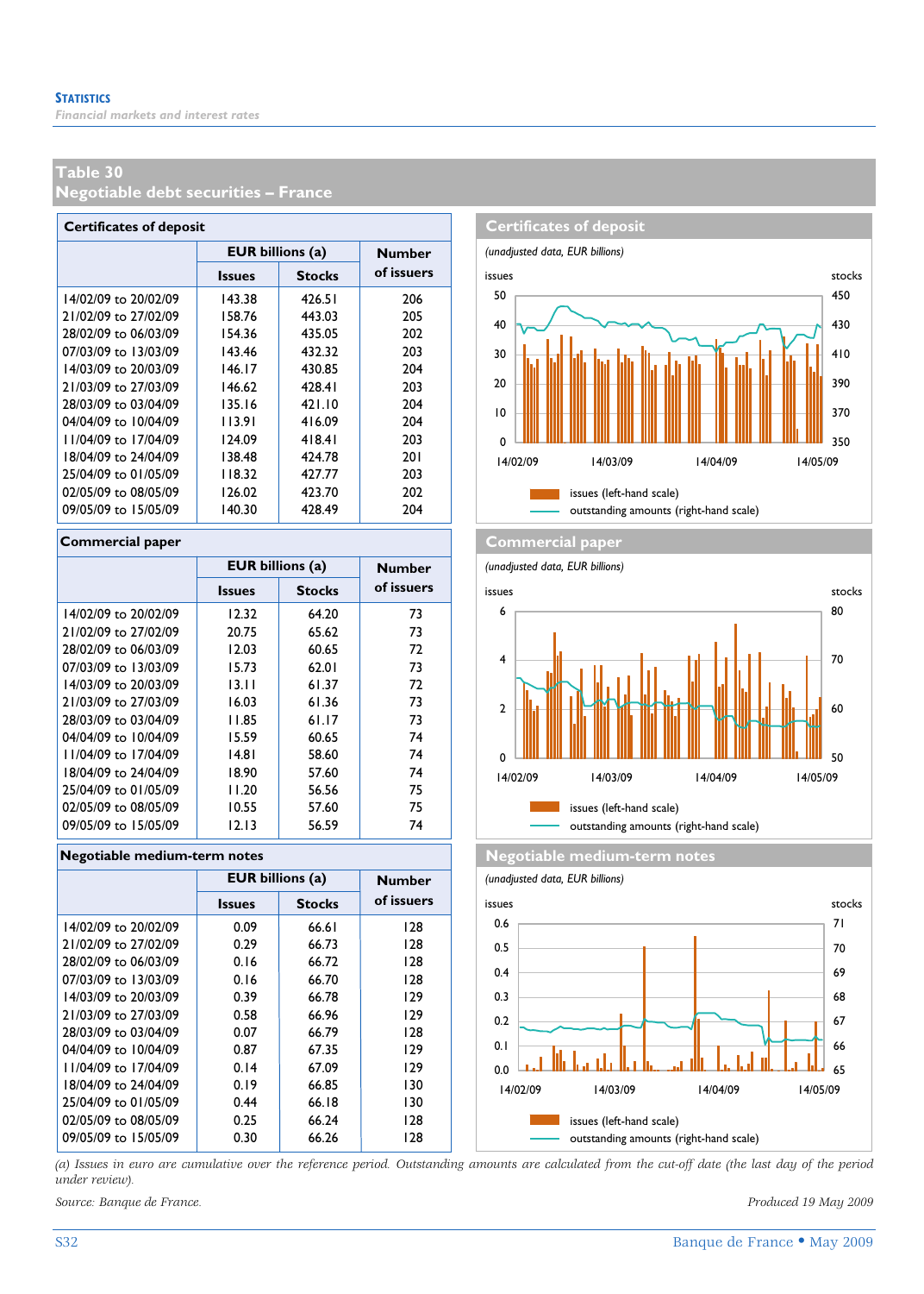**Statistics**

*Financial markets and interest rates*

## Table 30
## Negotiable debt securities – France

### Certificates of deposit

| | EUR billions (a) | | Number of issuers |
|---|---|---|---|
| | Issues | Stocks | |
| 14/02/09 to 20/02/09 | 143.38 | 426.51 | 206 |
| 21/02/09 to 27/02/09 | 158.76 | 443.03 | 205 |
| 28/02/09 to 06/03/09 | 154.36 | 435.05 | 202 |
| 07/03/09 to 13/03/09 | 143.46 | 432.32 | 203 |
| 14/03/09 to 20/03/09 | 146.17 | 430.85 | 204 |
| 21/03/09 to 27/03/09 | 146.62 | 428.41 | 203 |
| 28/03/09 to 03/04/09 | 135.16 | 421.10 | 204 |
| 04/04/09 to 10/04/09 | 113.91 | 416.09 | 204 |
| 11/04/09 to 17/04/09 | 124.09 | 418.41 | 203 |
| 18/04/09 to 24/04/09 | 138.48 | 424.78 | 201 |
| 25/04/09 to 01/05/09 | 118.32 | 427.77 | 203 |
| 02/05/09 to 08/05/09 | 126.02 | 423.70 | 202 |
| 09/05/09 to 15/05/09 | 140.30 | 428.49 | 204 |

**Certificates of deposit**

*(unadjusted data, EUR billions)*

issues (left-hand scale)
outstanding amounts (right-hand scale)

### Commercial paper

| | EUR billions (a) | | Number of issuers |
|---|---|---|---|
| | Issues | Stocks | |
| 14/02/09 to 20/02/09 | 12.32 | 64.20 | 73 |
| 21/02/09 to 27/02/09 | 20.75 | 65.62 | 73 |
| 28/02/09 to 06/03/09 | 12.03 | 60.65 | 72 |
| 07/03/09 to 13/03/09 | 15.73 | 62.01 | 73 |
| 14/03/09 to 20/03/09 | 13.11 | 61.37 | 72 |
| 21/03/09 to 27/03/09 | 16.03 | 61.36 | 73 |
| 28/03/09 to 03/04/09 | 11.85 | 61.17 | 73 |
| 04/04/09 to 10/04/09 | 15.59 | 60.65 | 74 |
| 11/04/09 to 17/04/09 | 14.81 | 58.60 | 74 |
| 18/04/09 to 24/04/09 | 18.90 | 57.60 | 74 |
| 25/04/09 to 01/05/09 | 11.20 | 56.56 | 75 |
| 02/05/09 to 08/05/09 | 10.55 | 57.60 | 75 |
| 09/05/09 to 15/05/09 | 12.13 | 56.59 | 74 |

**Commercial paper**

*(unadjusted data, EUR billions)*

issues (left-hand scale)
outstanding amounts (right-hand scale)

### Negotiable medium-term notes

| | EUR billions (a) | | Number of issuers |
|---|---|---|---|
| | Issues | Stocks | |
| 14/02/09 to 20/02/09 | 0.09 | 66.61 | 128 |
| 21/02/09 to 27/02/09 | 0.29 | 66.73 | 128 |
| 28/02/09 to 06/03/09 | 0.16 | 66.72 | 128 |
| 07/03/09 to 13/03/09 | 0.16 | 66.70 | 128 |
| 14/03/09 to 20/03/09 | 0.39 | 66.78 | 129 |
| 21/03/09 to 27/03/09 | 0.58 | 66.96 | 129 |
| 28/03/09 to 03/04/09 | 0.07 | 66.79 | 128 |
| 04/04/09 to 10/04/09 | 0.87 | 67.35 | 129 |
| 11/04/09 to 17/04/09 | 0.14 | 67.09 | 129 |
| 18/04/09 to 24/04/09 | 0.19 | 66.85 | 130 |
| 25/04/09 to 01/05/09 | 0.44 | 66.18 | 130 |
| 02/05/09 to 08/05/09 | 0.25 | 66.24 | 128 |
| 09/05/09 to 15/05/09 | 0.30 | 66.26 | 128 |

**Negotiable medium-term notes**

*(unadjusted data, EUR billions)*

issues (left-hand scale)
outstanding amounts (right-hand scale)

*(a) Issues in euro are cumulative over the reference period. Outstanding amounts are calculated from the cut-off date (the last day of the period under review).*

*Source: Banque de France.*

*Produced 19 May 2009*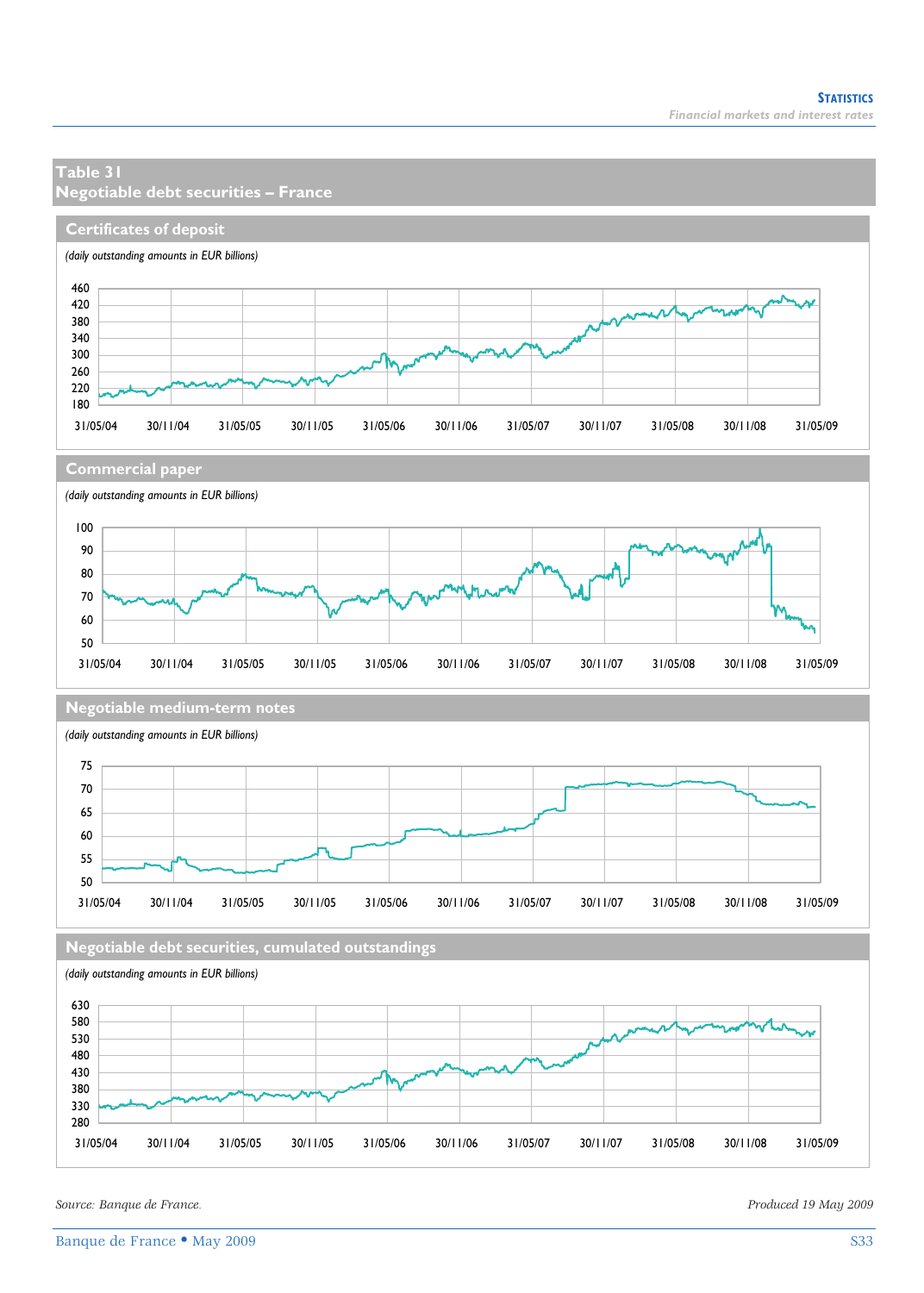## Table 31
## Negotiable debt securities – France

### Certificates of deposit

*(daily outstanding amounts in EUR billions)*

### Commercial paper

*(daily outstanding amounts in EUR billions)*

### Negotiable medium-term notes

*(daily outstanding amounts in EUR billions)*

### Negotiable debt securities, cumulated outstandings

*(daily outstanding amounts in EUR billions)*

*Source: Banque de France.*

*Produced 19 May 2009*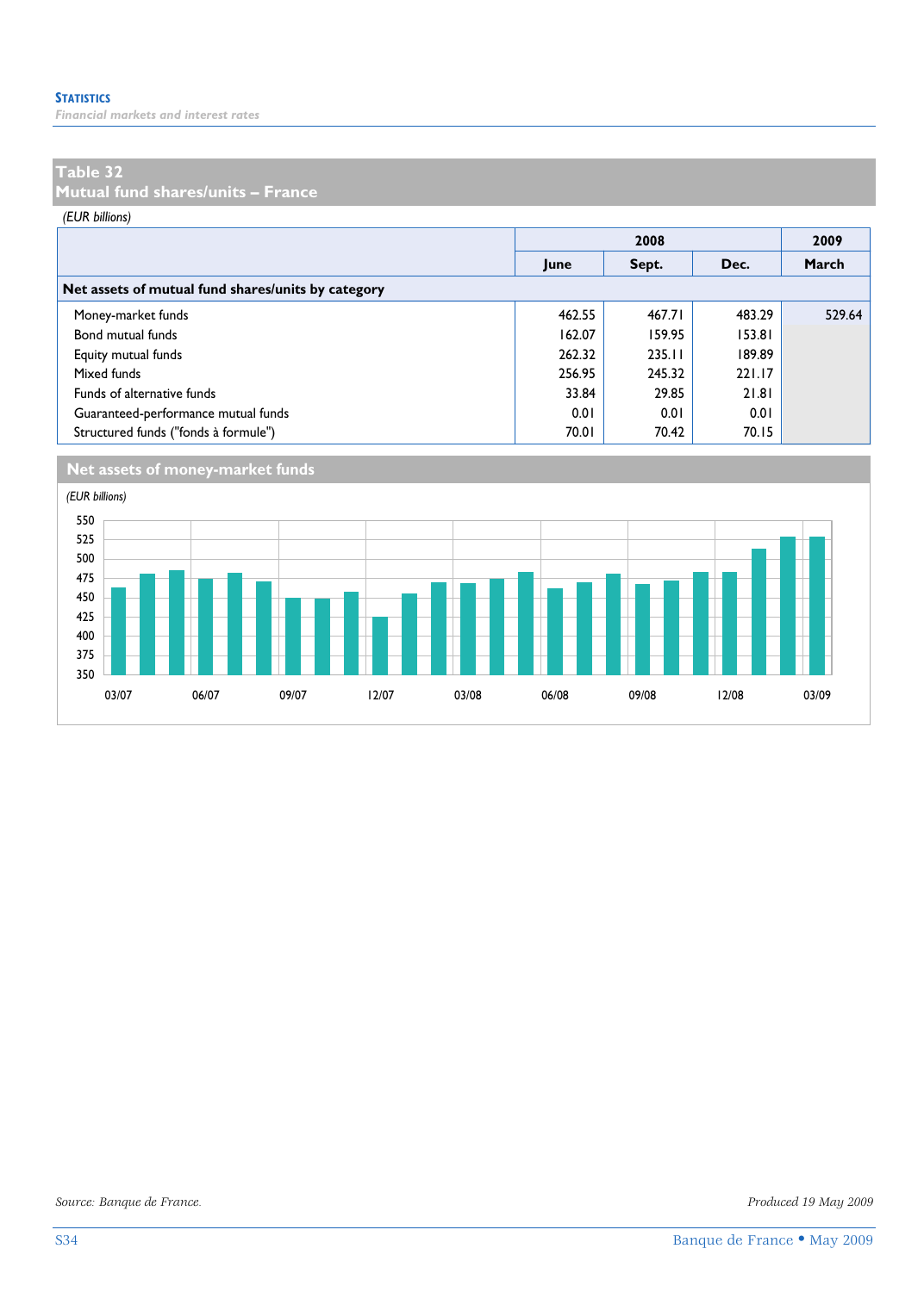## Table 32
## Mutual fund shares/units – France

*(EUR billions)*

| | 2008 | | | 2009 |
|---|---|---|---|---|
| | June | Sept. | Dec. | March |
| **Net assets of mutual fund shares/units by category** | | | | |
| Money-market funds | 462.55 | 467.71 | 483.29 | 529.64 |
| Bond mutual funds | 162.07 | 159.95 | 153.81 | |
| Equity mutual funds | 262.32 | 235.11 | 189.89 | |
| Mixed funds | 256.95 | 245.32 | 221.17 | |
| Funds of alternative funds | 33.84 | 29.85 | 21.81 | |
| Guaranteed-performance mutual funds | 0.01 | 0.01 | 0.01 | |
| Structured funds ("fonds à formule") | 70.01 | 70.42 | 70.15 | |

### Net assets of money-market funds

*(EUR billions)*

Source: Banque de France.

Produced 19 May 2009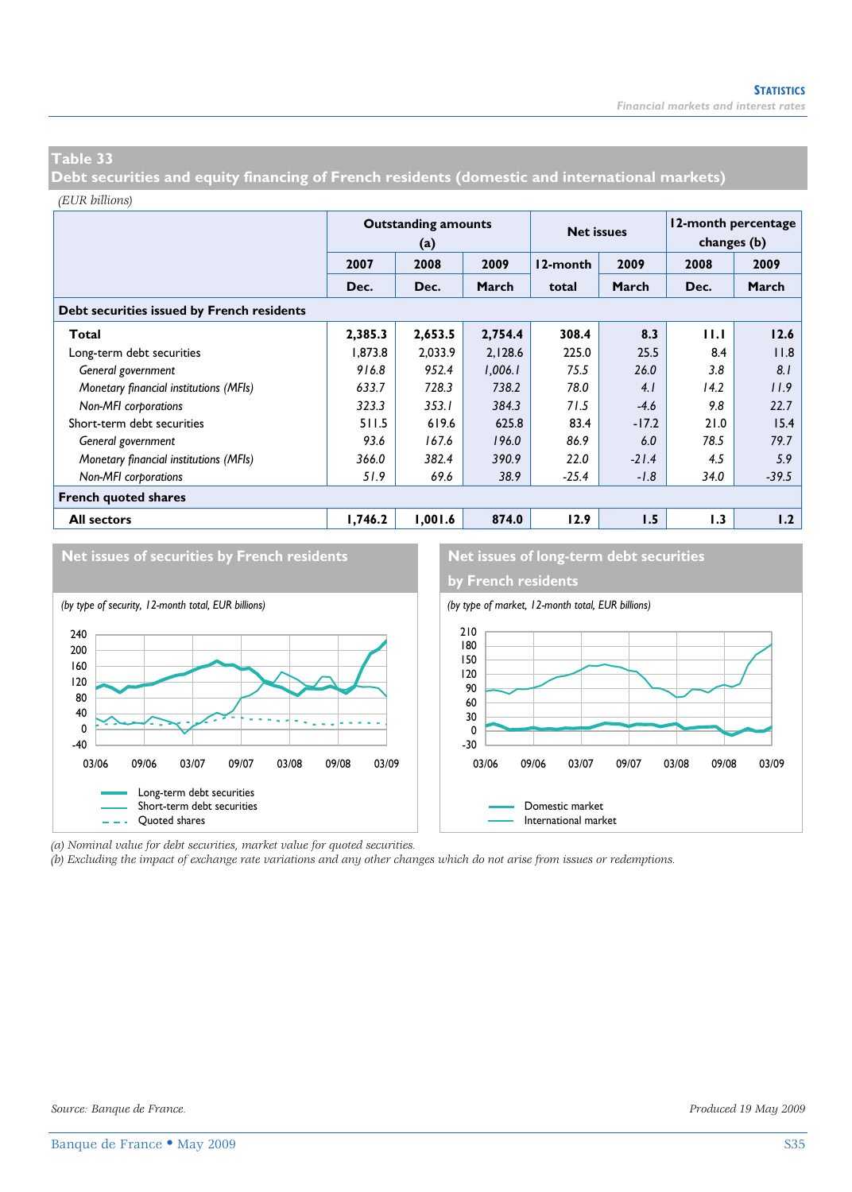## Table 33
## Debt securities and equity financing of French residents (domestic and international markets)

*(EUR billions)*

| | Outstanding amounts (a) | | | Net issues | | 12-month percentage changes (b) | |
|---|---|---|---|---|---|---|---|
| | 2007 | 2008 | 2009 | 12-month | 2009 | 2008 | 2009 |
| | Dec. | Dec. | March | total | March | Dec. | March |
| **Debt securities issued by French residents** | | | | | | | |
| **Total** | **2,385.3** | **2,653.5** | **2,754.4** | **308.4** | **8.3** | **11.1** | **12.6** |
| Long-term debt securities | 1,873.8 | 2,033.9 | 2,128.6 | 225.0 | 25.5 | 8.4 | 11.8 |
| *General government* | *916.8* | *952.4* | *1,006.1* | *75.5* | *26.0* | *3.8* | *8.1* |
| *Monetary financial institutions (MFIs)* | *633.7* | *728.3* | *738.2* | *78.0* | *4.1* | *14.2* | *11.9* |
| *Non-MFI corporations* | *323.3* | *353.1* | *384.3* | *71.5* | *-4.6* | *9.8* | *22.7* |
| Short-term debt securities | 511.5 | 619.6 | 625.8 | 83.4 | -17.2 | 21.0 | 15.4 |
| *General government* | *93.6* | *167.6* | *196.0* | *86.9* | *6.0* | *78.5* | *79.7* |
| *Monetary financial institutions (MFIs)* | *366.0* | *382.4* | *390.9* | *22.0* | *-21.4* | *4.5* | *5.9* |
| *Non-MFI corporations* | *51.9* | *69.6* | *38.9* | *-25.4* | *-1.8* | *34.0* | *-39.5* |
| **French quoted shares** | | | | | | | |
| **All sectors** | **1,746.2** | **1,001.6** | **874.0** | **12.9** | **1.5** | **1.3** | **1.2** |

### Net issues of securities by French residents

*(by type of security, 12-month total, EUR billions)*

Legend: Long-term debt securities; Short-term debt securities; Quoted shares

### Net issues of long-term debt securities by French residents

*(by type of market, 12-month total, EUR billions)*

Legend: Domestic market; International market

*(a) Nominal value for debt securities, market value for quoted securities.*
*(b) Excluding the impact of exchange rate variations and any other changes which do not arise from issues or redemptions.*

*Source: Banque de France.*

*Produced 19 May 2009*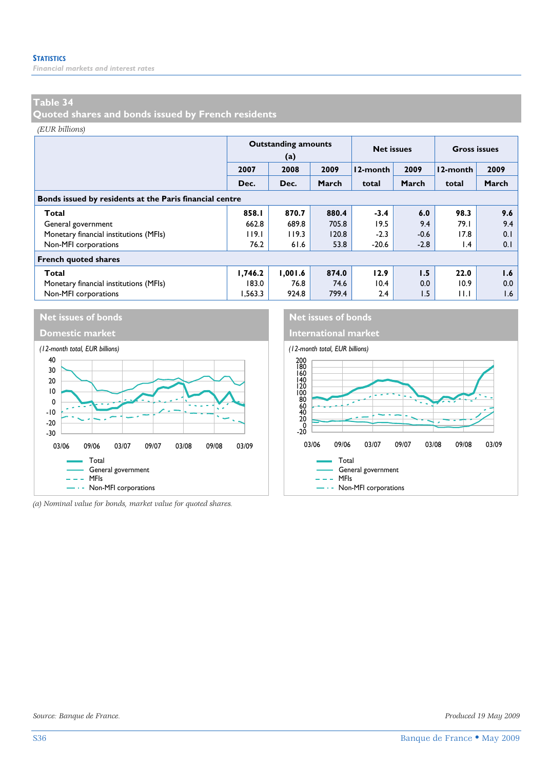## Table 34
## Quoted shares and bonds issued by French residents

*(EUR billions)*

| | Outstanding amounts (a) | | | Net issues | | Gross issues | |
|---|---|---|---|---|---|---|---|
| | 2007 Dec. | 2008 Dec. | 2009 March | 12-month total | 2009 March | 12-month total | 2009 March |
| **Bonds issued by residents at the Paris financial centre** | | | | | | | |
| **Total** | **858.1** | **870.7** | **880.4** | **-3.4** | **6.0** | **98.3** | **9.6** |
| General government | 662.8 | 689.8 | 705.8 | 19.5 | 9.4 | 79.1 | 9.4 |
| Monetary financial institutions (MFIs) | 119.1 | 119.3 | 120.8 | -2.3 | -0.6 | 17.8 | 0.1 |
| Non-MFI corporations | 76.2 | 61.6 | 53.8 | -20.6 | -2.8 | 1.4 | 0.1 |
| **French quoted shares** | | | | | | | |
| **Total** | **1,746.2** | **1,001.6** | **874.0** | **12.9** | **1.5** | **22.0** | **1.6** |
| Monetary financial institutions (MFIs) | 183.0 | 76.8 | 74.6 | 10.4 | 0.0 | 10.9 | 0.0 |
| Non-MFI corporations | 1,563.3 | 924.8 | 799.4 | 2.4 | 1.5 | 11.1 | 1.6 |

### Net issues of bonds – Domestic market

*(12-month total, EUR billions)*

Legend: Total; General government; MFIs; Non-MFI corporations

### Net issues of bonds – International market

*(12-month total, EUR billions)*

Legend: Total; General government; MFIs; Non-MFI corporations

*(a) Nominal value for bonds, market value for quoted shares.*

*Source: Banque de France.*

*Produced 19 May 2009*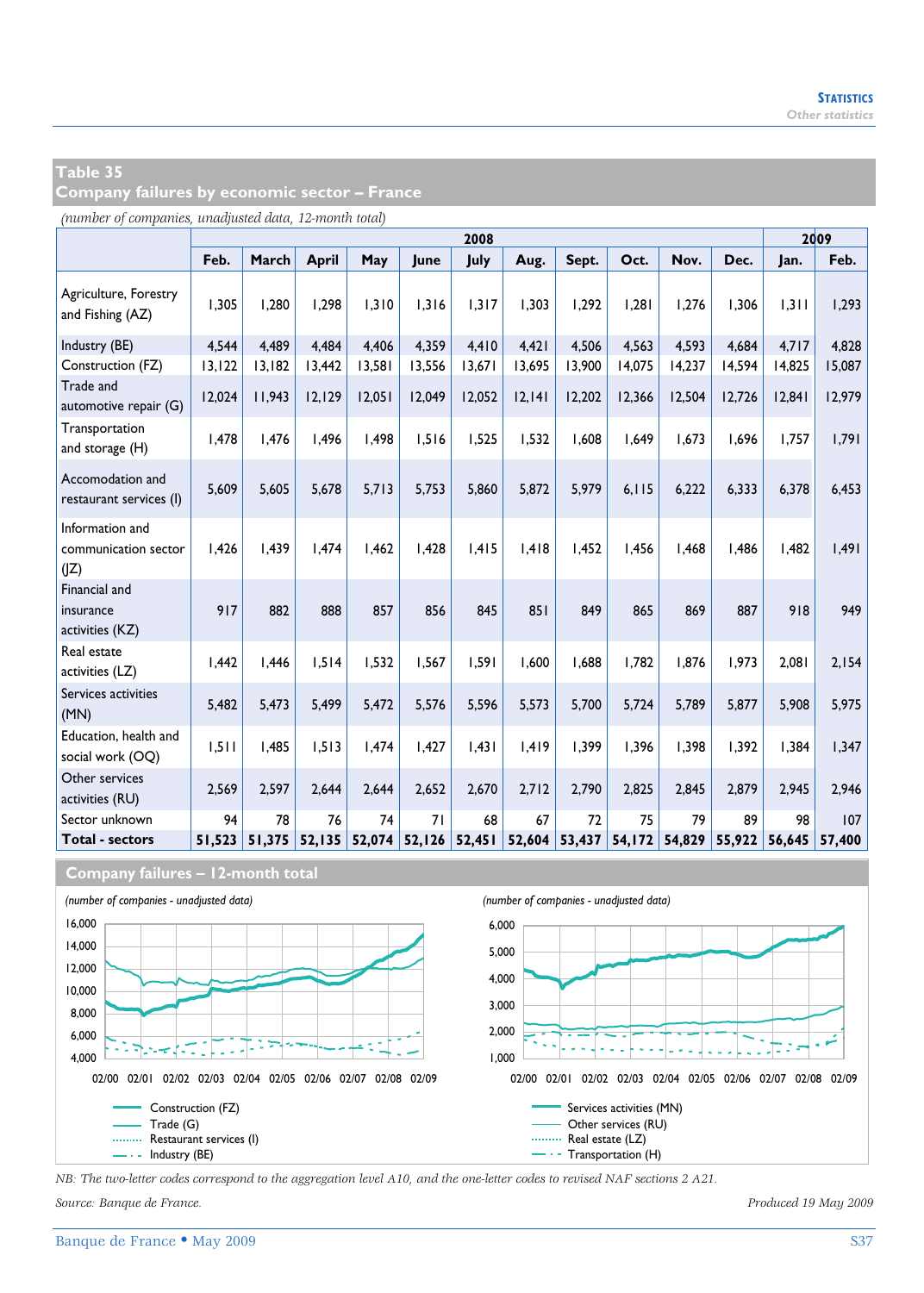## Table 35
## Company failures by economic sector – France

*(number of companies, unadjusted data, 12-month total)*

| | 2008 | | | | | | | | | | | 2009 | |
|---|---|---|---|---|---|---|---|---|---|---|---|---|---|
| | Feb. | March | April | May | June | July | Aug. | Sept. | Oct. | Nov. | Dec. | Jan. | Feb. |
| Agriculture, Forestry and Fishing (AZ) | 1,305 | 1,280 | 1,298 | 1,310 | 1,316 | 1,317 | 1,303 | 1,292 | 1,281 | 1,276 | 1,306 | 1,311 | 1,293 |
| Industry (BE) | 4,544 | 4,489 | 4,484 | 4,406 | 4,359 | 4,410 | 4,421 | 4,506 | 4,563 | 4,593 | 4,684 | 4,717 | 4,828 |
| Construction (FZ) | 13,122 | 13,182 | 13,442 | 13,581 | 13,556 | 13,671 | 13,695 | 13,900 | 14,075 | 14,237 | 14,594 | 14,825 | 15,087 |
| Trade and automotive repair (G) | 12,024 | 11,943 | 12,129 | 12,051 | 12,049 | 12,052 | 12,141 | 12,202 | 12,366 | 12,504 | 12,726 | 12,841 | 12,979 |
| Transportation and storage (H) | 1,478 | 1,476 | 1,496 | 1,498 | 1,516 | 1,525 | 1,532 | 1,608 | 1,649 | 1,673 | 1,696 | 1,757 | 1,791 |
| Accomodation and restaurant services (I) | 5,609 | 5,605 | 5,678 | 5,713 | 5,753 | 5,860 | 5,872 | 5,979 | 6,115 | 6,222 | 6,333 | 6,378 | 6,453 |
| Information and communication sector (JZ) | 1,426 | 1,439 | 1,474 | 1,462 | 1,428 | 1,415 | 1,418 | 1,452 | 1,456 | 1,468 | 1,486 | 1,482 | 1,491 |
| Financial and insurance activities (KZ) | 917 | 882 | 888 | 857 | 856 | 845 | 851 | 849 | 865 | 869 | 887 | 918 | 949 |
| Real estate activities (LZ) | 1,442 | 1,446 | 1,514 | 1,532 | 1,567 | 1,591 | 1,600 | 1,688 | 1,782 | 1,876 | 1,973 | 2,081 | 2,154 |
| Services activities (MN) | 5,482 | 5,473 | 5,499 | 5,472 | 5,576 | 5,596 | 5,573 | 5,700 | 5,724 | 5,789 | 5,877 | 5,908 | 5,975 |
| Education, health and social work (OQ) | 1,511 | 1,485 | 1,513 | 1,474 | 1,427 | 1,431 | 1,419 | 1,399 | 1,396 | 1,398 | 1,392 | 1,384 | 1,347 |
| Other services activities (RU) | 2,569 | 2,597 | 2,644 | 2,644 | 2,652 | 2,670 | 2,712 | 2,790 | 2,825 | 2,845 | 2,879 | 2,945 | 2,946 |
| Sector unknown | 94 | 78 | 76 | 74 | 71 | 68 | 67 | 72 | 75 | 79 | 89 | 98 | 107 |
| **Total - sectors** | **51,523** | **51,375** | **52,135** | **52,074** | **52,126** | **52,451** | **52,604** | **53,437** | **54,172** | **54,829** | **55,922** | **56,645** | **57,400** |

## Company failures – 12-month total

*(number of companies - unadjusted data)*

Construction (FZ)
Trade (G)
Restaurant services (I)
Industry (BE)

*(number of companies - unadjusted data)*

Services activities (MN)
Other services (RU)
Real estate (LZ)
Transportation (H)

*NB: The two-letter codes correspond to the aggregation level A10, and the one-letter codes to revised NAF sections 2 A21.*

*Source: Banque de France.*

*Produced 19 May 2009*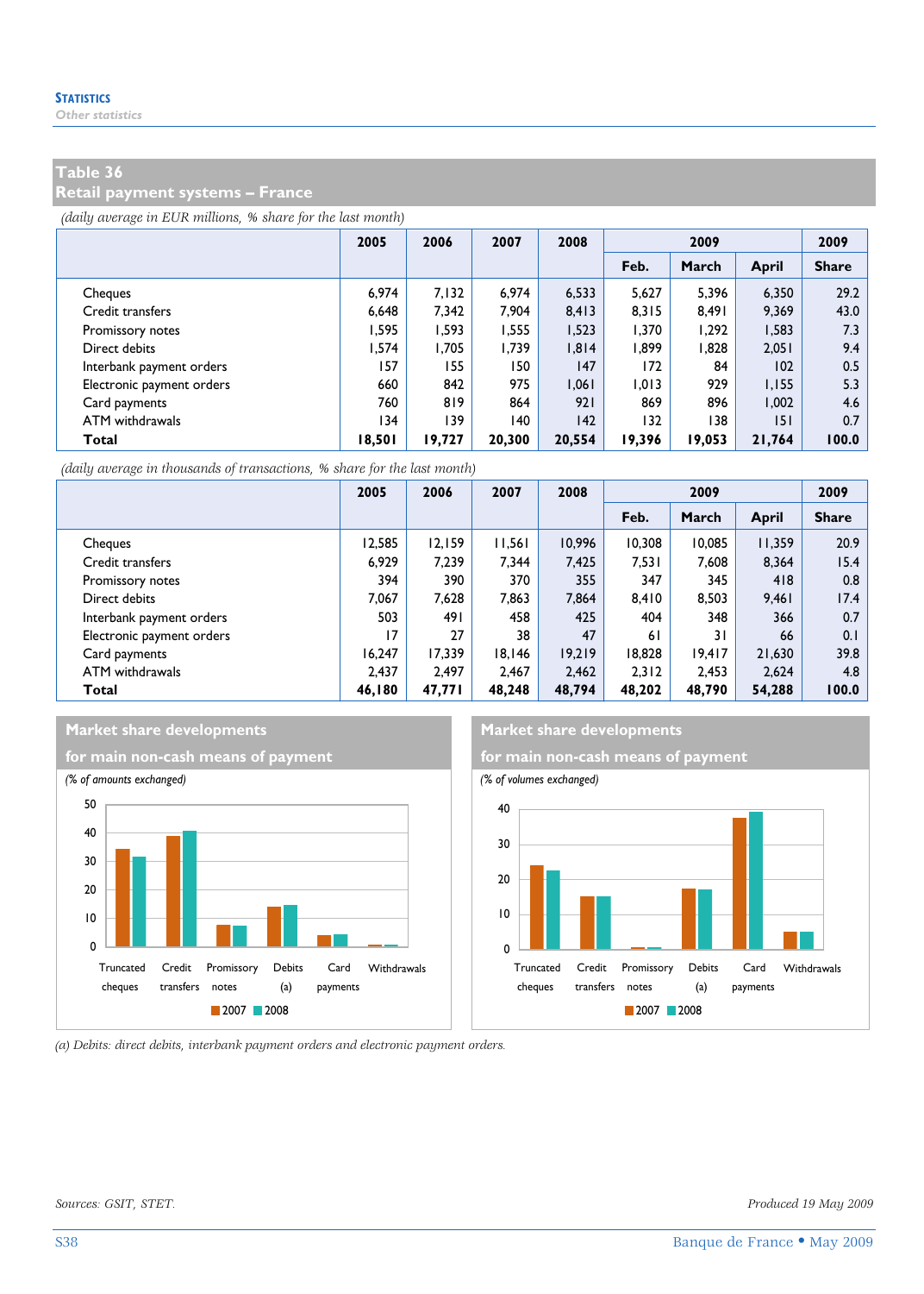## Table 36
## Retail payment systems – France

*(daily average in EUR millions, % share for the last month)*

| | 2005 | 2006 | 2007 | 2008 | 2009 | | | 2009 |
|---|---|---|---|---|---|---|---|---|
| | | | | | Feb. | March | April | Share |
| Cheques | 6,974 | 7,132 | 6,974 | 6,533 | 5,627 | 5,396 | 6,350 | 29.2 |
| Credit transfers | 6,648 | 7,342 | 7,904 | 8,413 | 8,315 | 8,491 | 9,369 | 43.0 |
| Promissory notes | 1,595 | 1,593 | 1,555 | 1,523 | 1,370 | 1,292 | 1,583 | 7.3 |
| Direct debits | 1,574 | 1,705 | 1,739 | 1,814 | 1,899 | 1,828 | 2,051 | 9.4 |
| Interbank payment orders | 157 | 155 | 150 | 147 | 172 | 84 | 102 | 0.5 |
| Electronic payment orders | 660 | 842 | 975 | 1,061 | 1,013 | 929 | 1,155 | 5.3 |
| Card payments | 760 | 819 | 864 | 921 | 869 | 896 | 1,002 | 4.6 |
| ATM withdrawals | 134 | 139 | 140 | 142 | 132 | 138 | 151 | 0.7 |
| **Total** | **18,501** | **19,727** | **20,300** | **20,554** | **19,396** | **19,053** | **21,764** | **100.0** |

*(daily average in thousands of transactions, % share for the last month)*

| | 2005 | 2006 | 2007 | 2008 | 2009 | | | 2009 |
|---|---|---|---|---|---|---|---|---|
| | | | | | Feb. | March | April | Share |
| Cheques | 12,585 | 12,159 | 11,561 | 10,996 | 10,308 | 10,085 | 11,359 | 20.9 |
| Credit transfers | 6,929 | 7,239 | 7,344 | 7,425 | 7,531 | 7,608 | 8,364 | 15.4 |
| Promissory notes | 394 | 390 | 370 | 355 | 347 | 345 | 418 | 0.8 |
| Direct debits | 7,067 | 7,628 | 7,863 | 7,864 | 8,410 | 8,503 | 9,461 | 17.4 |
| Interbank payment orders | 503 | 491 | 458 | 425 | 404 | 348 | 366 | 0.7 |
| Electronic payment orders | 17 | 27 | 38 | 47 | 61 | 31 | 66 | 0.1 |
| Card payments | 16,247 | 17,339 | 18,146 | 19,219 | 18,828 | 19,417 | 21,630 | 39.8 |
| ATM withdrawals | 2,437 | 2,497 | 2,467 | 2,462 | 2,312 | 2,453 | 2,624 | 4.8 |
| **Total** | **46,180** | **47,771** | **48,248** | **48,794** | **48,202** | **48,790** | **54,288** | **100.0** |

### Market share developments for main non-cash means of payment

*(% of amounts exchanged)*

### Market share developments for main non-cash means of payment

*(% of volumes exchanged)*

*(a) Debits: direct debits, interbank payment orders and electronic payment orders.*

*Sources: GSIT, STET.*

*Produced 19 May 2009*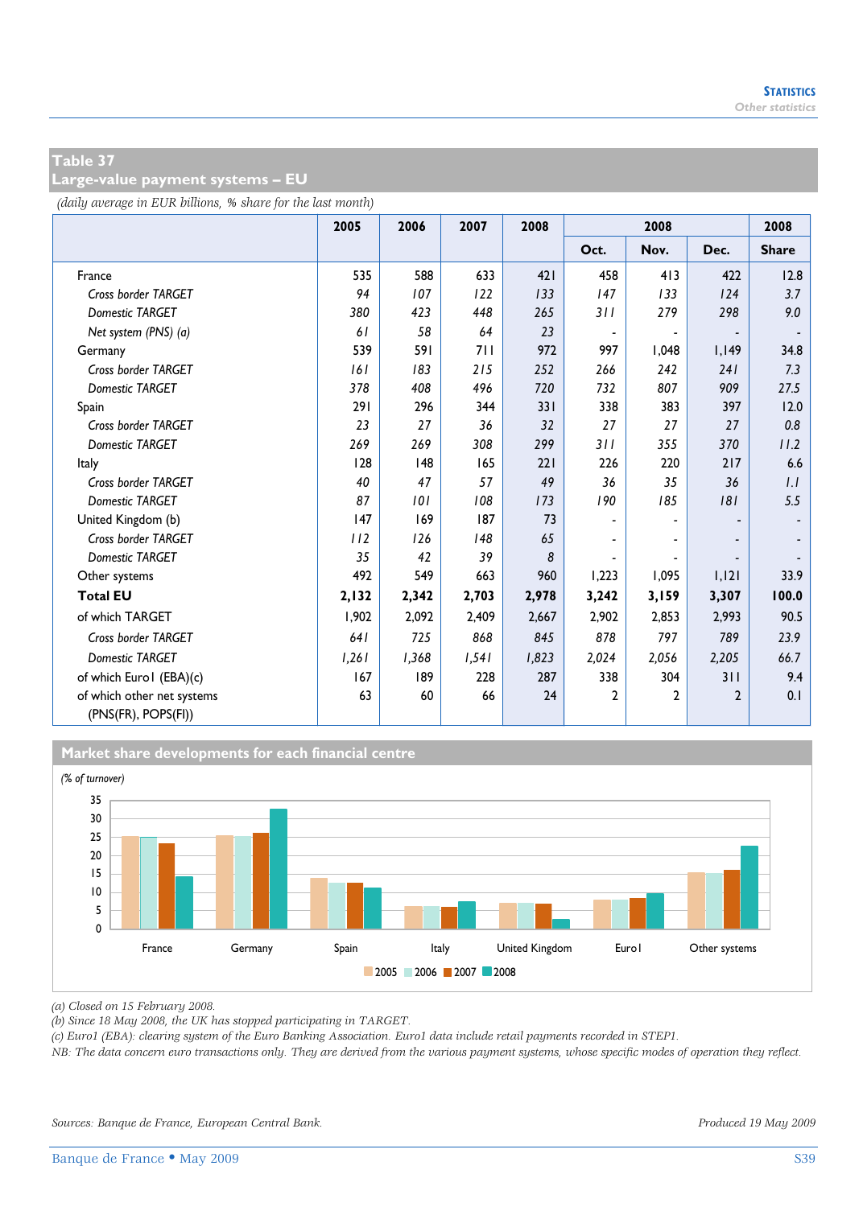## Table 37
## Large-value payment systems – EU

*(daily average in EUR billions, % share for the last month)*

| | 2005 | 2006 | 2007 | 2008 | 2008 | | | 2008 |
|---|---|---|---|---|---|---|---|---|
| | | | | | Oct. | Nov. | Dec. | Share |
| France | 535 | 588 | 633 | 421 | 458 | 413 | 422 | 12.8 |
| *Cross border TARGET* | *94* | *107* | *122* | *133* | *147* | *133* | *124* | *3.7* |
| *Domestic TARGET* | *380* | *423* | *448* | *265* | *311* | *279* | *298* | *9.0* |
| *Net system (PNS) (a)* | *61* | *58* | *64* | *23* | - | - | - | - |
| Germany | 539 | 591 | 711 | 972 | 997 | 1,048 | 1,149 | 34.8 |
| *Cross border TARGET* | *161* | *183* | *215* | *252* | *266* | *242* | *241* | *7.3* |
| *Domestic TARGET* | *378* | *408* | *496* | *720* | *732* | *807* | *909* | *27.5* |
| Spain | 291 | 296 | 344 | 331 | 338 | 383 | 397 | 12.0 |
| *Cross border TARGET* | *23* | *27* | *36* | *32* | *27* | *27* | *27* | *0.8* |
| *Domestic TARGET* | *269* | *269* | *308* | *299* | *311* | *355* | *370* | *11.2* |
| Italy | 128 | 148 | 165 | 221 | 226 | 220 | 217 | 6.6 |
| *Cross border TARGET* | *40* | *47* | *57* | *49* | *36* | *35* | *36* | *1.1* |
| *Domestic TARGET* | *87* | *101* | *108* | *173* | *190* | *185* | *181* | *5.5* |
| United Kingdom (b) | 147 | 169 | 187 | 73 | - | - | - | - |
| *Cross border TARGET* | *112* | *126* | *148* | *65* | - | - | - | - |
| *Domestic TARGET* | *35* | *42* | *39* | *8* | - | - | - | - |
| Other systems | 492 | 549 | 663 | 960 | 1,223 | 1,095 | 1,121 | 33.9 |
| **Total EU** | **2,132** | **2,342** | **2,703** | **2,978** | **3,242** | **3,159** | **3,307** | **100.0** |
| of which TARGET | 1,902 | 2,092 | 2,409 | 2,667 | 2,902 | 2,853 | 2,993 | 90.5 |
| *Cross border TARGET* | *641* | *725* | *868* | *845* | *878* | *797* | *789* | *23.9* |
| *Domestic TARGET* | *1,261* | *1,368* | *1,541* | *1,823* | *2,024* | *2,056* | *2,205* | *66.7* |
| of which Euro1 (EBA)(c) | 167 | 189 | 228 | 287 | 338 | 304 | 311 | 9.4 |
| of which other net systems (PNS(FR), POPS(FI)) | 63 | 60 | 66 | 24 | 2 | 2 | 2 | 0.1 |

### Market share developments for each financial centre

*(% of turnover)*

(a) Closed on 15 February 2008.
(b) Since 18 May 2008, the UK has stopped participating in TARGET.
(c) Euro1 (EBA): clearing system of the Euro Banking Association. Euro1 data include retail payments recorded in STEP1.
NB: The data concern euro transactions only. They are derived from the various payment systems, whose specific modes of operation they reflect.

Sources: Banque de France, European Central Bank.

Produced 19 May 2009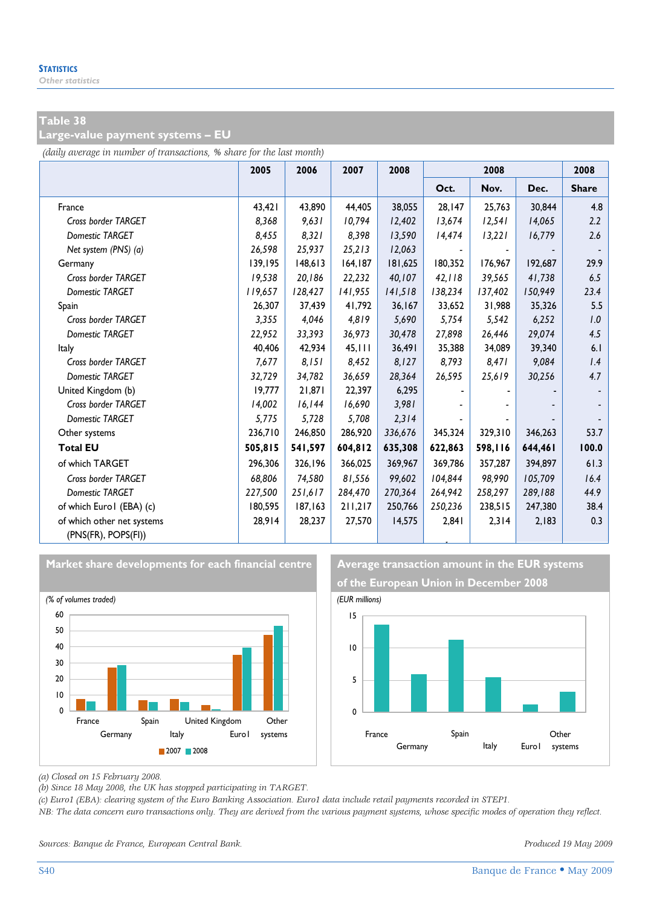## Table 38
## Large-value payment systems – EU

*(daily average in number of transactions, % share for the last month)*

| | 2005 | 2006 | 2007 | 2008 | 2008 | | | 2008 |
|---|---|---|---|---|---|---|---|---|
| | | | | | Oct. | Nov. | Dec. | Share |
| France | 43,421 | 43,890 | 44,405 | 38,055 | 28,147 | 25,763 | 30,844 | 4.8 |
| *Cross border TARGET* | *8,368* | *9,631* | *10,794* | *12,402* | *13,674* | *12,541* | *14,065* | *2.2* |
| *Domestic TARGET* | *8,455* | *8,321* | *8,398* | *13,590* | *14,474* | *13,221* | *16,779* | *2.6* |
| *Net system (PNS) (a)* | *26,598* | *25,937* | *25,213* | *12,063* | - | - | - | - |
| Germany | 139,195 | 148,613 | 164,187 | 181,625 | 180,352 | 176,967 | 192,687 | 29.9 |
| *Cross border TARGET* | *19,538* | *20,186* | *22,232* | *40,107* | *42,118* | *39,565* | *41,738* | *6.5* |
| *Domestic TARGET* | *119,657* | *128,427* | *141,955* | *141,518* | *138,234* | *137,402* | *150,949* | *23.4* |
| Spain | 26,307 | 37,439 | 41,792 | 36,167 | 33,652 | 31,988 | 35,326 | 5.5 |
| *Cross border TARGET* | *3,355* | *4,046* | *4,819* | *5,690* | *5,754* | *5,542* | *6,252* | *1.0* |
| *Domestic TARGET* | *22,952* | *33,393* | *36,973* | *30,478* | *27,898* | *26,446* | *29,074* | *4.5* |
| Italy | 40,406 | 42,934 | 45,111 | 36,491 | 35,388 | 34,089 | 39,340 | 6.1 |
| *Cross border TARGET* | *7,677* | *8,151* | *8,452* | *8,127* | *8,793* | *8,471* | *9,084* | *1.4* |
| *Domestic TARGET* | *32,729* | *34,782* | *36,659* | *28,364* | *26,595* | *25,619* | *30,256* | *4.7* |
| United Kingdom (b) | 19,777 | 21,871 | 22,397 | 6,295 | - | - | - | - |
| *Cross border TARGET* | *14,002* | *16,144* | *16,690* | *3,981* | - | - | - | - |
| *Domestic TARGET* | *5,775* | *5,728* | *5,708* | *2,314* | - | - | - | - |
| Other systems | 236,710 | 246,850 | 286,920 | 336,676 | 345,324 | 329,310 | 346,263 | 53.7 |
| **Total EU** | **505,815** | **541,597** | **604,812** | **635,308** | **622,863** | **598,116** | **644,461** | **100.0** |
| of which TARGET | 296,306 | 326,196 | 366,025 | 369,967 | 369,786 | 357,287 | 394,897 | 61.3 |
| *Cross border TARGET* | *68,806* | *74,580* | *81,556* | *99,602* | *104,844* | *98,990* | *105,709* | *16.4* |
| *Domestic TARGET* | *227,500* | *251,617* | *284,470* | *270,364* | *264,942* | *258,297* | *289,188* | *44.9* |
| of which Euro1 (EBA) (c) | 180,595 | 187,163 | 211,217 | 250,766 | 250,236 | 238,515 | 247,380 | 38.4 |
| of which other net systems (PNS(FR), POPS(FI)) | 28,914 | 28,237 | 27,570 | 14,575 | 2,841 | 2,314 | 2,183 | 0.3 |

### Market share developments for each financial centre

*(% of volumes traded)*

Approximate values read from chart:

| | France | Germany | Spain | Italy | United Kingdom | Euro1 | Other systems |
|---|---|---|---|---|---|---|---|
| 2007 | 7 | 27 | 6 | 7 | 3 | 35 | 47 |
| 2008 | 6 | 29 | 5 | 5 | 1 | 40 | 53 |

### Average transaction amount in the EUR systems of the European Union in December 2008

*(EUR millions)*

Approximate values read from chart:

| France | Germany | Spain | Italy | Euro1 | Other systems |
|---|---|---|---|---|---|
| 13.5 | 6 | 11 | 5.5 | 1 | 3 |

*(a) Closed on 15 February 2008.*
*(b) Since 18 May 2008, the UK has stopped participating in TARGET.*
*(c) Euro1 (EBA): clearing system of the Euro Banking Association. Euro1 data include retail payments recorded in STEP1.*
*NB: The data concern euro transactions only. They are derived from the various payment systems, whose specific modes of operation they reflect.*

*Sources: Banque de France, European Central Bank.*

*Produced 19 May 2009*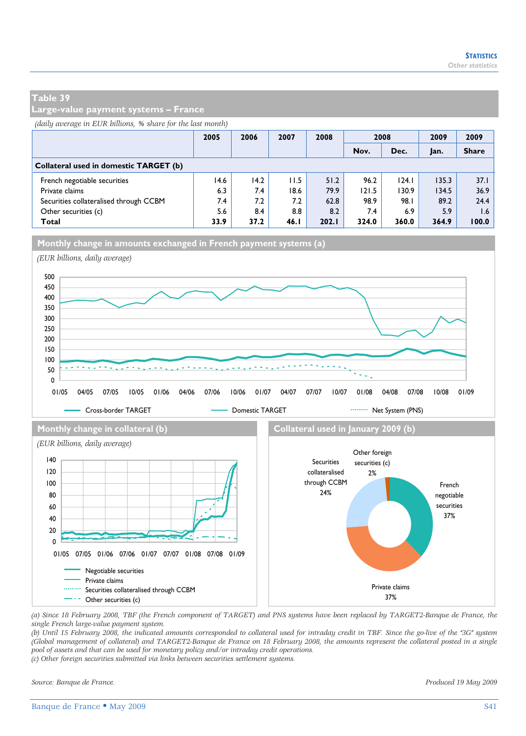## Table 39
## Large-value payment systems – France

*(daily average in EUR billions, % share for the last month)*

| | 2005 | 2006 | 2007 | 2008 | 2008 | | 2009 | 2009 |
|---|---|---|---|---|---|---|---|---|
| | | | | | Nov. | Dec. | Jan. | Share |
| **Collateral used in domestic TARGET (b)** | | | | | | | | |
| French negotiable securities | 14.6 | 14.2 | 11.5 | 51.2 | 96.2 | 124.1 | 135.3 | 37.1 |
| Private claims | 6.3 | 7.4 | 18.6 | 79.9 | 121.5 | 130.9 | 134.5 | 36.9 |
| Securities collateralised through CCBM | 7.4 | 7.2 | 7.2 | 62.8 | 98.9 | 98.1 | 89.2 | 24.4 |
| Other securities (c) | 5.6 | 8.4 | 8.8 | 8.2 | 7.4 | 6.9 | 5.9 | 1.6 |
| **Total** | **33.9** | **37.2** | **46.1** | **202.1** | **324.0** | **360.0** | **364.9** | **100.0** |

### Monthly change in amounts exchanged in French payment systems (a)

*(EUR billions, daily average)*

500
450
400
350
300
250
200
150
100
50
0

01/05 04/05 07/05 10/05 01/06 04/06 07/06 10/06 01/07 04/07 07/07 10/07 01/08 04/08 07/08 10/08 01/09

Cross-border TARGET
Domestic TARGET
Net System (PNS)

### Monthly change in collateral (b)

*(EUR billions, daily average)*

140
120
100
80
60
40
20
0

01/05 07/05 01/06 07/06 01/07 07/07 01/08 07/08 01/09

Negotiable securities
Private claims
Securities collateralised through CCBM
Other securities (c)

### Collateral used in January 2009 (b)

Securities collateralised through CCBM 24%
Other foreign securities (c) 2%
French negotiable securities 37%
Private claims 37%

*(a) Since 18 February 2008, TBF (the French component of TARGET) and PNS systems have been replaced by TARGET2-Banque de France, the single French large-value payment system.*
*(b) Until 15 February 2008, the indicated amounts corresponded to collateral used for intraday credit in TBF. Since the go-live of the "3G" system (Global management of collateral) and TARGET2-Banque de France on 18 February 2008, the amounts represent the collateral posted in a single pool of assets and that can be used for monetary policy and/or intraday credit operations.*
*(c) Other foreign securities submitted via links between securities settlement systems.*

*Source: Banque de France.*

*Produced 19 May 2009*